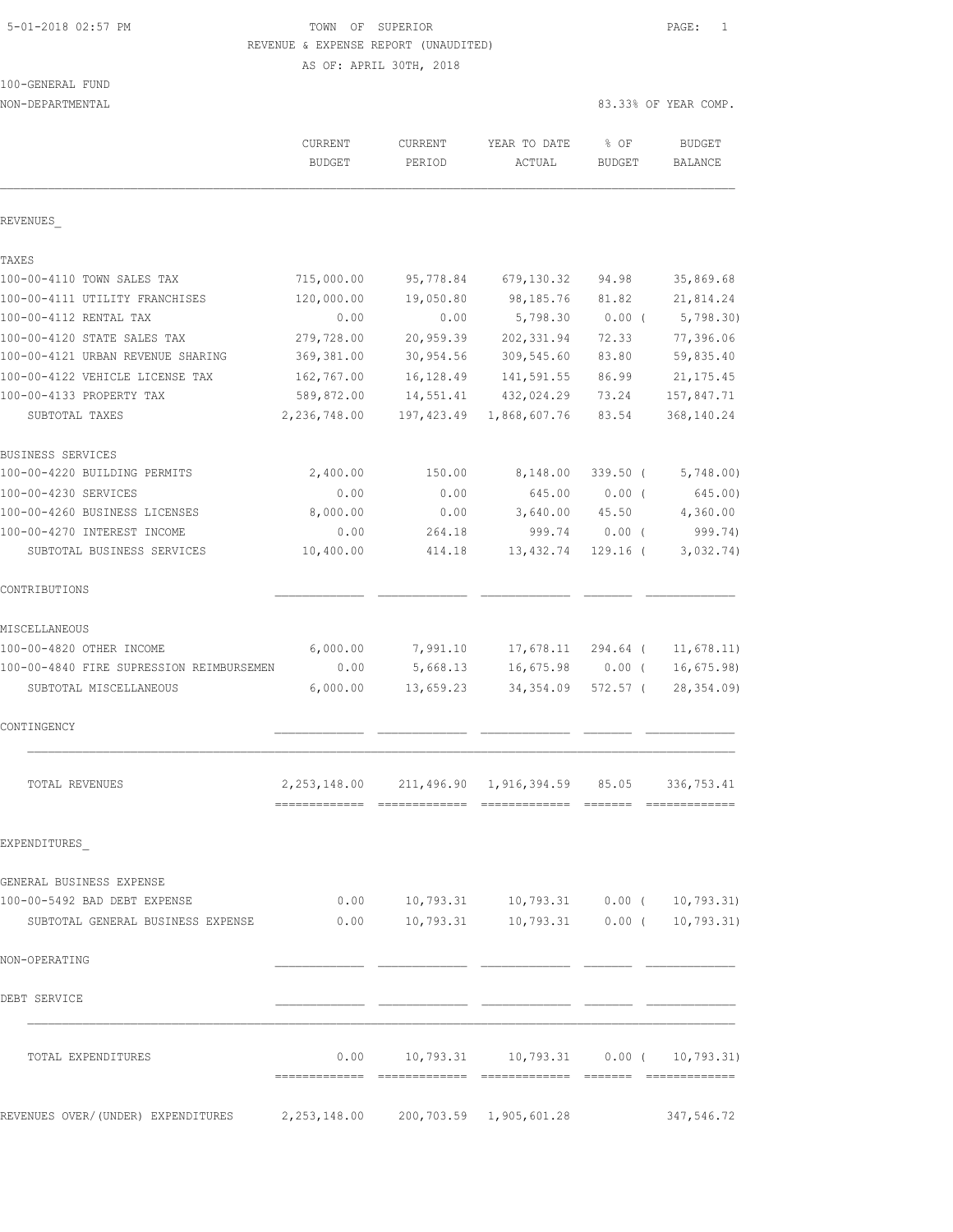TOWN OF SUPERIOR

REVENUE & EXPENSE REPORT (UNAUDITED)

AS OF: APRIL 30TH, 2018

100-GENERAL FUND

NON-DEPARTMENTAL

83.33% OF YEAR COMP.

| | CURRENT BUDGET | CURRENT PERIOD | YEAR TO DATE ACTUAL | % OF BUDGET | BUDGET BALANCE |
|---|---|---|---|---|---|
| **REVENUES** | | | | | |
| TAXES | | | | | |
| 100-00-4110 TOWN SALES TAX | 715,000.00 | 95,778.84 | 679,130.32 | 94.98 | 35,869.68 |
| 100-00-4111 UTILITY FRANCHISES | 120,000.00 | 19,050.80 | 98,185.76 | 81.82 | 21,814.24 |
| 100-00-4112 RENTAL TAX | 0.00 | 0.00 | 5,798.30 | 0.00 ( | 5,798.30) |
| 100-00-4120 STATE SALES TAX | 279,728.00 | 20,959.39 | 202,331.94 | 72.33 | 77,396.06 |
| 100-00-4121 URBAN REVENUE SHARING | 369,381.00 | 30,954.56 | 309,545.60 | 83.80 | 59,835.40 |
| 100-00-4122 VEHICLE LICENSE TAX | 162,767.00 | 16,128.49 | 141,591.55 | 86.99 | 21,175.45 |
| 100-00-4133 PROPERTY TAX | 589,872.00 | 14,551.41 | 432,024.29 | 73.24 | 157,847.71 |
| SUBTOTAL TAXES | 2,236,748.00 | 197,423.49 | 1,868,607.76 | 83.54 | 368,140.24 |
| BUSINESS SERVICES | | | | | |
| 100-00-4220 BUILDING PERMITS | 2,400.00 | 150.00 | 8,148.00 | 339.50 ( | 5,748.00) |
| 100-00-4230 SERVICES | 0.00 | 0.00 | 645.00 | 0.00 ( | 645.00) |
| 100-00-4260 BUSINESS LICENSES | 8,000.00 | 0.00 | 3,640.00 | 45.50 | 4,360.00 |
| 100-00-4270 INTEREST INCOME | 0.00 | 264.18 | 999.74 | 0.00 ( | 999.74) |
| SUBTOTAL BUSINESS SERVICES | 10,400.00 | 414.18 | 13,432.74 | 129.16 ( | 3,032.74) |
| CONTRIBUTIONS | | | | | |
| MISCELLANEOUS | | | | | |
| 100-00-4820 OTHER INCOME | 6,000.00 | 7,991.10 | 17,678.11 | 294.64 ( | 11,678.11) |
| 100-00-4840 FIRE SUPRESSION REIMBURSEMEN | 0.00 | 5,668.13 | 16,675.98 | 0.00 ( | 16,675.98) |
| SUBTOTAL MISCELLANEOUS | 6,000.00 | 13,659.23 | 34,354.09 | 572.57 ( | 28,354.09) |
| CONTINGENCY | | | | | |
| TOTAL REVENUES | 2,253,148.00 | 211,496.90 | 1,916,394.59 | 85.05 | 336,753.41 |
| **EXPENDITURES** | | | | | |
| GENERAL BUSINESS EXPENSE | | | | | |
| 100-00-5492 BAD DEBT EXPENSE | 0.00 | 10,793.31 | 10,793.31 | 0.00 ( | 10,793.31) |
| SUBTOTAL GENERAL BUSINESS EXPENSE | 0.00 | 10,793.31 | 10,793.31 | 0.00 ( | 10,793.31) |
| NON-OPERATING | | | | | |
| DEBT SERVICE | | | | | |
| TOTAL EXPENDITURES | 0.00 | 10,793.31 | 10,793.31 | 0.00 ( | 10,793.31) |
| REVENUES OVER/(UNDER) EXPENDITURES | 2,253,148.00 | 200,703.59 | 1,905,601.28 | | 347,546.72 |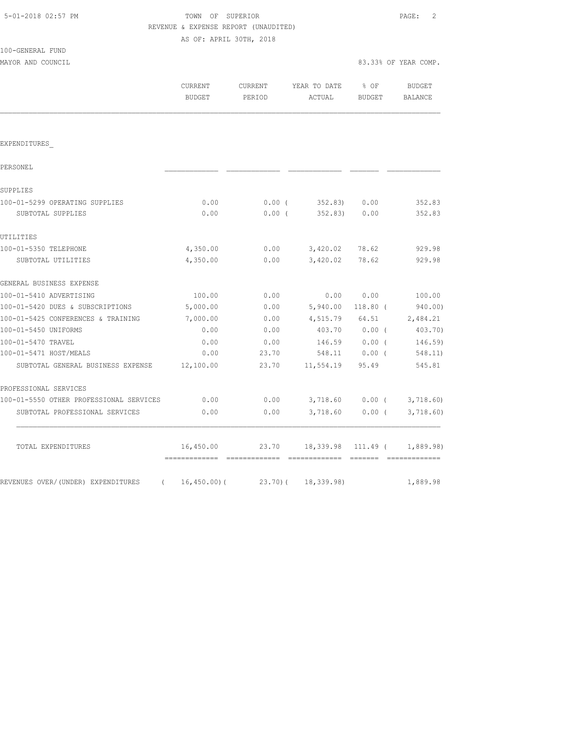5-01-2018 02:57 PM

TOWN OF SUPERIOR

REVENUE & EXPENSE REPORT (UNAUDITED)

AS OF: APRIL 30TH, 2018

100-GENERAL FUND

MAYOR AND COUNCIL

83.33% OF YEAR COMP.

| | CURRENT BUDGET | CURRENT PERIOD | YEAR TO DATE ACTUAL | % OF BUDGET | BUDGET BALANCE |
|---|---|---|---|---|---|
| EXPENDITURES_ | | | | | |
| PERSONEL | | | | | |
| SUPPLIES | | | | | |
| 100-01-5299 OPERATING SUPPLIES | 0.00 | 0.00 | ( 352.83) | 0.00 | 352.83 |
| SUBTOTAL SUPPLIES | 0.00 | 0.00 | ( 352.83) | 0.00 | 352.83 |
| UTILITIES | | | | | |
| 100-01-5350 TELEPHONE | 4,350.00 | 0.00 | 3,420.02 | 78.62 | 929.98 |
| SUBTOTAL UTILITIES | 4,350.00 | 0.00 | 3,420.02 | 78.62 | 929.98 |
| GENERAL BUSINESS EXPENSE | | | | | |
| 100-01-5410 ADVERTISING | 100.00 | 0.00 | 0.00 | 0.00 | 100.00 |
| 100-01-5420 DUES & SUBSCRIPTIONS | 5,000.00 | 0.00 | 5,940.00 | 118.80 | ( 940.00) |
| 100-01-5425 CONFERENCES & TRAINING | 7,000.00 | 0.00 | 4,515.79 | 64.51 | 2,484.21 |
| 100-01-5450 UNIFORMS | 0.00 | 0.00 | 403.70 | 0.00 | ( 403.70) |
| 100-01-5470 TRAVEL | 0.00 | 0.00 | 146.59 | 0.00 | ( 146.59) |
| 100-01-5471 HOST/MEALS | 0.00 | 23.70 | 548.11 | 0.00 | ( 548.11) |
| SUBTOTAL GENERAL BUSINESS EXPENSE | 12,100.00 | 23.70 | 11,554.19 | 95.49 | 545.81 |
| PROFESSIONAL SERVICES | | | | | |
| 100-01-5550 OTHER PROFESSIONAL SERVICES | 0.00 | 0.00 | 3,718.60 | 0.00 | ( 3,718.60) |
| SUBTOTAL PROFESSIONAL SERVICES | 0.00 | 0.00 | 3,718.60 | 0.00 | ( 3,718.60) |
| TOTAL EXPENDITURES | 16,450.00 | 23.70 | 18,339.98 | 111.49 | ( 1,889.98) |
| REVENUES OVER/(UNDER) EXPENDITURES | ( 16,450.00) | ( 23.70) | ( 18,339.98) | | 1,889.98 |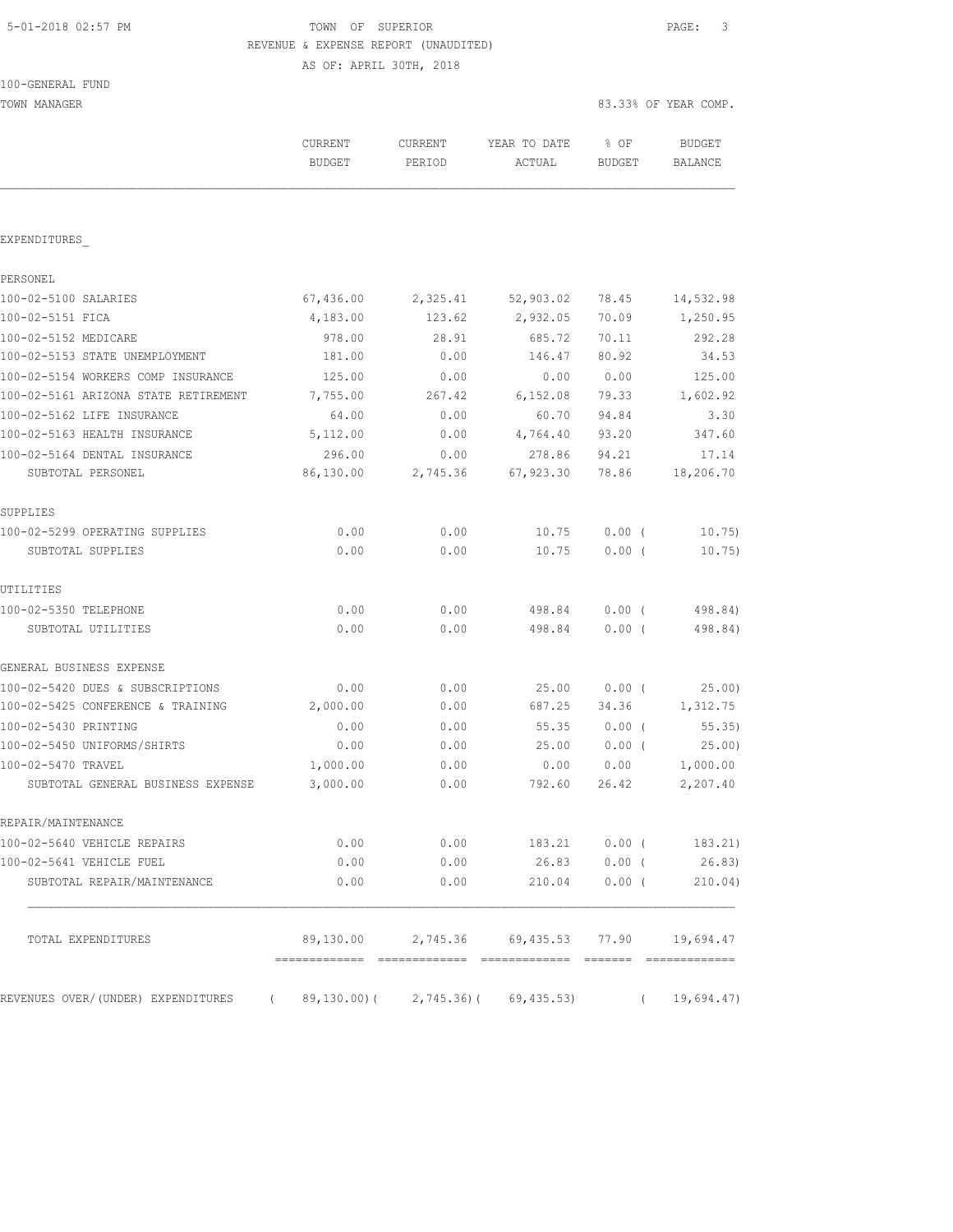TOWN OF SUPERIOR
REVENUE & EXPENSE REPORT (UNAUDITED)
AS OF: APRIL 30TH, 2018

100-GENERAL FUND
TOWN MANAGER — 83.33% OF YEAR COMP.

| | CURRENT BUDGET | CURRENT PERIOD | YEAR TO DATE ACTUAL | % OF BUDGET | BUDGET BALANCE |
|---|---|---|---|---|---|
| **EXPENDITURES_** | | | | | |
| **PERSONEL** | | | | | |
| 100-02-5100 SALARIES | 67,436.00 | 2,325.41 | 52,903.02 | 78.45 | 14,532.98 |
| 100-02-5151 FICA | 4,183.00 | 123.62 | 2,932.05 | 70.09 | 1,250.95 |
| 100-02-5152 MEDICARE | 978.00 | 28.91 | 685.72 | 70.11 | 292.28 |
| 100-02-5153 STATE UNEMPLOYMENT | 181.00 | 0.00 | 146.47 | 80.92 | 34.53 |
| 100-02-5154 WORKERS COMP INSURANCE | 125.00 | 0.00 | 0.00 | 0.00 | 125.00 |
| 100-02-5161 ARIZONA STATE RETIREMENT | 7,755.00 | 267.42 | 6,152.08 | 79.33 | 1,602.92 |
| 100-02-5162 LIFE INSURANCE | 64.00 | 0.00 | 60.70 | 94.84 | 3.30 |
| 100-02-5163 HEALTH INSURANCE | 5,112.00 | 0.00 | 4,764.40 | 93.20 | 347.60 |
| 100-02-5164 DENTAL INSURANCE | 296.00 | 0.00 | 278.86 | 94.21 | 17.14 |
| SUBTOTAL PERSONEL | 86,130.00 | 2,745.36 | 67,923.30 | 78.86 | 18,206.70 |
| **SUPPLIES** | | | | | |
| 100-02-5299 OPERATING SUPPLIES | 0.00 | 0.00 | 10.75 | 0.00 | ( 10.75) |
| SUBTOTAL SUPPLIES | 0.00 | 0.00 | 10.75 | 0.00 | ( 10.75) |
| **UTILITIES** | | | | | |
| 100-02-5350 TELEPHONE | 0.00 | 0.00 | 498.84 | 0.00 | ( 498.84) |
| SUBTOTAL UTILITIES | 0.00 | 0.00 | 498.84 | 0.00 | ( 498.84) |
| **GENERAL BUSINESS EXPENSE** | | | | | |
| 100-02-5420 DUES & SUBSCRIPTIONS | 0.00 | 0.00 | 25.00 | 0.00 | ( 25.00) |
| 100-02-5425 CONFERENCE & TRAINING | 2,000.00 | 0.00 | 687.25 | 34.36 | 1,312.75 |
| 100-02-5430 PRINTING | 0.00 | 0.00 | 55.35 | 0.00 | ( 55.35) |
| 100-02-5450 UNIFORMS/SHIRTS | 0.00 | 0.00 | 25.00 | 0.00 | ( 25.00) |
| 100-02-5470 TRAVEL | 1,000.00 | 0.00 | 0.00 | 0.00 | 1,000.00 |
| SUBTOTAL GENERAL BUSINESS EXPENSE | 3,000.00 | 0.00 | 792.60 | 26.42 | 2,207.40 |
| **REPAIR/MAINTENANCE** | | | | | |
| 100-02-5640 VEHICLE REPAIRS | 0.00 | 0.00 | 183.21 | 0.00 | ( 183.21) |
| 100-02-5641 VEHICLE FUEL | 0.00 | 0.00 | 26.83 | 0.00 | ( 26.83) |
| SUBTOTAL REPAIR/MAINTENANCE | 0.00 | 0.00 | 210.04 | 0.00 | ( 210.04) |
| TOTAL EXPENDITURES | 89,130.00 | 2,745.36 | 69,435.53 | 77.90 | 19,694.47 |
| REVENUES OVER/(UNDER) EXPENDITURES | ( 89,130.00) | ( 2,745.36) | ( 69,435.53) | | ( 19,694.47) |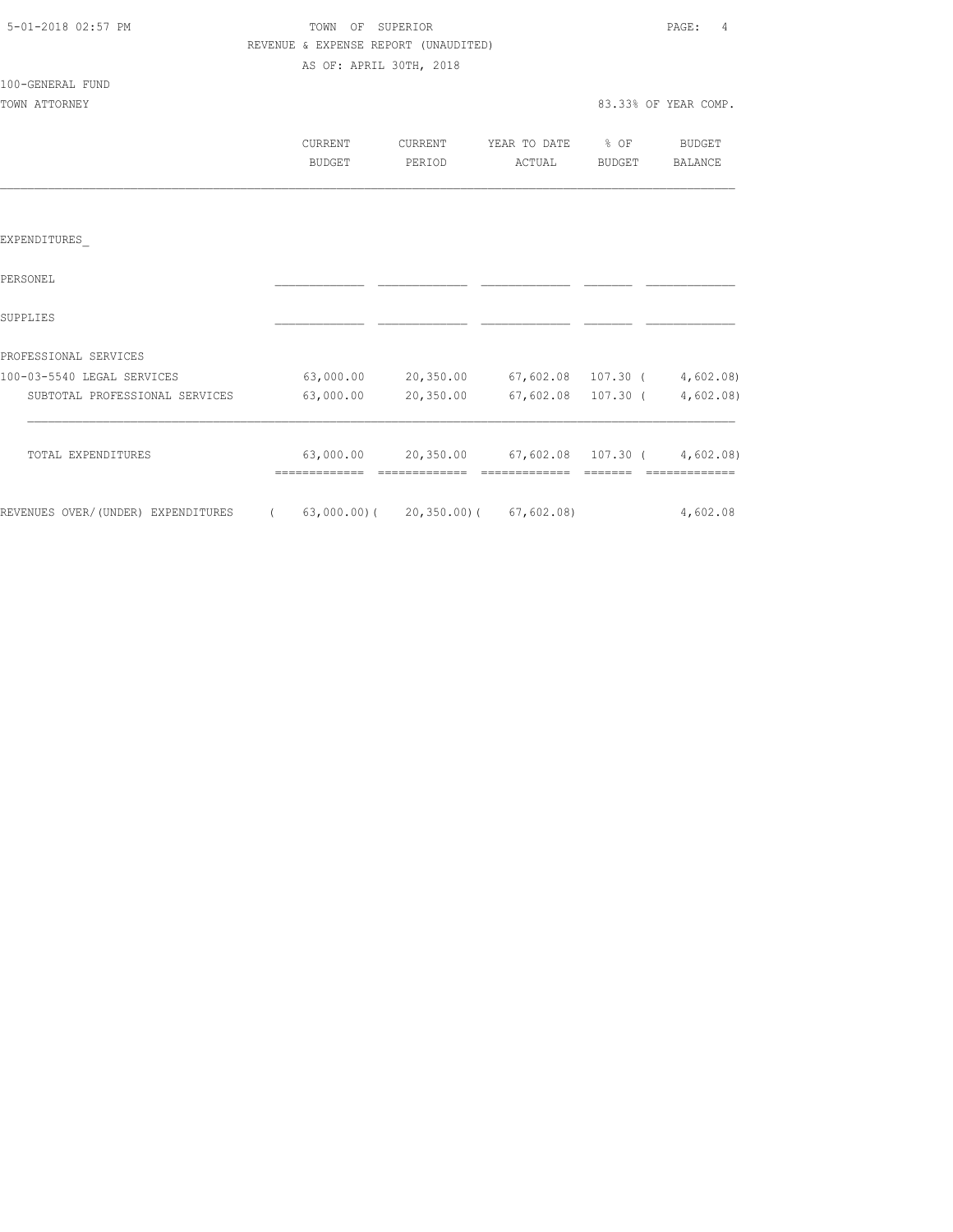5-01-2018 02:57 PM

TOWN OF SUPERIOR

REVENUE & EXPENSE REPORT (UNAUDITED)

AS OF: APRIL 30TH, 2018

100-GENERAL FUND

TOWN ATTORNEY — 83.33% OF YEAR COMP.

| | CURRENT BUDGET | CURRENT PERIOD | YEAR TO DATE ACTUAL | % OF BUDGET | BUDGET BALANCE |
|---|---|---|---|---|---|
| EXPENDITURES_ | | | | | |
| PERSONEL | | | | | |
| SUPPLIES | | | | | |
| PROFESSIONAL SERVICES | | | | | |
| 100-03-5540 LEGAL SERVICES | 63,000.00 | 20,350.00 | 67,602.08 | 107.30 | ( 4,602.08) |
| SUBTOTAL PROFESSIONAL SERVICES | 63,000.00 | 20,350.00 | 67,602.08 | 107.30 | ( 4,602.08) |
| TOTAL EXPENDITURES | 63,000.00 | 20,350.00 | 67,602.08 | 107.30 | ( 4,602.08) |
| REVENUES OVER/(UNDER) EXPENDITURES | ( 63,000.00) | ( 20,350.00) | ( 67,602.08) | | 4,602.08 |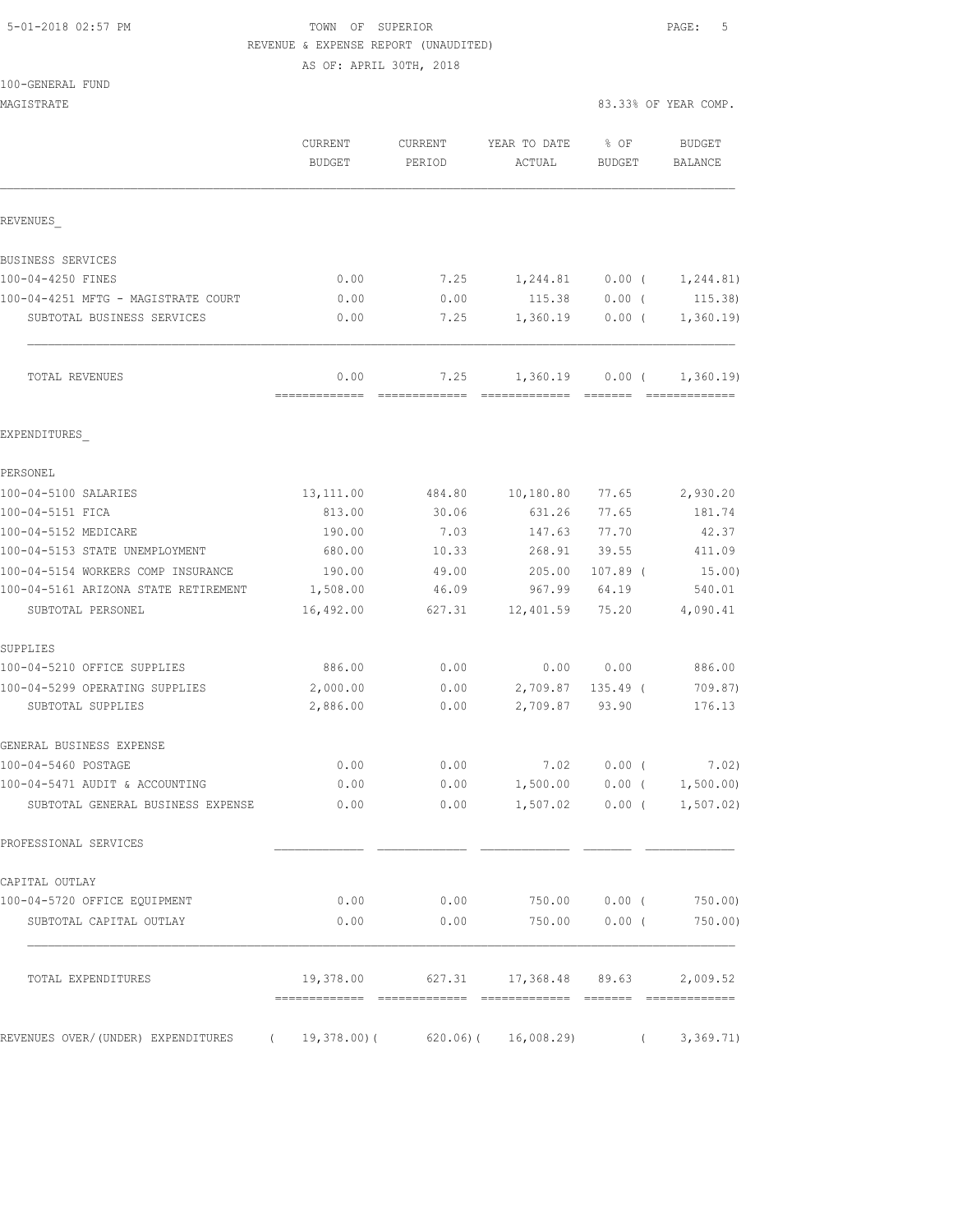5-01-2018 02:57 PM TOWN OF SUPERIOR

REVENUE & EXPENSE REPORT (UNAUDITED)

AS OF: APRIL 30TH, 2018

100-GENERAL FUND

MAGISTRATE 83.33% OF YEAR COMP.

| | CURRENT BUDGET | CURRENT PERIOD | YEAR TO DATE ACTUAL | % OF BUDGET | BUDGET BALANCE |
|---|---|---|---|---|---|
| REVENUES_ | | | | | |
| BUSINESS SERVICES | | | | | |
| 100-04-4250 FINES | 0.00 | 7.25 | 1,244.81 | 0.00 ( | 1,244.81) |
| 100-04-4251 MFTG - MAGISTRATE COURT | 0.00 | 0.00 | 115.38 | 0.00 ( | 115.38) |
| SUBTOTAL BUSINESS SERVICES | 0.00 | 7.25 | 1,360.19 | 0.00 ( | 1,360.19) |
| TOTAL REVENUES | 0.00 | 7.25 | 1,360.19 | 0.00 ( | 1,360.19) |
| EXPENDITURES_ | | | | | |
| PERSONEL | | | | | |
| 100-04-5100 SALARIES | 13,111.00 | 484.80 | 10,180.80 | 77.65 | 2,930.20 |
| 100-04-5151 FICA | 813.00 | 30.06 | 631.26 | 77.65 | 181.74 |
| 100-04-5152 MEDICARE | 190.00 | 7.03 | 147.63 | 77.70 | 42.37 |
| 100-04-5153 STATE UNEMPLOYMENT | 680.00 | 10.33 | 268.91 | 39.55 | 411.09 |
| 100-04-5154 WORKERS COMP INSURANCE | 190.00 | 49.00 | 205.00 | 107.89 ( | 15.00) |
| 100-04-5161 ARIZONA STATE RETIREMENT | 1,508.00 | 46.09 | 967.99 | 64.19 | 540.01 |
| SUBTOTAL PERSONEL | 16,492.00 | 627.31 | 12,401.59 | 75.20 | 4,090.41 |
| SUPPLIES | | | | | |
| 100-04-5210 OFFICE SUPPLIES | 886.00 | 0.00 | 0.00 | 0.00 | 886.00 |
| 100-04-5299 OPERATING SUPPLIES | 2,000.00 | 0.00 | 2,709.87 | 135.49 ( | 709.87) |
| SUBTOTAL SUPPLIES | 2,886.00 | 0.00 | 2,709.87 | 93.90 | 176.13 |
| GENERAL BUSINESS EXPENSE | | | | | |
| 100-04-5460 POSTAGE | 0.00 | 0.00 | 7.02 | 0.00 ( | 7.02) |
| 100-04-5471 AUDIT & ACCOUNTING | 0.00 | 0.00 | 1,500.00 | 0.00 ( | 1,500.00) |
| SUBTOTAL GENERAL BUSINESS EXPENSE | 0.00 | 0.00 | 1,507.02 | 0.00 ( | 1,507.02) |
| PROFESSIONAL SERVICES | | | | | |
| CAPITAL OUTLAY | | | | | |
| 100-04-5720 OFFICE EQUIPMENT | 0.00 | 0.00 | 750.00 | 0.00 ( | 750.00) |
| SUBTOTAL CAPITAL OUTLAY | 0.00 | 0.00 | 750.00 | 0.00 ( | 750.00) |
| TOTAL EXPENDITURES | 19,378.00 | 627.31 | 17,368.48 | 89.63 | 2,009.52 |
| REVENUES OVER/(UNDER) EXPENDITURES | ( 19,378.00)( | 620.06)( | 16,008.29) | ( | 3,369.71) |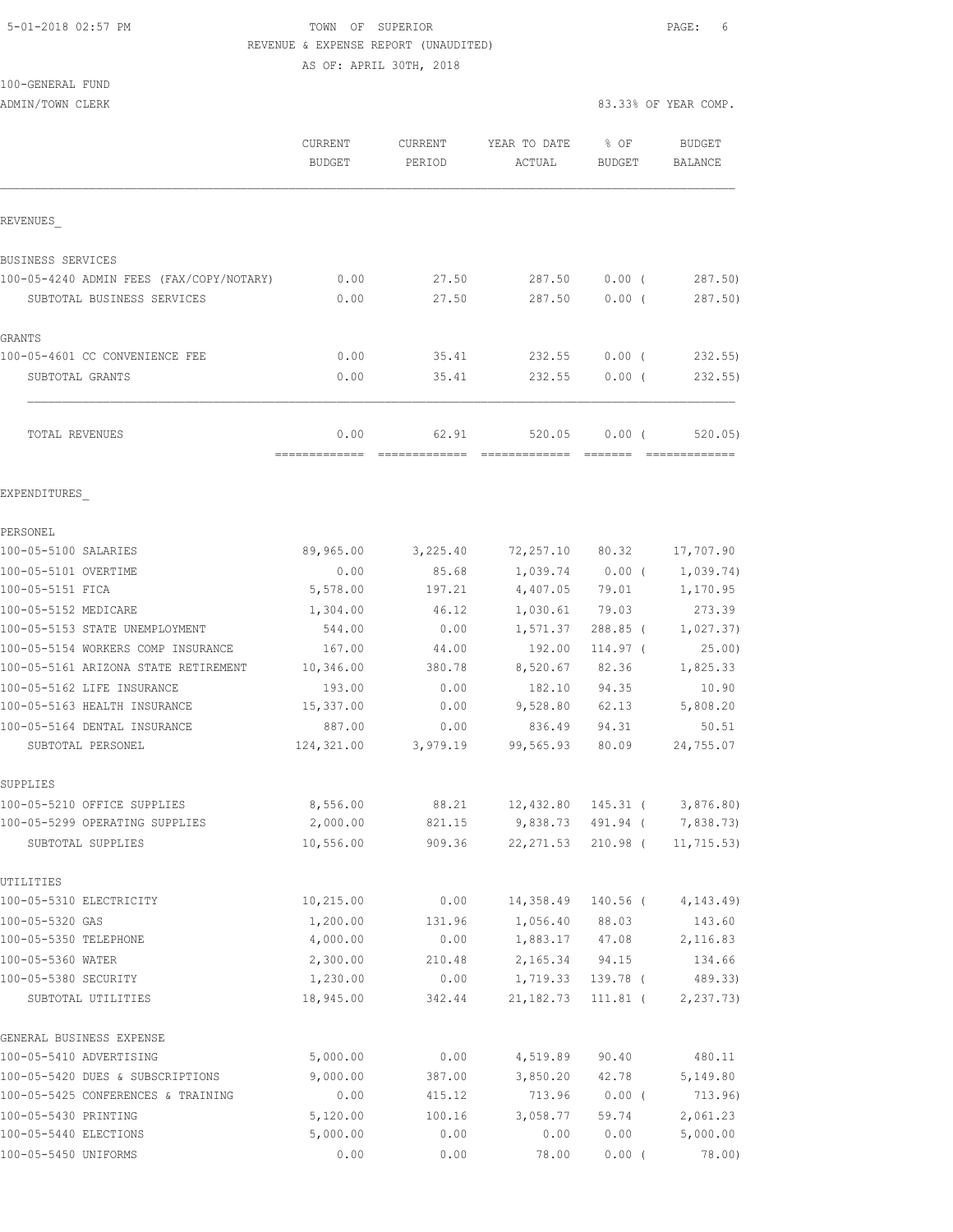5-01-2018 02:57 PM

TOWN OF SUPERIOR

REVENUE & EXPENSE REPORT (UNAUDITED)

AS OF: APRIL 30TH, 2018

100-GENERAL FUND

ADMIN/TOWN CLERK

83.33% OF YEAR COMP.

| | CURRENT BUDGET | CURRENT PERIOD | YEAR TO DATE ACTUAL | % OF BUDGET | BUDGET BALANCE |
|---|---|---|---|---|---|
| **REVENUES** | | | | | |
| BUSINESS SERVICES | | | | | |
| 100-05-4240 ADMIN FEES (FAX/COPY/NOTARY) | 0.00 | 27.50 | 287.50 | 0.00 ( | 287.50) |
| SUBTOTAL BUSINESS SERVICES | 0.00 | 27.50 | 287.50 | 0.00 ( | 287.50) |
| GRANTS | | | | | |
| 100-05-4601 CC CONVENIENCE FEE | 0.00 | 35.41 | 232.55 | 0.00 ( | 232.55) |
| SUBTOTAL GRANTS | 0.00 | 35.41 | 232.55 | 0.00 ( | 232.55) |
| TOTAL REVENUES | 0.00 | 62.91 | 520.05 | 0.00 ( | 520.05) |
| **EXPENDITURES** | | | | | |
| PERSONEL | | | | | |
| 100-05-5100 SALARIES | 89,965.00 | 3,225.40 | 72,257.10 | 80.32 | 17,707.90 |
| 100-05-5101 OVERTIME | 0.00 | 85.68 | 1,039.74 | 0.00 ( | 1,039.74) |
| 100-05-5151 FICA | 5,578.00 | 197.21 | 4,407.05 | 79.01 | 1,170.95 |
| 100-05-5152 MEDICARE | 1,304.00 | 46.12 | 1,030.61 | 79.03 | 273.39 |
| 100-05-5153 STATE UNEMPLOYMENT | 544.00 | 0.00 | 1,571.37 | 288.85 ( | 1,027.37) |
| 100-05-5154 WORKERS COMP INSURANCE | 167.00 | 44.00 | 192.00 | 114.97 ( | 25.00) |
| 100-05-5161 ARIZONA STATE RETIREMENT | 10,346.00 | 380.78 | 8,520.67 | 82.36 | 1,825.33 |
| 100-05-5162 LIFE INSURANCE | 193.00 | 0.00 | 182.10 | 94.35 | 10.90 |
| 100-05-5163 HEALTH INSURANCE | 15,337.00 | 0.00 | 9,528.80 | 62.13 | 5,808.20 |
| 100-05-5164 DENTAL INSURANCE | 887.00 | 0.00 | 836.49 | 94.31 | 50.51 |
| SUBTOTAL PERSONEL | 124,321.00 | 3,979.19 | 99,565.93 | 80.09 | 24,755.07 |
| SUPPLIES | | | | | |
| 100-05-5210 OFFICE SUPPLIES | 8,556.00 | 88.21 | 12,432.80 | 145.31 ( | 3,876.80) |
| 100-05-5299 OPERATING SUPPLIES | 2,000.00 | 821.15 | 9,838.73 | 491.94 ( | 7,838.73) |
| SUBTOTAL SUPPLIES | 10,556.00 | 909.36 | 22,271.53 | 210.98 ( | 11,715.53) |
| UTILITIES | | | | | |
| 100-05-5310 ELECTRICITY | 10,215.00 | 0.00 | 14,358.49 | 140.56 ( | 4,143.49) |
| 100-05-5320 GAS | 1,200.00 | 131.96 | 1,056.40 | 88.03 | 143.60 |
| 100-05-5350 TELEPHONE | 4,000.00 | 0.00 | 1,883.17 | 47.08 | 2,116.83 |
| 100-05-5360 WATER | 2,300.00 | 210.48 | 2,165.34 | 94.15 | 134.66 |
| 100-05-5380 SECURITY | 1,230.00 | 0.00 | 1,719.33 | 139.78 ( | 489.33) |
| SUBTOTAL UTILITIES | 18,945.00 | 342.44 | 21,182.73 | 111.81 ( | 2,237.73) |
| GENERAL BUSINESS EXPENSE | | | | | |
| 100-05-5410 ADVERTISING | 5,000.00 | 0.00 | 4,519.89 | 90.40 | 480.11 |
| 100-05-5420 DUES & SUBSCRIPTIONS | 9,000.00 | 387.00 | 3,850.20 | 42.78 | 5,149.80 |
| 100-05-5425 CONFERENCES & TRAINING | 0.00 | 415.12 | 713.96 | 0.00 ( | 713.96) |
| 100-05-5430 PRINTING | 5,120.00 | 100.16 | 3,058.77 | 59.74 | 2,061.23 |
| 100-05-5440 ELECTIONS | 5,000.00 | 0.00 | 0.00 | 0.00 | 5,000.00 |
| 100-05-5450 UNIFORMS | 0.00 | 0.00 | 78.00 | 0.00 ( | 78.00) |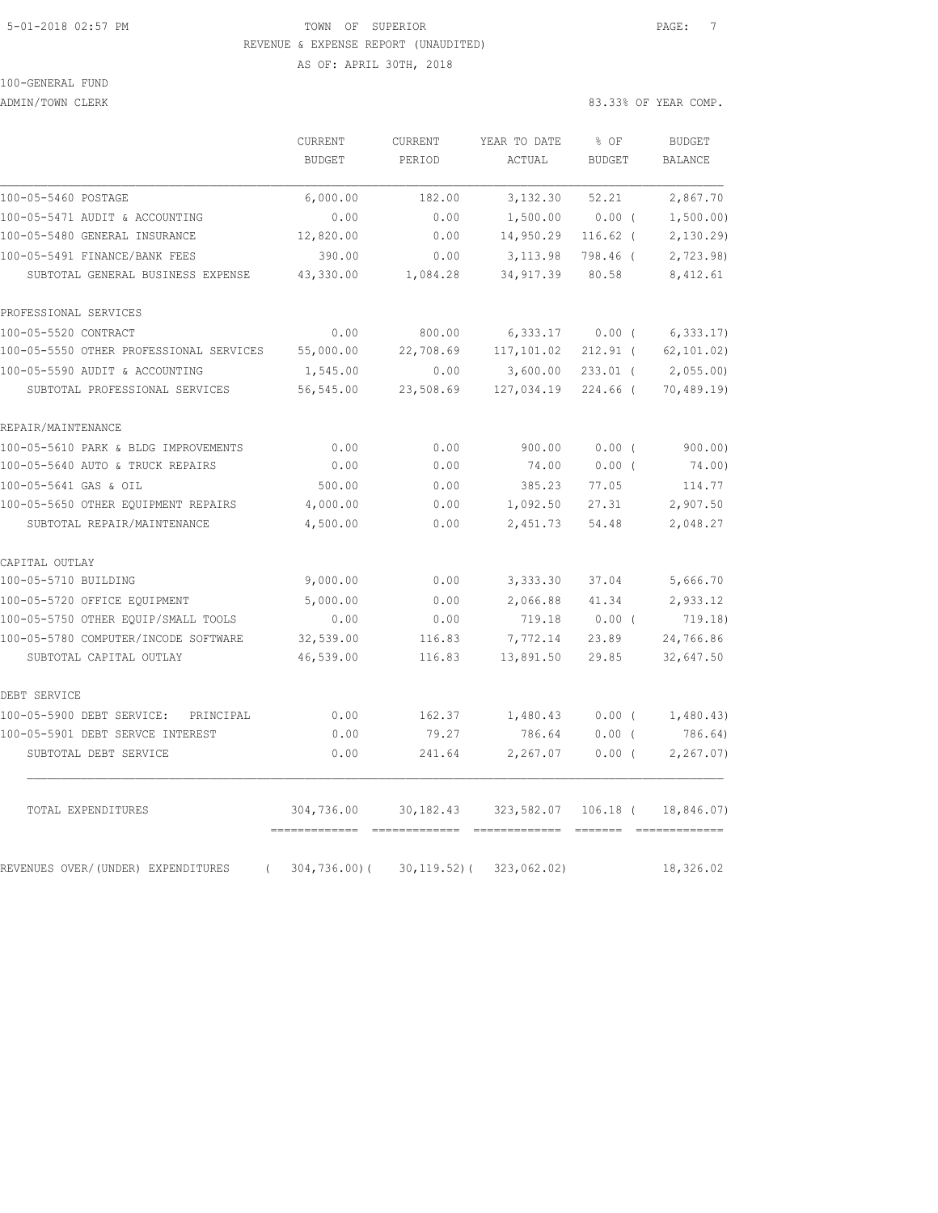5-01-2018 02:57 PM TOWN OF SUPERIOR

REVENUE & EXPENSE REPORT (UNAUDITED)

AS OF: APRIL 30TH, 2018

100-GENERAL FUND

ADMIN/TOWN CLERK 83.33% OF YEAR COMP.

| | CURRENT BUDGET | CURRENT PERIOD | YEAR TO DATE ACTUAL | % OF BUDGET | BUDGET BALANCE |
|---|---|---|---|---|---|
| 100-05-5460 POSTAGE | 6,000.00 | 182.00 | 3,132.30 | 52.21 | 2,867.70 |
| 100-05-5471 AUDIT & ACCOUNTING | 0.00 | 0.00 | 1,500.00 | 0.00 ( | 1,500.00) |
| 100-05-5480 GENERAL INSURANCE | 12,820.00 | 0.00 | 14,950.29 | 116.62 ( | 2,130.29) |
| 100-05-5491 FINANCE/BANK FEES | 390.00 | 0.00 | 3,113.98 | 798.46 ( | 2,723.98) |
| SUBTOTAL GENERAL BUSINESS EXPENSE | 43,330.00 | 1,084.28 | 34,917.39 | 80.58 | 8,412.61 |
| PROFESSIONAL SERVICES | | | | | |
| 100-05-5520 CONTRACT | 0.00 | 800.00 | 6,333.17 | 0.00 ( | 6,333.17) |
| 100-05-5550 OTHER PROFESSIONAL SERVICES | 55,000.00 | 22,708.69 | 117,101.02 | 212.91 ( | 62,101.02) |
| 100-05-5590 AUDIT & ACCOUNTING | 1,545.00 | 0.00 | 3,600.00 | 233.01 ( | 2,055.00) |
| SUBTOTAL PROFESSIONAL SERVICES | 56,545.00 | 23,508.69 | 127,034.19 | 224.66 ( | 70,489.19) |
| REPAIR/MAINTENANCE | | | | | |
| 100-05-5610 PARK & BLDG IMPROVEMENTS | 0.00 | 0.00 | 900.00 | 0.00 ( | 900.00) |
| 100-05-5640 AUTO & TRUCK REPAIRS | 0.00 | 0.00 | 74.00 | 0.00 ( | 74.00) |
| 100-05-5641 GAS & OIL | 500.00 | 0.00 | 385.23 | 77.05 | 114.77 |
| 100-05-5650 OTHER EQUIPMENT REPAIRS | 4,000.00 | 0.00 | 1,092.50 | 27.31 | 2,907.50 |
| SUBTOTAL REPAIR/MAINTENANCE | 4,500.00 | 0.00 | 2,451.73 | 54.48 | 2,048.27 |
| CAPITAL OUTLAY | | | | | |
| 100-05-5710 BUILDING | 9,000.00 | 0.00 | 3,333.30 | 37.04 | 5,666.70 |
| 100-05-5720 OFFICE EQUIPMENT | 5,000.00 | 0.00 | 2,066.88 | 41.34 | 2,933.12 |
| 100-05-5750 OTHER EQUIP/SMALL TOOLS | 0.00 | 0.00 | 719.18 | 0.00 ( | 719.18) |
| 100-05-5780 COMPUTER/INCODE SOFTWARE | 32,539.00 | 116.83 | 7,772.14 | 23.89 | 24,766.86 |
| SUBTOTAL CAPITAL OUTLAY | 46,539.00 | 116.83 | 13,891.50 | 29.85 | 32,647.50 |
| DEBT SERVICE | | | | | |
| 100-05-5900 DEBT SERVICE: PRINCIPAL | 0.00 | 162.37 | 1,480.43 | 0.00 ( | 1,480.43) |
| 100-05-5901 DEBT SERVCE INTEREST | 0.00 | 79.27 | 786.64 | 0.00 ( | 786.64) |
| SUBTOTAL DEBT SERVICE | 0.00 | 241.64 | 2,267.07 | 0.00 ( | 2,267.07) |
| TOTAL EXPENDITURES | 304,736.00 | 30,182.43 | 323,582.07 | 106.18 ( | 18,846.07) |
| REVENUES OVER/(UNDER) EXPENDITURES | ( 304,736.00)( | 30,119.52)( | 323,062.02) | | 18,326.02 |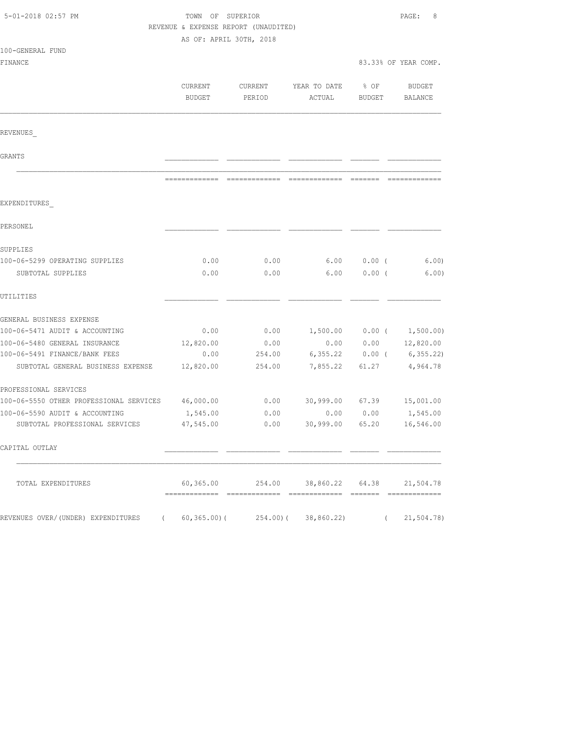TOWN OF SUPERIOR
REVENUE & EXPENSE REPORT (UNAUDITED)
AS OF: APRIL 30TH, 2018

100-GENERAL FUND
FINANCE

83.33% OF YEAR COMP.

| | CURRENT BUDGET | CURRENT PERIOD | YEAR TO DATE ACTUAL | % OF BUDGET | BUDGET BALANCE |
|---|---|---|---|---|---|
| REVENUES_ | | | | | |
| GRANTS | | | | | |
| EXPENDITURES_ | | | | | |
| PERSONEL | | | | | |
| SUPPLIES | | | | | |
| 100-06-5299 OPERATING SUPPLIES | 0.00 | 0.00 | 6.00 | 0.00 ( | 6.00) |
| SUBTOTAL SUPPLIES | 0.00 | 0.00 | 6.00 | 0.00 ( | 6.00) |
| UTILITIES | | | | | |
| GENERAL BUSINESS EXPENSE | | | | | |
| 100-06-5471 AUDIT & ACCOUNTING | 0.00 | 0.00 | 1,500.00 | 0.00 ( | 1,500.00) |
| 100-06-5480 GENERAL INSURANCE | 12,820.00 | 0.00 | 0.00 | 0.00 | 12,820.00 |
| 100-06-5491 FINANCE/BANK FEES | 0.00 | 254.00 | 6,355.22 | 0.00 ( | 6,355.22) |
| SUBTOTAL GENERAL BUSINESS EXPENSE | 12,820.00 | 254.00 | 7,855.22 | 61.27 | 4,964.78 |
| PROFESSIONAL SERVICES | | | | | |
| 100-06-5550 OTHER PROFESSIONAL SERVICES | 46,000.00 | 0.00 | 30,999.00 | 67.39 | 15,001.00 |
| 100-06-5590 AUDIT & ACCOUNTING | 1,545.00 | 0.00 | 0.00 | 0.00 | 1,545.00 |
| SUBTOTAL PROFESSIONAL SERVICES | 47,545.00 | 0.00 | 30,999.00 | 65.20 | 16,546.00 |
| CAPITAL OUTLAY | | | | | |
| TOTAL EXPENDITURES | 60,365.00 | 254.00 | 38,860.22 | 64.38 | 21,504.78 |
| REVENUES OVER/(UNDER) EXPENDITURES | ( 60,365.00)( | 254.00)( | 38,860.22) | ( | 21,504.78) |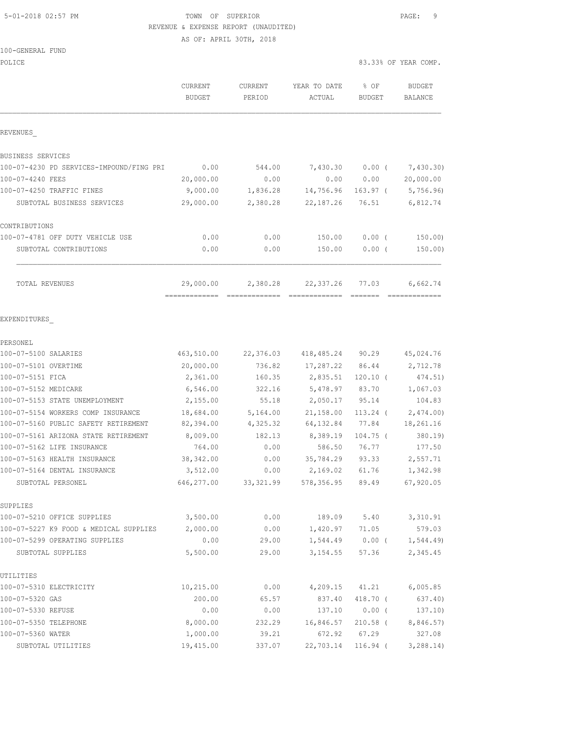5-01-2018 02:57 PM

TOWN OF SUPERIOR
REVENUE & EXPENSE REPORT (UNAUDITED)
AS OF: APRIL 30TH, 2018

100-GENERAL FUND
POLICE

83.33% OF YEAR COMP.

| | CURRENT BUDGET | CURRENT PERIOD | YEAR TO DATE ACTUAL | % OF BUDGET | BUDGET BALANCE |
|---|---|---|---|---|---|
| **REVENUES** | | | | | |
| BUSINESS SERVICES | | | | | |
| 100-07-4230 PD SERVICES-IMPOUND/FING PRI | 0.00 | 544.00 | 7,430.30 | 0.00 ( | 7,430.30) |
| 100-07-4240 FEES | 20,000.00 | 0.00 | 0.00 | 0.00 | 20,000.00 |
| 100-07-4250 TRAFFIC FINES | 9,000.00 | 1,836.28 | 14,756.96 | 163.97 ( | 5,756.96) |
| SUBTOTAL BUSINESS SERVICES | 29,000.00 | 2,380.28 | 22,187.26 | 76.51 | 6,812.74 |
| CONTRIBUTIONS | | | | | |
| 100-07-4781 OFF DUTY VEHICLE USE | 0.00 | 0.00 | 150.00 | 0.00 ( | 150.00) |
| SUBTOTAL CONTRIBUTIONS | 0.00 | 0.00 | 150.00 | 0.00 ( | 150.00) |
| TOTAL REVENUES | 29,000.00 | 2,380.28 | 22,337.26 | 77.03 | 6,662.74 |
| **EXPENDITURES** | | | | | |
| PERSONEL | | | | | |
| 100-07-5100 SALARIES | 463,510.00 | 22,376.03 | 418,485.24 | 90.29 | 45,024.76 |
| 100-07-5101 OVERTIME | 20,000.00 | 736.82 | 17,287.22 | 86.44 | 2,712.78 |
| 100-07-5151 FICA | 2,361.00 | 160.35 | 2,835.51 | 120.10 ( | 474.51) |
| 100-07-5152 MEDICARE | 6,546.00 | 322.16 | 5,478.97 | 83.70 | 1,067.03 |
| 100-07-5153 STATE UNEMPLOYMENT | 2,155.00 | 55.18 | 2,050.17 | 95.14 | 104.83 |
| 100-07-5154 WORKERS COMP INSURANCE | 18,684.00 | 5,164.00 | 21,158.00 | 113.24 ( | 2,474.00) |
| 100-07-5160 PUBLIC SAFETY RETIREMENT | 82,394.00 | 4,325.32 | 64,132.84 | 77.84 | 18,261.16 |
| 100-07-5161 ARIZONA STATE RETIREMENT | 8,009.00 | 182.13 | 8,389.19 | 104.75 ( | 380.19) |
| 100-07-5162 LIFE INSURANCE | 764.00 | 0.00 | 586.50 | 76.77 | 177.50 |
| 100-07-5163 HEALTH INSURANCE | 38,342.00 | 0.00 | 35,784.29 | 93.33 | 2,557.71 |
| 100-07-5164 DENTAL INSURANCE | 3,512.00 | 0.00 | 2,169.02 | 61.76 | 1,342.98 |
| SUBTOTAL PERSONEL | 646,277.00 | 33,321.99 | 578,356.95 | 89.49 | 67,920.05 |
| SUPPLIES | | | | | |
| 100-07-5210 OFFICE SUPPLIES | 3,500.00 | 0.00 | 189.09 | 5.40 | 3,310.91 |
| 100-07-5227 K9 FOOD & MEDICAL SUPPLIES | 2,000.00 | 0.00 | 1,420.97 | 71.05 | 579.03 |
| 100-07-5299 OPERATING SUPPLIES | 0.00 | 29.00 | 1,544.49 | 0.00 ( | 1,544.49) |
| SUBTOTAL SUPPLIES | 5,500.00 | 29.00 | 3,154.55 | 57.36 | 2,345.45 |
| UTILITIES | | | | | |
| 100-07-5310 ELECTRICITY | 10,215.00 | 0.00 | 4,209.15 | 41.21 | 6,005.85 |
| 100-07-5320 GAS | 200.00 | 65.57 | 837.40 | 418.70 ( | 637.40) |
| 100-07-5330 REFUSE | 0.00 | 0.00 | 137.10 | 0.00 ( | 137.10) |
| 100-07-5350 TELEPHONE | 8,000.00 | 232.29 | 16,846.57 | 210.58 ( | 8,846.57) |
| 100-07-5360 WATER | 1,000.00 | 39.21 | 672.92 | 67.29 | 327.08 |
| SUBTOTAL UTILITIES | 19,415.00 | 337.07 | 22,703.14 | 116.94 ( | 3,288.14) |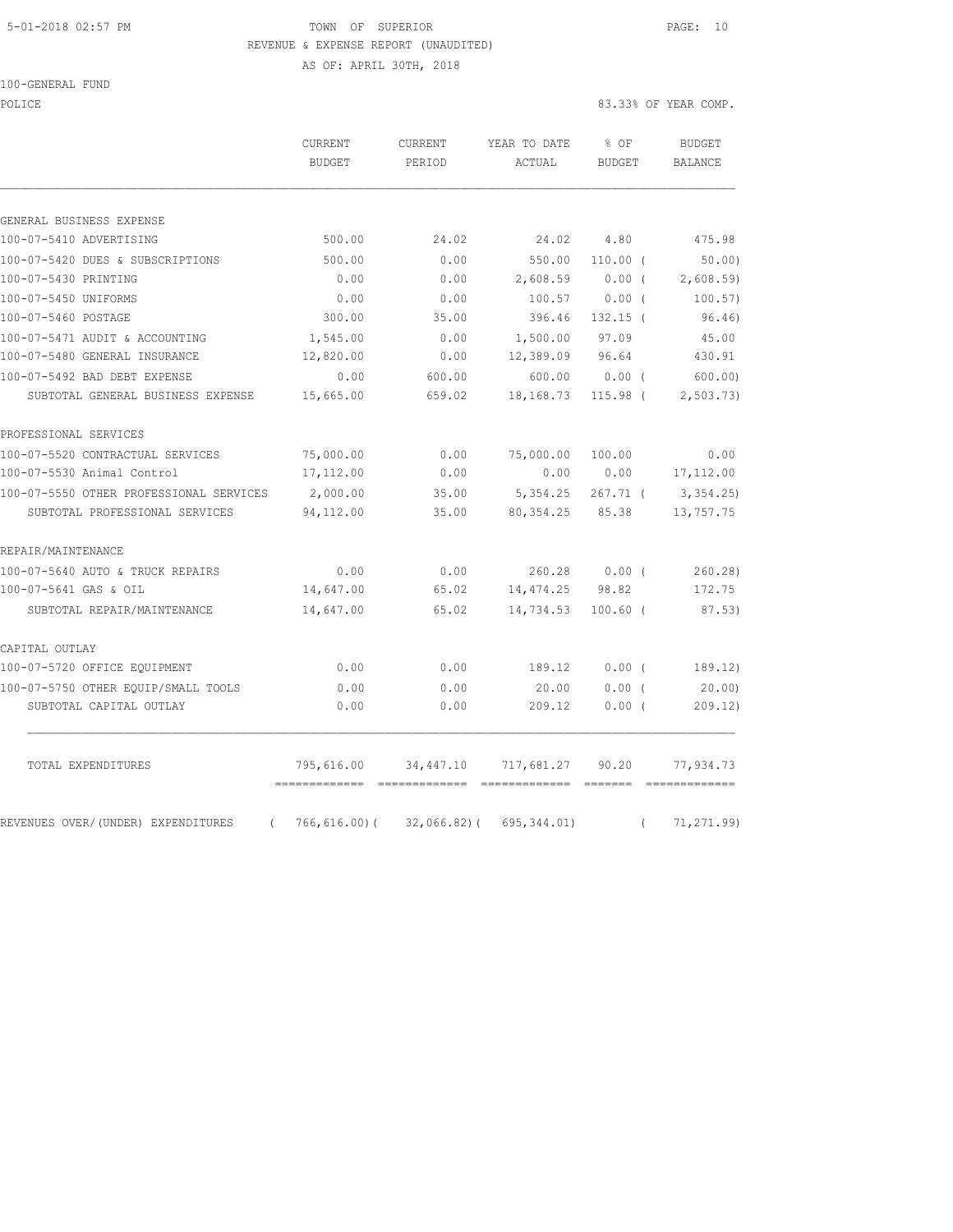5-01-2018 02:57 PM TOWN OF SUPERIOR

REVENUE & EXPENSE REPORT (UNAUDITED)

AS OF: APRIL 30TH, 2018

100-GENERAL FUND

POLICE 83.33% OF YEAR COMP.

| | CURRENT BUDGET | CURRENT PERIOD | YEAR TO DATE ACTUAL | % OF BUDGET | BUDGET BALANCE |
|---|---|---|---|---|---|
| GENERAL BUSINESS EXPENSE | | | | | |
| 100-07-5410 ADVERTISING | 500.00 | 24.02 | 24.02 | 4.80 | 475.98 |
| 100-07-5420 DUES & SUBSCRIPTIONS | 500.00 | 0.00 | 550.00 | 110.00 ( | 50.00) |
| 100-07-5430 PRINTING | 0.00 | 0.00 | 2,608.59 | 0.00 ( | 2,608.59) |
| 100-07-5450 UNIFORMS | 0.00 | 0.00 | 100.57 | 0.00 ( | 100.57) |
| 100-07-5460 POSTAGE | 300.00 | 35.00 | 396.46 | 132.15 ( | 96.46) |
| 100-07-5471 AUDIT & ACCOUNTING | 1,545.00 | 0.00 | 1,500.00 | 97.09 | 45.00 |
| 100-07-5480 GENERAL INSURANCE | 12,820.00 | 0.00 | 12,389.09 | 96.64 | 430.91 |
| 100-07-5492 BAD DEBT EXPENSE | 0.00 | 600.00 | 600.00 | 0.00 ( | 600.00) |
| SUBTOTAL GENERAL BUSINESS EXPENSE | 15,665.00 | 659.02 | 18,168.73 | 115.98 ( | 2,503.73) |
| PROFESSIONAL SERVICES | | | | | |
| 100-07-5520 CONTRACTUAL SERVICES | 75,000.00 | 0.00 | 75,000.00 | 100.00 | 0.00 |
| 100-07-5530 Animal Control | 17,112.00 | 0.00 | 0.00 | 0.00 | 17,112.00 |
| 100-07-5550 OTHER PROFESSIONAL SERVICES | 2,000.00 | 35.00 | 5,354.25 | 267.71 ( | 3,354.25) |
| SUBTOTAL PROFESSIONAL SERVICES | 94,112.00 | 35.00 | 80,354.25 | 85.38 | 13,757.75 |
| REPAIR/MAINTENANCE | | | | | |
| 100-07-5640 AUTO & TRUCK REPAIRS | 0.00 | 0.00 | 260.28 | 0.00 ( | 260.28) |
| 100-07-5641 GAS & OIL | 14,647.00 | 65.02 | 14,474.25 | 98.82 | 172.75 |
| SUBTOTAL REPAIR/MAINTENANCE | 14,647.00 | 65.02 | 14,734.53 | 100.60 ( | 87.53) |
| CAPITAL OUTLAY | | | | | |
| 100-07-5720 OFFICE EQUIPMENT | 0.00 | 0.00 | 189.12 | 0.00 ( | 189.12) |
| 100-07-5750 OTHER EQUIP/SMALL TOOLS | 0.00 | 0.00 | 20.00 | 0.00 ( | 20.00) |
| SUBTOTAL CAPITAL OUTLAY | 0.00 | 0.00 | 209.12 | 0.00 ( | 209.12) |
| TOTAL EXPENDITURES | 795,616.00 | 34,447.10 | 717,681.27 | 90.20 | 77,934.73 |
| REVENUES OVER/(UNDER) EXPENDITURES | ( 766,616.00)( | 32,066.82)( | 695,344.01) | ( | 71,271.99) |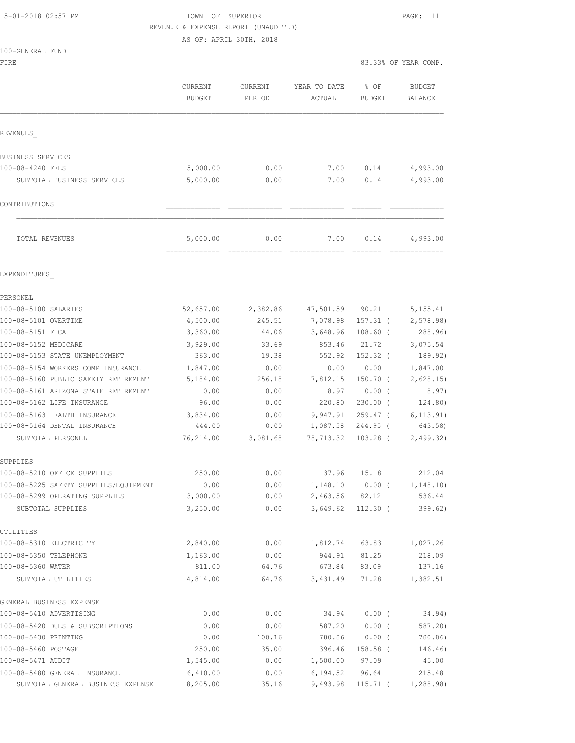5-01-2018 02:57 PM

TOWN OF SUPERIOR
REVENUE & EXPENSE REPORT (UNAUDITED)
AS OF: APRIL 30TH, 2018

100-GENERAL FUND
FIRE

83.33% OF YEAR COMP.

| | CURRENT BUDGET | CURRENT PERIOD | YEAR TO DATE ACTUAL | % OF BUDGET | BUDGET BALANCE |
|---|---|---|---|---|---|
| **REVENUES** | | | | | |
| BUSINESS SERVICES | | | | | |
| 100-08-4240 FEES | 5,000.00 | 0.00 | 7.00 | 0.14 | 4,993.00 |
| SUBTOTAL BUSINESS SERVICES | 5,000.00 | 0.00 | 7.00 | 0.14 | 4,993.00 |
| CONTRIBUTIONS | | | | | |
| TOTAL REVENUES | 5,000.00 | 0.00 | 7.00 | 0.14 | 4,993.00 |
| **EXPENDITURES** | | | | | |
| PERSONEL | | | | | |
| 100-08-5100 SALARIES | 52,657.00 | 2,382.86 | 47,501.59 | 90.21 | 5,155.41 |
| 100-08-5101 OVERTIME | 4,500.00 | 245.51 | 7,078.98 | 157.31 ( | 2,578.98) |
| 100-08-5151 FICA | 3,360.00 | 144.06 | 3,648.96 | 108.60 ( | 288.96) |
| 100-08-5152 MEDICARE | 3,929.00 | 33.69 | 853.46 | 21.72 | 3,075.54 |
| 100-08-5153 STATE UNEMPLOYMENT | 363.00 | 19.38 | 552.92 | 152.32 ( | 189.92) |
| 100-08-5154 WORKERS COMP INSURANCE | 1,847.00 | 0.00 | 0.00 | 0.00 | 1,847.00 |
| 100-08-5160 PUBLIC SAFETY RETIREMENT | 5,184.00 | 256.18 | 7,812.15 | 150.70 ( | 2,628.15) |
| 100-08-5161 ARIZONA STATE RETIREMENT | 0.00 | 0.00 | 8.97 | 0.00 ( | 8.97) |
| 100-08-5162 LIFE INSURANCE | 96.00 | 0.00 | 220.80 | 230.00 ( | 124.80) |
| 100-08-5163 HEALTH INSURANCE | 3,834.00 | 0.00 | 9,947.91 | 259.47 ( | 6,113.91) |
| 100-08-5164 DENTAL INSURANCE | 444.00 | 0.00 | 1,087.58 | 244.95 ( | 643.58) |
| SUBTOTAL PERSONEL | 76,214.00 | 3,081.68 | 78,713.32 | 103.28 ( | 2,499.32) |
| SUPPLIES | | | | | |
| 100-08-5210 OFFICE SUPPLIES | 250.00 | 0.00 | 37.96 | 15.18 | 212.04 |
| 100-08-5225 SAFETY SUPPLIES/EQUIPMENT | 0.00 | 0.00 | 1,148.10 | 0.00 ( | 1,148.10) |
| 100-08-5299 OPERATING SUPPLIES | 3,000.00 | 0.00 | 2,463.56 | 82.12 | 536.44 |
| SUBTOTAL SUPPLIES | 3,250.00 | 0.00 | 3,649.62 | 112.30 ( | 399.62) |
| UTILITIES | | | | | |
| 100-08-5310 ELECTRICITY | 2,840.00 | 0.00 | 1,812.74 | 63.83 | 1,027.26 |
| 100-08-5350 TELEPHONE | 1,163.00 | 0.00 | 944.91 | 81.25 | 218.09 |
| 100-08-5360 WATER | 811.00 | 64.76 | 673.84 | 83.09 | 137.16 |
| SUBTOTAL UTILITIES | 4,814.00 | 64.76 | 3,431.49 | 71.28 | 1,382.51 |
| GENERAL BUSINESS EXPENSE | | | | | |
| 100-08-5410 ADVERTISING | 0.00 | 0.00 | 34.94 | 0.00 ( | 34.94) |
| 100-08-5420 DUES & SUBSCRIPTIONS | 0.00 | 0.00 | 587.20 | 0.00 ( | 587.20) |
| 100-08-5430 PRINTING | 0.00 | 100.16 | 780.86 | 0.00 ( | 780.86) |
| 100-08-5460 POSTAGE | 250.00 | 35.00 | 396.46 | 158.58 ( | 146.46) |
| 100-08-5471 AUDIT | 1,545.00 | 0.00 | 1,500.00 | 97.09 | 45.00 |
| 100-08-5480 GENERAL INSURANCE | 6,410.00 | 0.00 | 6,194.52 | 96.64 | 215.48 |
| SUBTOTAL GENERAL BUSINESS EXPENSE | 8,205.00 | 135.16 | 9,493.98 | 115.71 ( | 1,288.98) |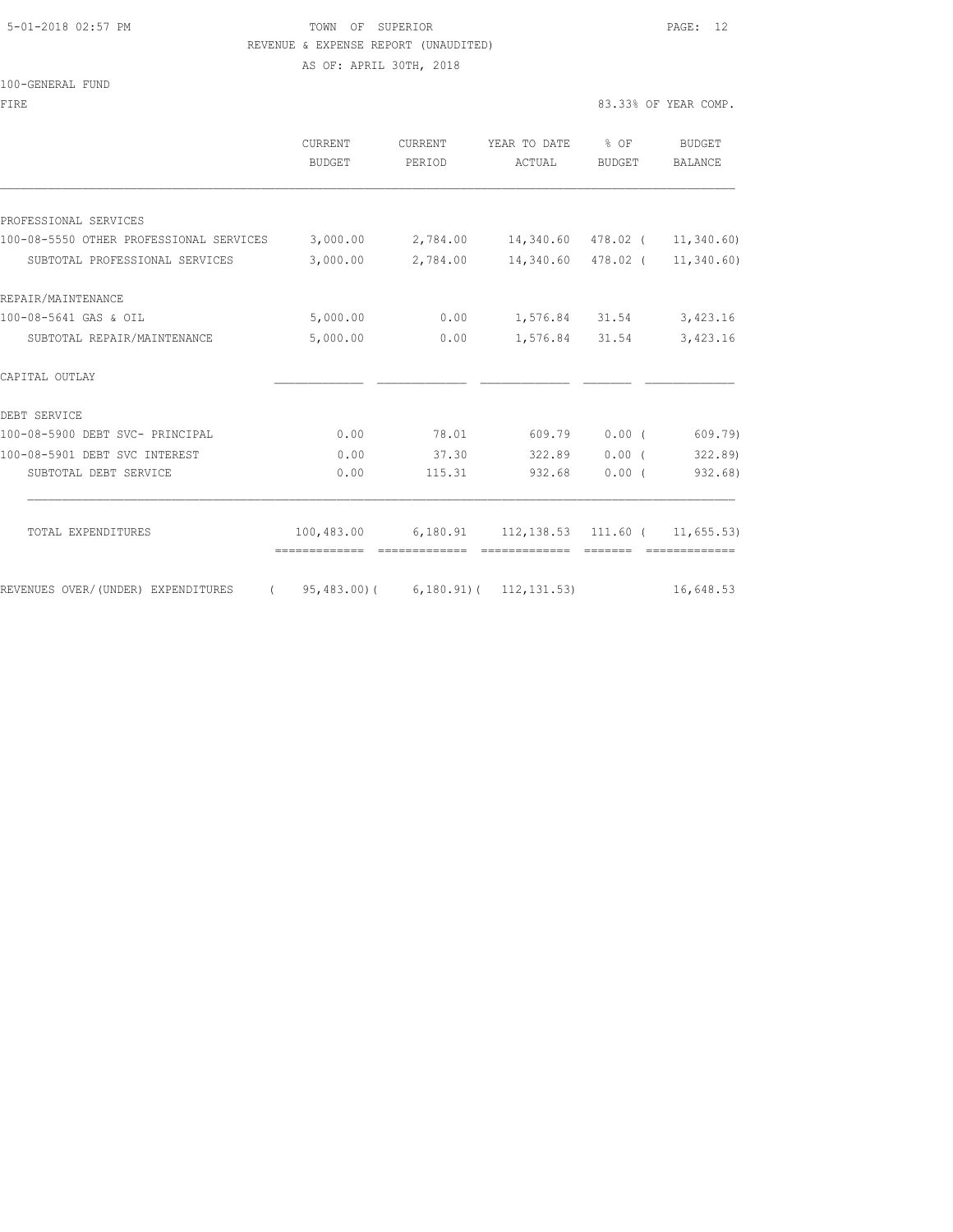TOWN OF SUPERIOR

REVENUE & EXPENSE REPORT (UNAUDITED)

AS OF: APRIL 30TH, 2018

100-GENERAL FUND

FIRE — 83.33% OF YEAR COMP.

| | CURRENT BUDGET | CURRENT PERIOD | YEAR TO DATE ACTUAL | % OF BUDGET | BUDGET BALANCE |
|---|---|---|---|---|---|
| PROFESSIONAL SERVICES | | | | | |
| 100-08-5550 OTHER PROFESSIONAL SERVICES | 3,000.00 | 2,784.00 | 14,340.60 | 478.02 | ( 11,340.60) |
| SUBTOTAL PROFESSIONAL SERVICES | 3,000.00 | 2,784.00 | 14,340.60 | 478.02 | ( 11,340.60) |
| REPAIR/MAINTENANCE | | | | | |
| 100-08-5641 GAS & OIL | 5,000.00 | 0.00 | 1,576.84 | 31.54 | 3,423.16 |
| SUBTOTAL REPAIR/MAINTENANCE | 5,000.00 | 0.00 | 1,576.84 | 31.54 | 3,423.16 |
| CAPITAL OUTLAY | | | | | |
| DEBT SERVICE | | | | | |
| 100-08-5900 DEBT SVC- PRINCIPAL | 0.00 | 78.01 | 609.79 | 0.00 | ( 609.79) |
| 100-08-5901 DEBT SVC INTEREST | 0.00 | 37.30 | 322.89 | 0.00 | ( 322.89) |
| SUBTOTAL DEBT SERVICE | 0.00 | 115.31 | 932.68 | 0.00 | ( 932.68) |
| TOTAL EXPENDITURES | 100,483.00 | 6,180.91 | 112,138.53 | 111.60 | ( 11,655.53) |
| REVENUES OVER/(UNDER) EXPENDITURES | ( 95,483.00) | ( 6,180.91) | ( 112,131.53) | | 16,648.53 |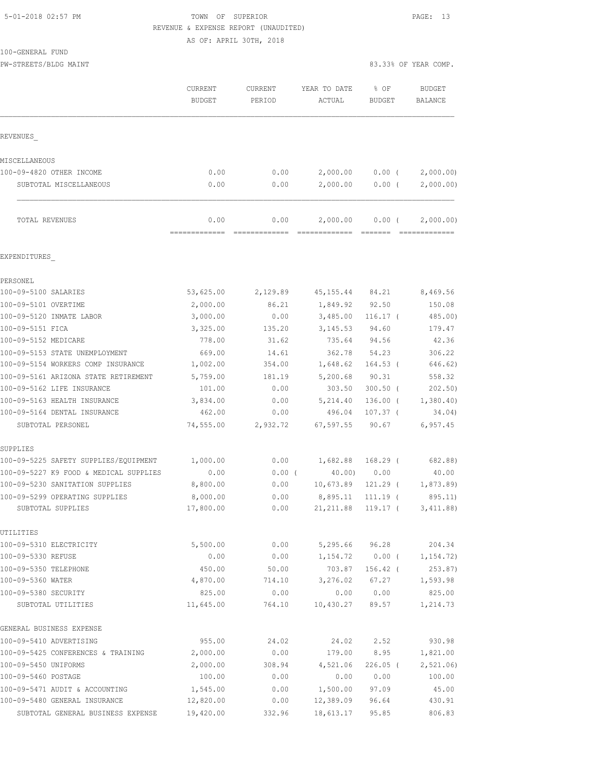5-01-2018 02:57 PM

# TOWN OF SUPERIOR

REVENUE & EXPENSE REPORT (UNAUDITED)

AS OF: APRIL 30TH, 2018

100-GENERAL FUND

PW-STREETS/BLDG MAINT — 83.33% OF YEAR COMP.

| | CURRENT BUDGET | CURRENT PERIOD | YEAR TO DATE ACTUAL | % OF BUDGET | BUDGET BALANCE |
|---|---|---|---|---|---|
| **REVENUES** | | | | | |
| MISCELLANEOUS | | | | | |
| 100-09-4820 OTHER INCOME | 0.00 | 0.00 | 2,000.00 | 0.00 ( | 2,000.00) |
| SUBTOTAL MISCELLANEOUS | 0.00 | 0.00 | 2,000.00 | 0.00 ( | 2,000.00) |
| TOTAL REVENUES | 0.00 | 0.00 | 2,000.00 | 0.00 ( | 2,000.00) |
| **EXPENDITURES** | | | | | |
| PERSONEL | | | | | |
| 100-09-5100 SALARIES | 53,625.00 | 2,129.89 | 45,155.44 | 84.21 | 8,469.56 |
| 100-09-5101 OVERTIME | 2,000.00 | 86.21 | 1,849.92 | 92.50 | 150.08 |
| 100-09-5120 INMATE LABOR | 3,000.00 | 0.00 | 3,485.00 | 116.17 ( | 485.00) |
| 100-09-5151 FICA | 3,325.00 | 135.20 | 3,145.53 | 94.60 | 179.47 |
| 100-09-5152 MEDICARE | 778.00 | 31.62 | 735.64 | 94.56 | 42.36 |
| 100-09-5153 STATE UNEMPLOYMENT | 669.00 | 14.61 | 362.78 | 54.23 | 306.22 |
| 100-09-5154 WORKERS COMP INSURANCE | 1,002.00 | 354.00 | 1,648.62 | 164.53 ( | 646.62) |
| 100-09-5161 ARIZONA STATE RETIREMENT | 5,759.00 | 181.19 | 5,200.68 | 90.31 | 558.32 |
| 100-09-5162 LIFE INSURANCE | 101.00 | 0.00 | 303.50 | 300.50 ( | 202.50) |
| 100-09-5163 HEALTH INSURANCE | 3,834.00 | 0.00 | 5,214.40 | 136.00 ( | 1,380.40) |
| 100-09-5164 DENTAL INSURANCE | 462.00 | 0.00 | 496.04 | 107.37 ( | 34.04) |
| SUBTOTAL PERSONEL | 74,555.00 | 2,932.72 | 67,597.55 | 90.67 | 6,957.45 |
| SUPPLIES | | | | | |
| 100-09-5225 SAFETY SUPPLIES/EQUIPMENT | 1,000.00 | 0.00 | 1,682.88 | 168.29 ( | 682.88) |
| 100-09-5227 K9 FOOD & MEDICAL SUPPLIES | 0.00 | 0.00 ( | 40.00) | 0.00 | 40.00 |
| 100-09-5230 SANITATION SUPPLIES | 8,800.00 | 0.00 | 10,673.89 | 121.29 ( | 1,873.89) |
| 100-09-5299 OPERATING SUPPLIES | 8,000.00 | 0.00 | 8,895.11 | 111.19 ( | 895.11) |
| SUBTOTAL SUPPLIES | 17,800.00 | 0.00 | 21,211.88 | 119.17 ( | 3,411.88) |
| UTILITIES | | | | | |
| 100-09-5310 ELECTRICITY | 5,500.00 | 0.00 | 5,295.66 | 96.28 | 204.34 |
| 100-09-5330 REFUSE | 0.00 | 0.00 | 1,154.72 | 0.00 ( | 1,154.72) |
| 100-09-5350 TELEPHONE | 450.00 | 50.00 | 703.87 | 156.42 ( | 253.87) |
| 100-09-5360 WATER | 4,870.00 | 714.10 | 3,276.02 | 67.27 | 1,593.98 |
| 100-09-5380 SECURITY | 825.00 | 0.00 | 0.00 | 0.00 | 825.00 |
| SUBTOTAL UTILITIES | 11,645.00 | 764.10 | 10,430.27 | 89.57 | 1,214.73 |
| GENERAL BUSINESS EXPENSE | | | | | |
| 100-09-5410 ADVERTISING | 955.00 | 24.02 | 24.02 | 2.52 | 930.98 |
| 100-09-5425 CONFERENCES & TRAINING | 2,000.00 | 0.00 | 179.00 | 8.95 | 1,821.00 |
| 100-09-5450 UNIFORMS | 2,000.00 | 308.94 | 4,521.06 | 226.05 ( | 2,521.06) |
| 100-09-5460 POSTAGE | 100.00 | 0.00 | 0.00 | 0.00 | 100.00 |
| 100-09-5471 AUDIT & ACCOUNTING | 1,545.00 | 0.00 | 1,500.00 | 97.09 | 45.00 |
| 100-09-5480 GENERAL INSURANCE | 12,820.00 | 0.00 | 12,389.09 | 96.64 | 430.91 |
| SUBTOTAL GENERAL BUSINESS EXPENSE | 19,420.00 | 332.96 | 18,613.17 | 95.85 | 806.83 |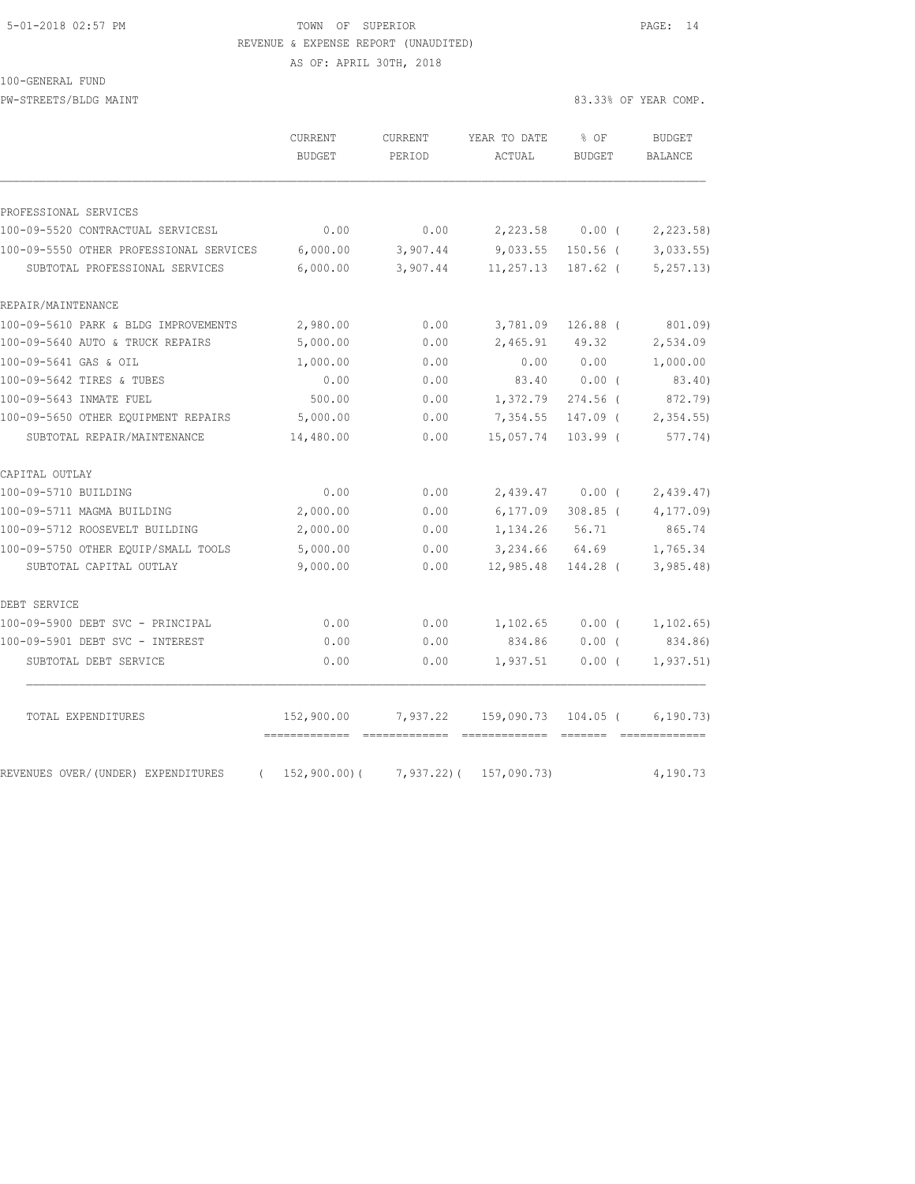TOWN OF SUPERIOR
REVENUE & EXPENSE REPORT (UNAUDITED)
AS OF: APRIL 30TH, 2018

100-GENERAL FUND

PW-STREETS/BLDG MAINT — 83.33% OF YEAR COMP.

| | CURRENT BUDGET | CURRENT PERIOD | YEAR TO DATE ACTUAL | % OF BUDGET | BUDGET BALANCE |
|---|---|---|---|---|---|
| **PROFESSIONAL SERVICES** | | | | | |
| 100-09-5520 CONTRACTUAL SERVICESL | 0.00 | 0.00 | 2,223.58 | 0.00 ( | 2,223.58) |
| 100-09-5550 OTHER PROFESSIONAL SERVICES | 6,000.00 | 3,907.44 | 9,033.55 | 150.56 ( | 3,033.55) |
| SUBTOTAL PROFESSIONAL SERVICES | 6,000.00 | 3,907.44 | 11,257.13 | 187.62 ( | 5,257.13) |
| **REPAIR/MAINTENANCE** | | | | | |
| 100-09-5610 PARK & BLDG IMPROVEMENTS | 2,980.00 | 0.00 | 3,781.09 | 126.88 ( | 801.09) |
| 100-09-5640 AUTO & TRUCK REPAIRS | 5,000.00 | 0.00 | 2,465.91 | 49.32 | 2,534.09 |
| 100-09-5641 GAS & OIL | 1,000.00 | 0.00 | 0.00 | 0.00 | 1,000.00 |
| 100-09-5642 TIRES & TUBES | 0.00 | 0.00 | 83.40 | 0.00 ( | 83.40) |
| 100-09-5643 INMATE FUEL | 500.00 | 0.00 | 1,372.79 | 274.56 ( | 872.79) |
| 100-09-5650 OTHER EQUIPMENT REPAIRS | 5,000.00 | 0.00 | 7,354.55 | 147.09 ( | 2,354.55) |
| SUBTOTAL REPAIR/MAINTENANCE | 14,480.00 | 0.00 | 15,057.74 | 103.99 ( | 577.74) |
| **CAPITAL OUTLAY** | | | | | |
| 100-09-5710 BUILDING | 0.00 | 0.00 | 2,439.47 | 0.00 ( | 2,439.47) |
| 100-09-5711 MAGMA BUILDING | 2,000.00 | 0.00 | 6,177.09 | 308.85 ( | 4,177.09) |
| 100-09-5712 ROOSEVELT BUILDING | 2,000.00 | 0.00 | 1,134.26 | 56.71 | 865.74 |
| 100-09-5750 OTHER EQUIP/SMALL TOOLS | 5,000.00 | 0.00 | 3,234.66 | 64.69 | 1,765.34 |
| SUBTOTAL CAPITAL OUTLAY | 9,000.00 | 0.00 | 12,985.48 | 144.28 ( | 3,985.48) |
| **DEBT SERVICE** | | | | | |
| 100-09-5900 DEBT SVC - PRINCIPAL | 0.00 | 0.00 | 1,102.65 | 0.00 ( | 1,102.65) |
| 100-09-5901 DEBT SVC - INTEREST | 0.00 | 0.00 | 834.86 | 0.00 ( | 834.86) |
| SUBTOTAL DEBT SERVICE | 0.00 | 0.00 | 1,937.51 | 0.00 ( | 1,937.51) |
| TOTAL EXPENDITURES | 152,900.00 | 7,937.22 | 159,090.73 | 104.05 ( | 6,190.73) |
| REVENUES OVER/(UNDER) EXPENDITURES | ( 152,900.00)( | 7,937.22)( | 157,090.73) | | 4,190.73 |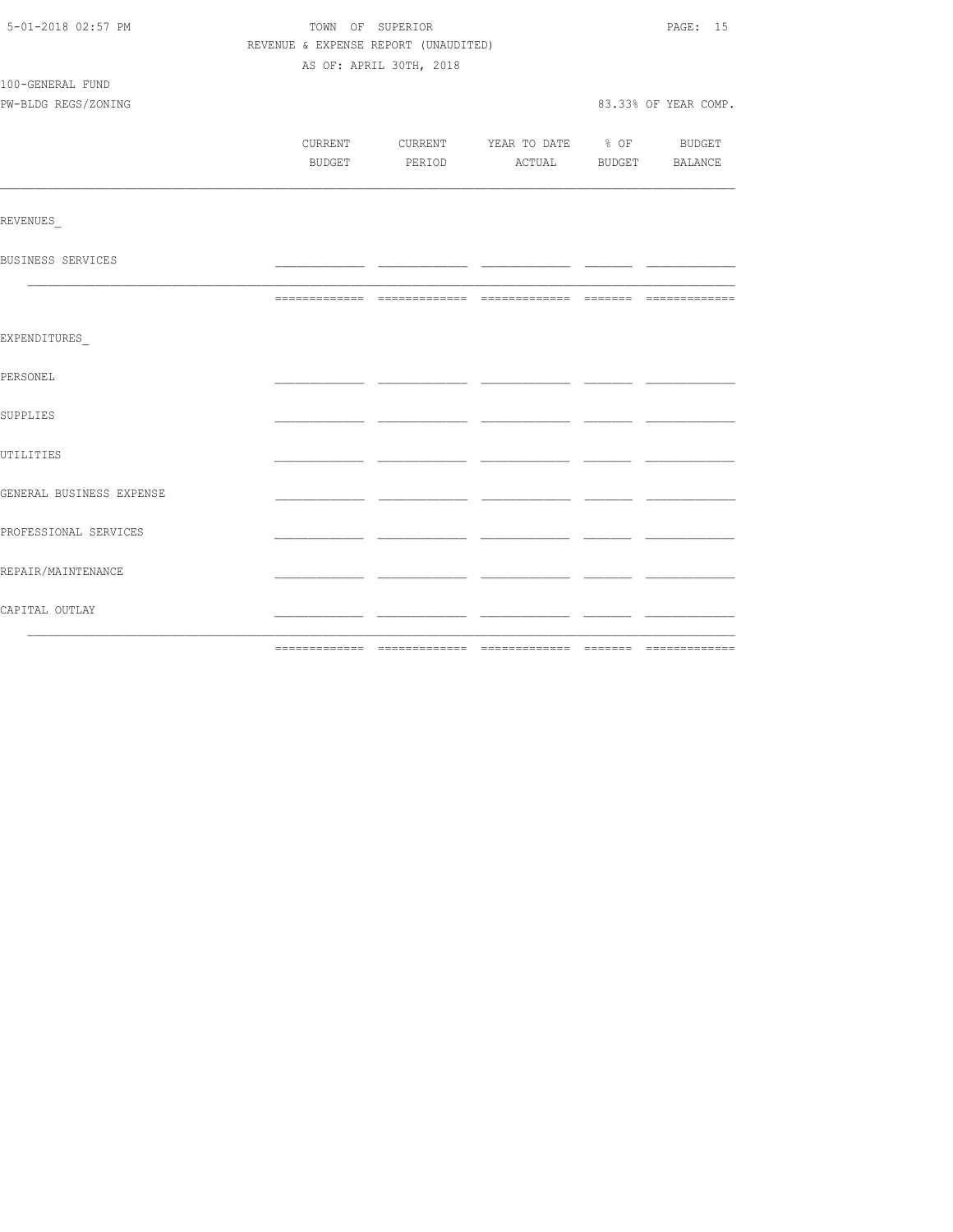TOWN OF SUPERIOR
REVENUE & EXPENSE REPORT (UNAUDITED)
AS OF: APRIL 30TH, 2018

100-GENERAL FUND
PW-BLDG REGS/ZONING

83.33% OF YEAR COMP.

| | CURRENT BUDGET | CURRENT PERIOD | YEAR TO DATE ACTUAL | % OF BUDGET | BUDGET BALANCE |
|---|---|---|---|---|---|
| REVENUES_ | | | | | |
| BUSINESS SERVICES | | | | | |
| EXPENDITURES_ | | | | | |
| PERSONEL | | | | | |
| SUPPLIES | | | | | |
| UTILITIES | | | | | |
| GENERAL BUSINESS EXPENSE | | | | | |
| PROFESSIONAL SERVICES | | | | | |
| REPAIR/MAINTENANCE | | | | | |
| CAPITAL OUTLAY | | | | | |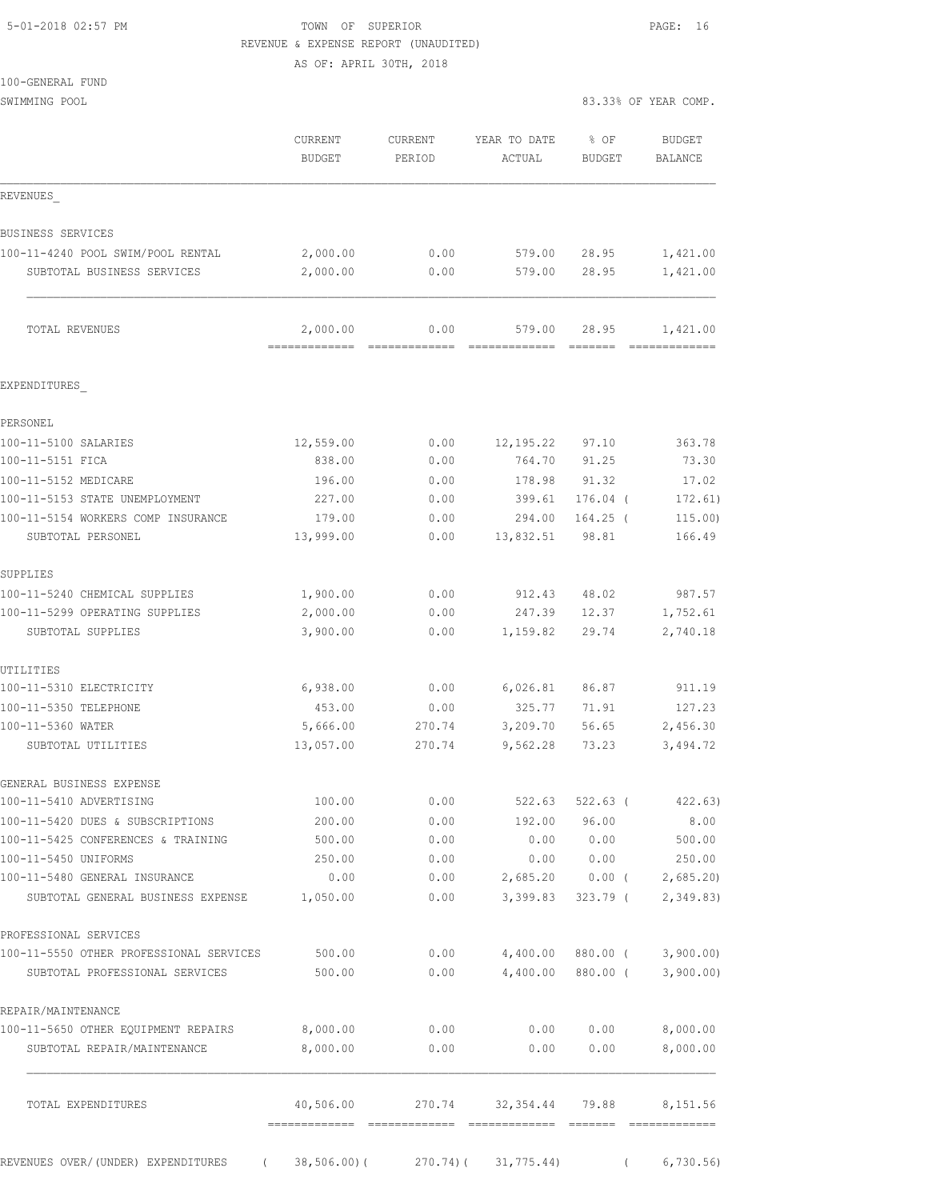TOWN OF SUPERIOR
REVENUE & EXPENSE REPORT (UNAUDITED)
AS OF: APRIL 30TH, 2018

100-GENERAL FUND
SWIMMING POOL

83.33% OF YEAR COMP.

| | CURRENT BUDGET | CURRENT PERIOD | YEAR TO DATE ACTUAL | % OF BUDGET | BUDGET BALANCE |
|---|---|---|---|---|---|
| REVENUES | | | | | |
| BUSINESS SERVICES | | | | | |
| 100-11-4240 POOL SWIM/POOL RENTAL | 2,000.00 | 0.00 | 579.00 | 28.95 | 1,421.00 |
| SUBTOTAL BUSINESS SERVICES | 2,000.00 | 0.00 | 579.00 | 28.95 | 1,421.00 |
| TOTAL REVENUES | 2,000.00 | 0.00 | 579.00 | 28.95 | 1,421.00 |
| EXPENDITURES | | | | | |
| PERSONEL | | | | | |
| 100-11-5100 SALARIES | 12,559.00 | 0.00 | 12,195.22 | 97.10 | 363.78 |
| 100-11-5151 FICA | 838.00 | 0.00 | 764.70 | 91.25 | 73.30 |
| 100-11-5152 MEDICARE | 196.00 | 0.00 | 178.98 | 91.32 | 17.02 |
| 100-11-5153 STATE UNEMPLOYMENT | 227.00 | 0.00 | 399.61 | 176.04 ( | 172.61) |
| 100-11-5154 WORKERS COMP INSURANCE | 179.00 | 0.00 | 294.00 | 164.25 ( | 115.00) |
| SUBTOTAL PERSONEL | 13,999.00 | 0.00 | 13,832.51 | 98.81 | 166.49 |
| SUPPLIES | | | | | |
| 100-11-5240 CHEMICAL SUPPLIES | 1,900.00 | 0.00 | 912.43 | 48.02 | 987.57 |
| 100-11-5299 OPERATING SUPPLIES | 2,000.00 | 0.00 | 247.39 | 12.37 | 1,752.61 |
| SUBTOTAL SUPPLIES | 3,900.00 | 0.00 | 1,159.82 | 29.74 | 2,740.18 |
| UTILITIES | | | | | |
| 100-11-5310 ELECTRICITY | 6,938.00 | 0.00 | 6,026.81 | 86.87 | 911.19 |
| 100-11-5350 TELEPHONE | 453.00 | 0.00 | 325.77 | 71.91 | 127.23 |
| 100-11-5360 WATER | 5,666.00 | 270.74 | 3,209.70 | 56.65 | 2,456.30 |
| SUBTOTAL UTILITIES | 13,057.00 | 270.74 | 9,562.28 | 73.23 | 3,494.72 |
| GENERAL BUSINESS EXPENSE | | | | | |
| 100-11-5410 ADVERTISING | 100.00 | 0.00 | 522.63 | 522.63 ( | 422.63) |
| 100-11-5420 DUES & SUBSCRIPTIONS | 200.00 | 0.00 | 192.00 | 96.00 | 8.00 |
| 100-11-5425 CONFERENCES & TRAINING | 500.00 | 0.00 | 0.00 | 0.00 | 500.00 |
| 100-11-5450 UNIFORMS | 250.00 | 0.00 | 0.00 | 0.00 | 250.00 |
| 100-11-5480 GENERAL INSURANCE | 0.00 | 0.00 | 2,685.20 | 0.00 ( | 2,685.20) |
| SUBTOTAL GENERAL BUSINESS EXPENSE | 1,050.00 | 0.00 | 3,399.83 | 323.79 ( | 2,349.83) |
| PROFESSIONAL SERVICES | | | | | |
| 100-11-5550 OTHER PROFESSIONAL SERVICES | 500.00 | 0.00 | 4,400.00 | 880.00 ( | 3,900.00) |
| SUBTOTAL PROFESSIONAL SERVICES | 500.00 | 0.00 | 4,400.00 | 880.00 ( | 3,900.00) |
| REPAIR/MAINTENANCE | | | | | |
| 100-11-5650 OTHER EQUIPMENT REPAIRS | 8,000.00 | 0.00 | 0.00 | 0.00 | 8,000.00 |
| SUBTOTAL REPAIR/MAINTENANCE | 8,000.00 | 0.00 | 0.00 | 0.00 | 8,000.00 |
| TOTAL EXPENDITURES | 40,506.00 | 270.74 | 32,354.44 | 79.88 | 8,151.56 |
| REVENUES OVER/(UNDER) EXPENDITURES | ( 38,506.00)( | 270.74)( | 31,775.44) | ( | 6,730.56) |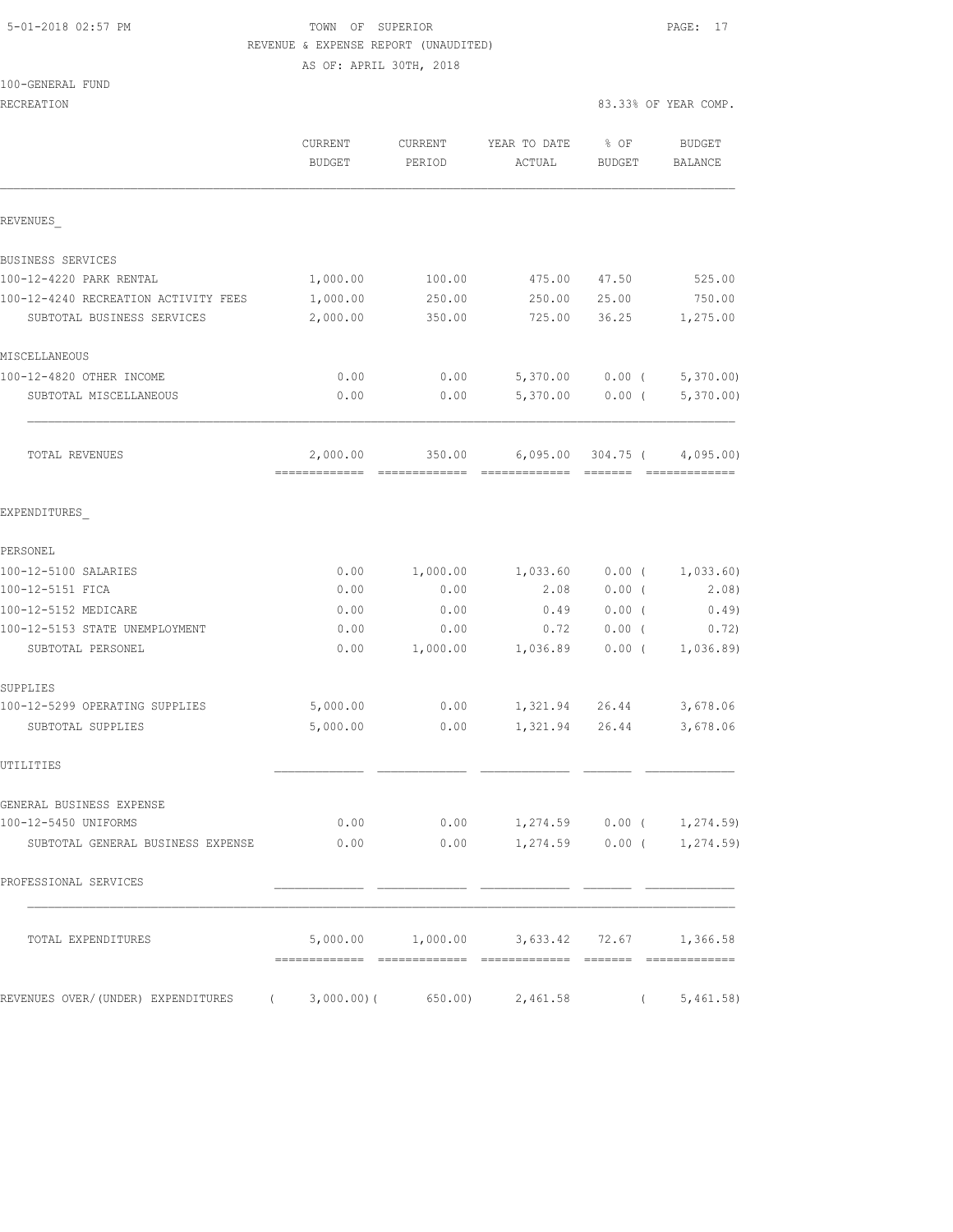5-01-2018 02:57 PM

TOWN OF SUPERIOR

REVENUE & EXPENSE REPORT (UNAUDITED)

AS OF: APRIL 30TH, 2018

100-GENERAL FUND

RECREATION

83.33% OF YEAR COMP.

| | CURRENT BUDGET | CURRENT PERIOD | YEAR TO DATE ACTUAL | % OF BUDGET | BUDGET BALANCE |
|---|---|---|---|---|---|
| REVENUES_ | | | | | |
| BUSINESS SERVICES | | | | | |
| 100-12-4220 PARK RENTAL | 1,000.00 | 100.00 | 475.00 | 47.50 | 525.00 |
| 100-12-4240 RECREATION ACTIVITY FEES | 1,000.00 | 250.00 | 250.00 | 25.00 | 750.00 |
| SUBTOTAL BUSINESS SERVICES | 2,000.00 | 350.00 | 725.00 | 36.25 | 1,275.00 |
| MISCELLANEOUS | | | | | |
| 100-12-4820 OTHER INCOME | 0.00 | 0.00 | 5,370.00 | 0.00 | ( 5,370.00) |
| SUBTOTAL MISCELLANEOUS | 0.00 | 0.00 | 5,370.00 | 0.00 | ( 5,370.00) |
| TOTAL REVENUES | 2,000.00 | 350.00 | 6,095.00 | 304.75 | ( 4,095.00) |
| EXPENDITURES_ | | | | | |
| PERSONEL | | | | | |
| 100-12-5100 SALARIES | 0.00 | 1,000.00 | 1,033.60 | 0.00 | ( 1,033.60) |
| 100-12-5151 FICA | 0.00 | 0.00 | 2.08 | 0.00 | ( 2.08) |
| 100-12-5152 MEDICARE | 0.00 | 0.00 | 0.49 | 0.00 | ( 0.49) |
| 100-12-5153 STATE UNEMPLOYMENT | 0.00 | 0.00 | 0.72 | 0.00 | ( 0.72) |
| SUBTOTAL PERSONEL | 0.00 | 1,000.00 | 1,036.89 | 0.00 | ( 1,036.89) |
| SUPPLIES | | | | | |
| 100-12-5299 OPERATING SUPPLIES | 5,000.00 | 0.00 | 1,321.94 | 26.44 | 3,678.06 |
| SUBTOTAL SUPPLIES | 5,000.00 | 0.00 | 1,321.94 | 26.44 | 3,678.06 |
| UTILITIES | | | | | |
| GENERAL BUSINESS EXPENSE | | | | | |
| 100-12-5450 UNIFORMS | 0.00 | 0.00 | 1,274.59 | 0.00 | ( 1,274.59) |
| SUBTOTAL GENERAL BUSINESS EXPENSE | 0.00 | 0.00 | 1,274.59 | 0.00 | ( 1,274.59) |
| PROFESSIONAL SERVICES | | | | | |
| TOTAL EXPENDITURES | 5,000.00 | 1,000.00 | 3,633.42 | 72.67 | 1,366.58 |
| REVENUES OVER/(UNDER) EXPENDITURES | ( 3,000.00) | ( 650.00) | 2,461.58 | | ( 5,461.58) |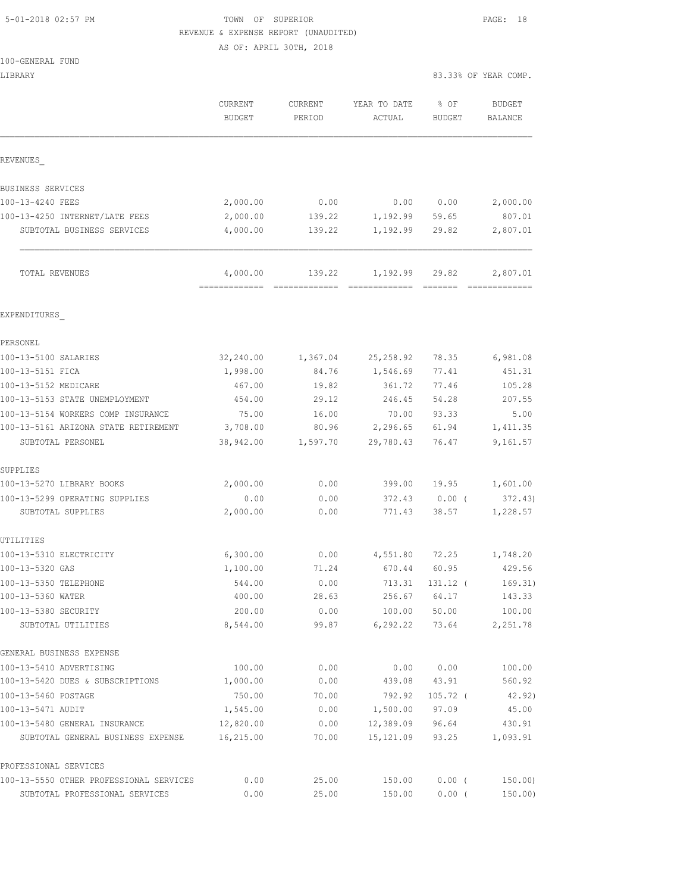TOWN OF SUPERIOR
REVENUE & EXPENSE REPORT (UNAUDITED)
AS OF: APRIL 30TH, 2018

100-GENERAL FUND
LIBRARY

83.33% OF YEAR COMP.

| | CURRENT BUDGET | CURRENT PERIOD | YEAR TO DATE ACTUAL | % OF BUDGET | BUDGET BALANCE |
|---|---|---|---|---|---|
| **REVENUES** | | | | | |
| BUSINESS SERVICES | | | | | |
| 100-13-4240 FEES | 2,000.00 | 0.00 | 0.00 | 0.00 | 2,000.00 |
| 100-13-4250 INTERNET/LATE FEES | 2,000.00 | 139.22 | 1,192.99 | 59.65 | 807.01 |
| SUBTOTAL BUSINESS SERVICES | 4,000.00 | 139.22 | 1,192.99 | 29.82 | 2,807.01 |
| TOTAL REVENUES | 4,000.00 | 139.22 | 1,192.99 | 29.82 | 2,807.01 |
| **EXPENDITURES** | | | | | |
| PERSONEL | | | | | |
| 100-13-5100 SALARIES | 32,240.00 | 1,367.04 | 25,258.92 | 78.35 | 6,981.08 |
| 100-13-5151 FICA | 1,998.00 | 84.76 | 1,546.69 | 77.41 | 451.31 |
| 100-13-5152 MEDICARE | 467.00 | 19.82 | 361.72 | 77.46 | 105.28 |
| 100-13-5153 STATE UNEMPLOYMENT | 454.00 | 29.12 | 246.45 | 54.28 | 207.55 |
| 100-13-5154 WORKERS COMP INSURANCE | 75.00 | 16.00 | 70.00 | 93.33 | 5.00 |
| 100-13-5161 ARIZONA STATE RETIREMENT | 3,708.00 | 80.96 | 2,296.65 | 61.94 | 1,411.35 |
| SUBTOTAL PERSONEL | 38,942.00 | 1,597.70 | 29,780.43 | 76.47 | 9,161.57 |
| SUPPLIES | | | | | |
| 100-13-5270 LIBRARY BOOKS | 2,000.00 | 0.00 | 399.00 | 19.95 | 1,601.00 |
| 100-13-5299 OPERATING SUPPLIES | 0.00 | 0.00 | 372.43 | 0.00 | ( 372.43) |
| SUBTOTAL SUPPLIES | 2,000.00 | 0.00 | 771.43 | 38.57 | 1,228.57 |
| UTILITIES | | | | | |
| 100-13-5310 ELECTRICITY | 6,300.00 | 0.00 | 4,551.80 | 72.25 | 1,748.20 |
| 100-13-5320 GAS | 1,100.00 | 71.24 | 670.44 | 60.95 | 429.56 |
| 100-13-5350 TELEPHONE | 544.00 | 0.00 | 713.31 | 131.12 | ( 169.31) |
| 100-13-5360 WATER | 400.00 | 28.63 | 256.67 | 64.17 | 143.33 |
| 100-13-5380 SECURITY | 200.00 | 0.00 | 100.00 | 50.00 | 100.00 |
| SUBTOTAL UTILITIES | 8,544.00 | 99.87 | 6,292.22 | 73.64 | 2,251.78 |
| GENERAL BUSINESS EXPENSE | | | | | |
| 100-13-5410 ADVERTISING | 100.00 | 0.00 | 0.00 | 0.00 | 100.00 |
| 100-13-5420 DUES & SUBSCRIPTIONS | 1,000.00 | 0.00 | 439.08 | 43.91 | 560.92 |
| 100-13-5460 POSTAGE | 750.00 | 70.00 | 792.92 | 105.72 | ( 42.92) |
| 100-13-5471 AUDIT | 1,545.00 | 0.00 | 1,500.00 | 97.09 | 45.00 |
| 100-13-5480 GENERAL INSURANCE | 12,820.00 | 0.00 | 12,389.09 | 96.64 | 430.91 |
| SUBTOTAL GENERAL BUSINESS EXPENSE | 16,215.00 | 70.00 | 15,121.09 | 93.25 | 1,093.91 |
| PROFESSIONAL SERVICES | | | | | |
| 100-13-5550 OTHER PROFESSIONAL SERVICES | 0.00 | 25.00 | 150.00 | 0.00 | ( 150.00) |
| SUBTOTAL PROFESSIONAL SERVICES | 0.00 | 25.00 | 150.00 | 0.00 | ( 150.00) |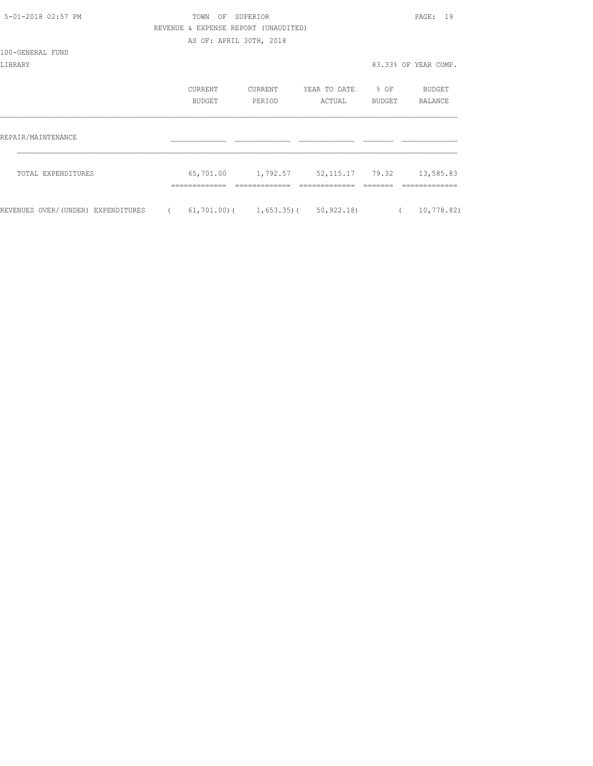TOWN OF SUPERIOR

REVENUE & EXPENSE REPORT (UNAUDITED)

AS OF: APRIL 30TH, 2018

100-GENERAL FUND

LIBRARY

83.33% OF YEAR COMP.

| | CURRENT BUDGET | CURRENT PERIOD | YEAR TO DATE ACTUAL | % OF BUDGET | BUDGET BALANCE |
|---|---|---|---|---|---|
| REPAIR/MAINTENANCE | | | | | |
| TOTAL EXPENDITURES | 65,701.00 | 1,792.57 | 52,115.17 | 79.32 | 13,585.83 |
| REVENUES OVER/(UNDER) EXPENDITURES | ( 61,701.00) | ( 1,653.35) | ( 50,922.18) | | ( 10,778.82) |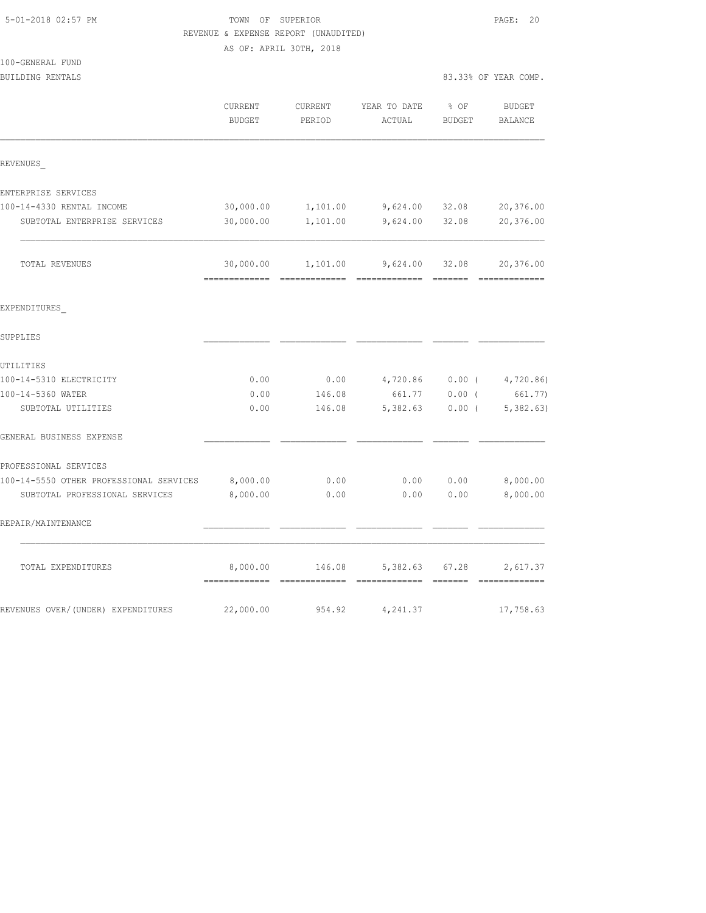# TOWN OF SUPERIOR

REVENUE & EXPENSE REPORT (UNAUDITED)

AS OF: APRIL 30TH, 2018

100-GENERAL FUND

BUILDING RENTALS — 83.33% OF YEAR COMP.

| | CURRENT BUDGET | CURRENT PERIOD | YEAR TO DATE ACTUAL | % OF BUDGET | BUDGET BALANCE |
|---|---|---|---|---|---|
| **REVENUES** | | | | | |
| ENTERPRISE SERVICES | | | | | |
| 100-14-4330 RENTAL INCOME | 30,000.00 | 1,101.00 | 9,624.00 | 32.08 | 20,376.00 |
| SUBTOTAL ENTERPRISE SERVICES | 30,000.00 | 1,101.00 | 9,624.00 | 32.08 | 20,376.00 |
| TOTAL REVENUES | 30,000.00 | 1,101.00 | 9,624.00 | 32.08 | 20,376.00 |
| **EXPENDITURES** | | | | | |
| SUPPLIES | | | | | |
| UTILITIES | | | | | |
| 100-14-5310 ELECTRICITY | 0.00 | 0.00 | 4,720.86 | 0.00 | ( 4,720.86) |
| 100-14-5360 WATER | 0.00 | 146.08 | 661.77 | 0.00 | ( 661.77) |
| SUBTOTAL UTILITIES | 0.00 | 146.08 | 5,382.63 | 0.00 | ( 5,382.63) |
| GENERAL BUSINESS EXPENSE | | | | | |
| PROFESSIONAL SERVICES | | | | | |
| 100-14-5550 OTHER PROFESSIONAL SERVICES | 8,000.00 | 0.00 | 0.00 | 0.00 | 8,000.00 |
| SUBTOTAL PROFESSIONAL SERVICES | 8,000.00 | 0.00 | 0.00 | 0.00 | 8,000.00 |
| REPAIR/MAINTENANCE | | | | | |
| TOTAL EXPENDITURES | 8,000.00 | 146.08 | 5,382.63 | 67.28 | 2,617.37 |
| REVENUES OVER/(UNDER) EXPENDITURES | 22,000.00 | 954.92 | 4,241.37 | | 17,758.63 |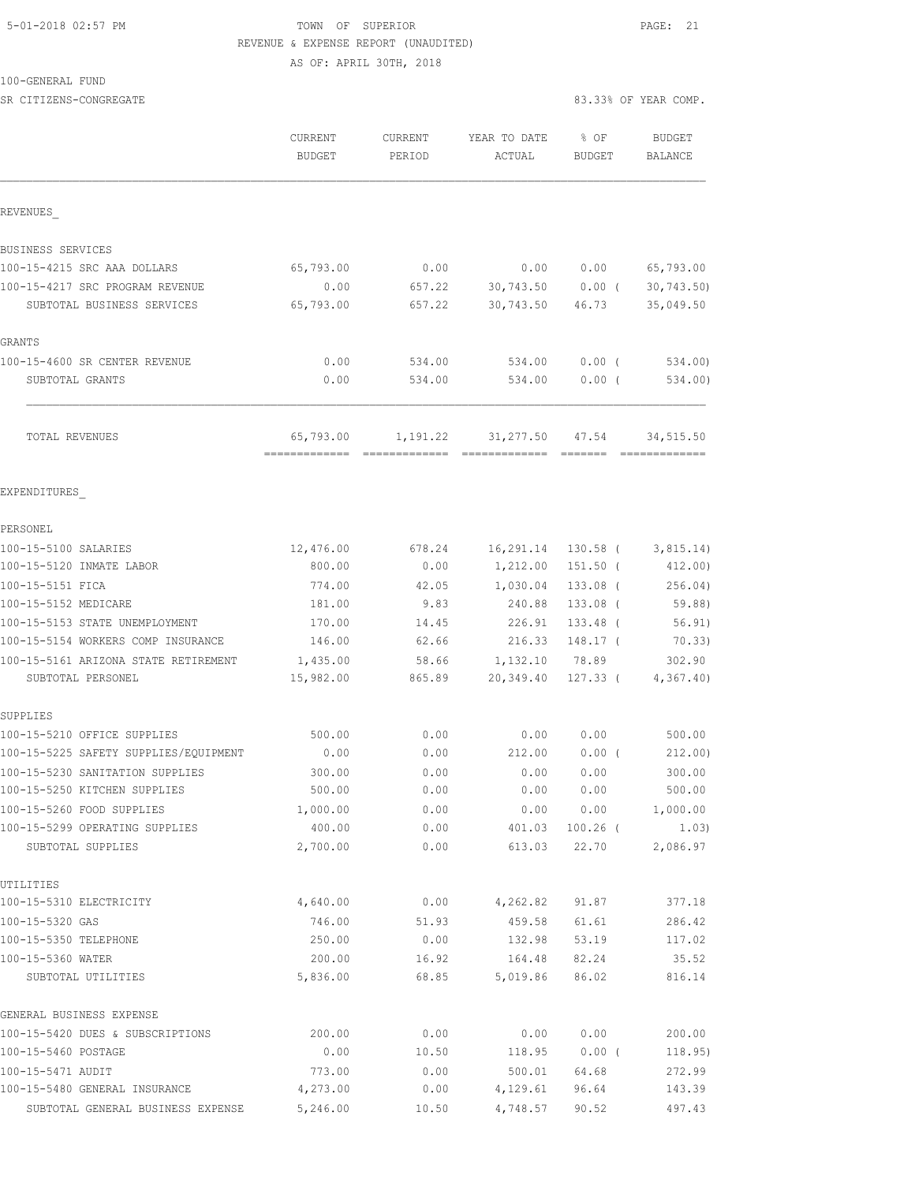5-01-2018 02:57 PM TOWN OF SUPERIOR

REVENUE & EXPENSE REPORT (UNAUDITED)

AS OF: APRIL 30TH, 2018

100-GENERAL FUND

SR CITIZENS-CONGREGATE 83.33% OF YEAR COMP.

| | CURRENT BUDGET | CURRENT PERIOD | YEAR TO DATE ACTUAL | % OF BUDGET | BUDGET BALANCE |
|---|---|---|---|---|---|
| REVENUES_ | | | | | |
| BUSINESS SERVICES | | | | | |
| 100-15-4215 SRC AAA DOLLARS | 65,793.00 | 0.00 | 0.00 | 0.00 | 65,793.00 |
| 100-15-4217 SRC PROGRAM REVENUE | 0.00 | 657.22 | 30,743.50 | 0.00 ( | 30,743.50) |
| SUBTOTAL BUSINESS SERVICES | 65,793.00 | 657.22 | 30,743.50 | 46.73 | 35,049.50 |
| GRANTS | | | | | |
| 100-15-4600 SR CENTER REVENUE | 0.00 | 534.00 | 534.00 | 0.00 ( | 534.00) |
| SUBTOTAL GRANTS | 0.00 | 534.00 | 534.00 | 0.00 ( | 534.00) |
| TOTAL REVENUES | 65,793.00 | 1,191.22 | 31,277.50 | 47.54 | 34,515.50 |
| EXPENDITURES_ | | | | | |
| PERSONEL | | | | | |
| 100-15-5100 SALARIES | 12,476.00 | 678.24 | 16,291.14 | 130.58 ( | 3,815.14) |
| 100-15-5120 INMATE LABOR | 800.00 | 0.00 | 1,212.00 | 151.50 ( | 412.00) |
| 100-15-5151 FICA | 774.00 | 42.05 | 1,030.04 | 133.08 ( | 256.04) |
| 100-15-5152 MEDICARE | 181.00 | 9.83 | 240.88 | 133.08 ( | 59.88) |
| 100-15-5153 STATE UNEMPLOYMENT | 170.00 | 14.45 | 226.91 | 133.48 ( | 56.91) |
| 100-15-5154 WORKERS COMP INSURANCE | 146.00 | 62.66 | 216.33 | 148.17 ( | 70.33) |
| 100-15-5161 ARIZONA STATE RETIREMENT | 1,435.00 | 58.66 | 1,132.10 | 78.89 | 302.90 |
| SUBTOTAL PERSONEL | 15,982.00 | 865.89 | 20,349.40 | 127.33 ( | 4,367.40) |
| SUPPLIES | | | | | |
| 100-15-5210 OFFICE SUPPLIES | 500.00 | 0.00 | 0.00 | 0.00 | 500.00 |
| 100-15-5225 SAFETY SUPPLIES/EQUIPMENT | 0.00 | 0.00 | 212.00 | 0.00 ( | 212.00) |
| 100-15-5230 SANITATION SUPPLIES | 300.00 | 0.00 | 0.00 | 0.00 | 300.00 |
| 100-15-5250 KITCHEN SUPPLIES | 500.00 | 0.00 | 0.00 | 0.00 | 500.00 |
| 100-15-5260 FOOD SUPPLIES | 1,000.00 | 0.00 | 0.00 | 0.00 | 1,000.00 |
| 100-15-5299 OPERATING SUPPLIES | 400.00 | 0.00 | 401.03 | 100.26 ( | 1.03) |
| SUBTOTAL SUPPLIES | 2,700.00 | 0.00 | 613.03 | 22.70 | 2,086.97 |
| UTILITIES | | | | | |
| 100-15-5310 ELECTRICITY | 4,640.00 | 0.00 | 4,262.82 | 91.87 | 377.18 |
| 100-15-5320 GAS | 746.00 | 51.93 | 459.58 | 61.61 | 286.42 |
| 100-15-5350 TELEPHONE | 250.00 | 0.00 | 132.98 | 53.19 | 117.02 |
| 100-15-5360 WATER | 200.00 | 16.92 | 164.48 | 82.24 | 35.52 |
| SUBTOTAL UTILITIES | 5,836.00 | 68.85 | 5,019.86 | 86.02 | 816.14 |
| GENERAL BUSINESS EXPENSE | | | | | |
| 100-15-5420 DUES & SUBSCRIPTIONS | 200.00 | 0.00 | 0.00 | 0.00 | 200.00 |
| 100-15-5460 POSTAGE | 0.00 | 10.50 | 118.95 | 0.00 ( | 118.95) |
| 100-15-5471 AUDIT | 773.00 | 0.00 | 500.01 | 64.68 | 272.99 |
| 100-15-5480 GENERAL INSURANCE | 4,273.00 | 0.00 | 4,129.61 | 96.64 | 143.39 |
| SUBTOTAL GENERAL BUSINESS EXPENSE | 5,246.00 | 10.50 | 4,748.57 | 90.52 | 497.43 |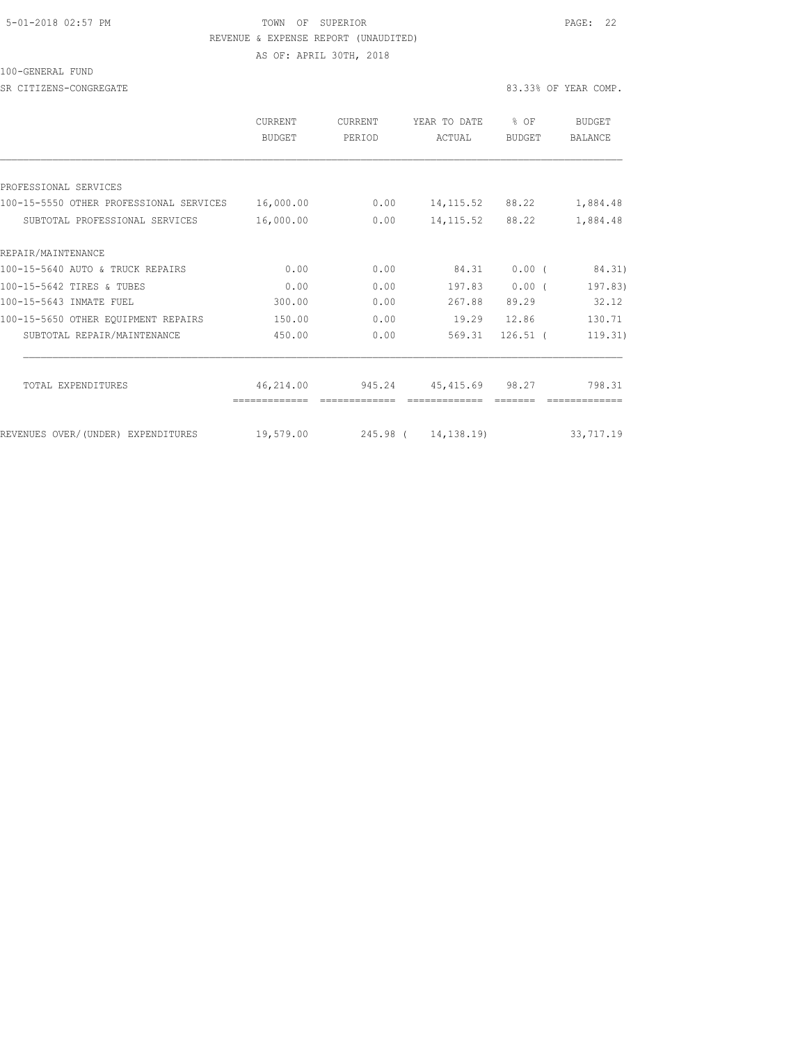TOWN OF SUPERIOR
REVENUE & EXPENSE REPORT (UNAUDITED)
AS OF: APRIL 30TH, 2018

100-GENERAL FUND

SR CITIZENS-CONGREGATE

83.33% OF YEAR COMP.

| | CURRENT BUDGET | CURRENT PERIOD | YEAR TO DATE ACTUAL | % OF BUDGET | BUDGET BALANCE |
|---|---|---|---|---|---|
| PROFESSIONAL SERVICES | | | | | |
| 100-15-5550 OTHER PROFESSIONAL SERVICES | 16,000.00 | 0.00 | 14,115.52 | 88.22 | 1,884.48 |
| SUBTOTAL PROFESSIONAL SERVICES | 16,000.00 | 0.00 | 14,115.52 | 88.22 | 1,884.48 |
| REPAIR/MAINTENANCE | | | | | |
| 100-15-5640 AUTO & TRUCK REPAIRS | 0.00 | 0.00 | 84.31 | 0.00 | ( 84.31) |
| 100-15-5642 TIRES & TUBES | 0.00 | 0.00 | 197.83 | 0.00 | ( 197.83) |
| 100-15-5643 INMATE FUEL | 300.00 | 0.00 | 267.88 | 89.29 | 32.12 |
| 100-15-5650 OTHER EQUIPMENT REPAIRS | 150.00 | 0.00 | 19.29 | 12.86 | 130.71 |
| SUBTOTAL REPAIR/MAINTENANCE | 450.00 | 0.00 | 569.31 | 126.51 | ( 119.31) |
| TOTAL EXPENDITURES | 46,214.00 | 945.24 | 45,415.69 | 98.27 | 798.31 |
| REVENUES OVER/(UNDER) EXPENDITURES | 19,579.00 | 245.98 | ( 14,138.19) | | 33,717.19 |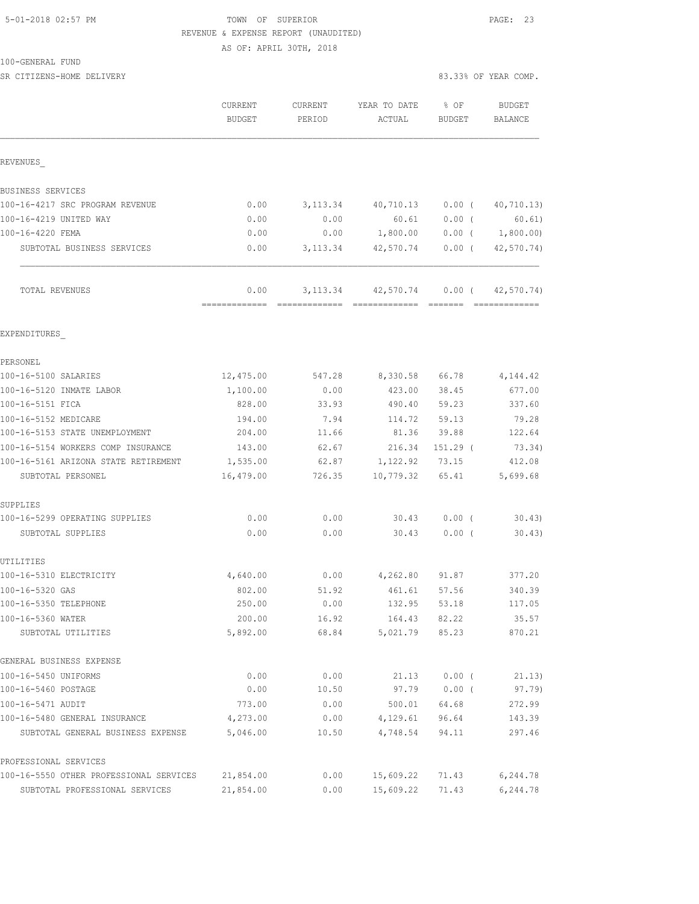5-01-2018 02:57 PM

TOWN OF SUPERIOR
REVENUE & EXPENSE REPORT (UNAUDITED)
AS OF: APRIL 30TH, 2018

100-GENERAL FUND
SR CITIZENS-HOME DELIVERY

83.33% OF YEAR COMP.

| | CURRENT BUDGET | CURRENT PERIOD | YEAR TO DATE ACTUAL | % OF BUDGET | BUDGET BALANCE |
|---|---|---|---|---|---|
| REVENUES_ | | | | | |
| BUSINESS SERVICES | | | | | |
| 100-16-4217 SRC PROGRAM REVENUE | 0.00 | 3,113.34 | 40,710.13 | 0.00 ( | 40,710.13) |
| 100-16-4219 UNITED WAY | 0.00 | 0.00 | 60.61 | 0.00 ( | 60.61) |
| 100-16-4220 FEMA | 0.00 | 0.00 | 1,800.00 | 0.00 ( | 1,800.00) |
| SUBTOTAL BUSINESS SERVICES | 0.00 | 3,113.34 | 42,570.74 | 0.00 ( | 42,570.74) |
| TOTAL REVENUES | 0.00 | 3,113.34 | 42,570.74 | 0.00 ( | 42,570.74) |
| EXPENDITURES_ | | | | | |
| PERSONEL | | | | | |
| 100-16-5100 SALARIES | 12,475.00 | 547.28 | 8,330.58 | 66.78 | 4,144.42 |
| 100-16-5120 INMATE LABOR | 1,100.00 | 0.00 | 423.00 | 38.45 | 677.00 |
| 100-16-5151 FICA | 828.00 | 33.93 | 490.40 | 59.23 | 337.60 |
| 100-16-5152 MEDICARE | 194.00 | 7.94 | 114.72 | 59.13 | 79.28 |
| 100-16-5153 STATE UNEMPLOYMENT | 204.00 | 11.66 | 81.36 | 39.88 | 122.64 |
| 100-16-5154 WORKERS COMP INSURANCE | 143.00 | 62.67 | 216.34 | 151.29 ( | 73.34) |
| 100-16-5161 ARIZONA STATE RETIREMENT | 1,535.00 | 62.87 | 1,122.92 | 73.15 | 412.08 |
| SUBTOTAL PERSONEL | 16,479.00 | 726.35 | 10,779.32 | 65.41 | 5,699.68 |
| SUPPLIES | | | | | |
| 100-16-5299 OPERATING SUPPLIES | 0.00 | 0.00 | 30.43 | 0.00 ( | 30.43) |
| SUBTOTAL SUPPLIES | 0.00 | 0.00 | 30.43 | 0.00 ( | 30.43) |
| UTILITIES | | | | | |
| 100-16-5310 ELECTRICITY | 4,640.00 | 0.00 | 4,262.80 | 91.87 | 377.20 |
| 100-16-5320 GAS | 802.00 | 51.92 | 461.61 | 57.56 | 340.39 |
| 100-16-5350 TELEPHONE | 250.00 | 0.00 | 132.95 | 53.18 | 117.05 |
| 100-16-5360 WATER | 200.00 | 16.92 | 164.43 | 82.22 | 35.57 |
| SUBTOTAL UTILITIES | 5,892.00 | 68.84 | 5,021.79 | 85.23 | 870.21 |
| GENERAL BUSINESS EXPENSE | | | | | |
| 100-16-5450 UNIFORMS | 0.00 | 0.00 | 21.13 | 0.00 ( | 21.13) |
| 100-16-5460 POSTAGE | 0.00 | 10.50 | 97.79 | 0.00 ( | 97.79) |
| 100-16-5471 AUDIT | 773.00 | 0.00 | 500.01 | 64.68 | 272.99 |
| 100-16-5480 GENERAL INSURANCE | 4,273.00 | 0.00 | 4,129.61 | 96.64 | 143.39 |
| SUBTOTAL GENERAL BUSINESS EXPENSE | 5,046.00 | 10.50 | 4,748.54 | 94.11 | 297.46 |
| PROFESSIONAL SERVICES | | | | | |
| 100-16-5550 OTHER PROFESSIONAL SERVICES | 21,854.00 | 0.00 | 15,609.22 | 71.43 | 6,244.78 |
| SUBTOTAL PROFESSIONAL SERVICES | 21,854.00 | 0.00 | 15,609.22 | 71.43 | 6,244.78 |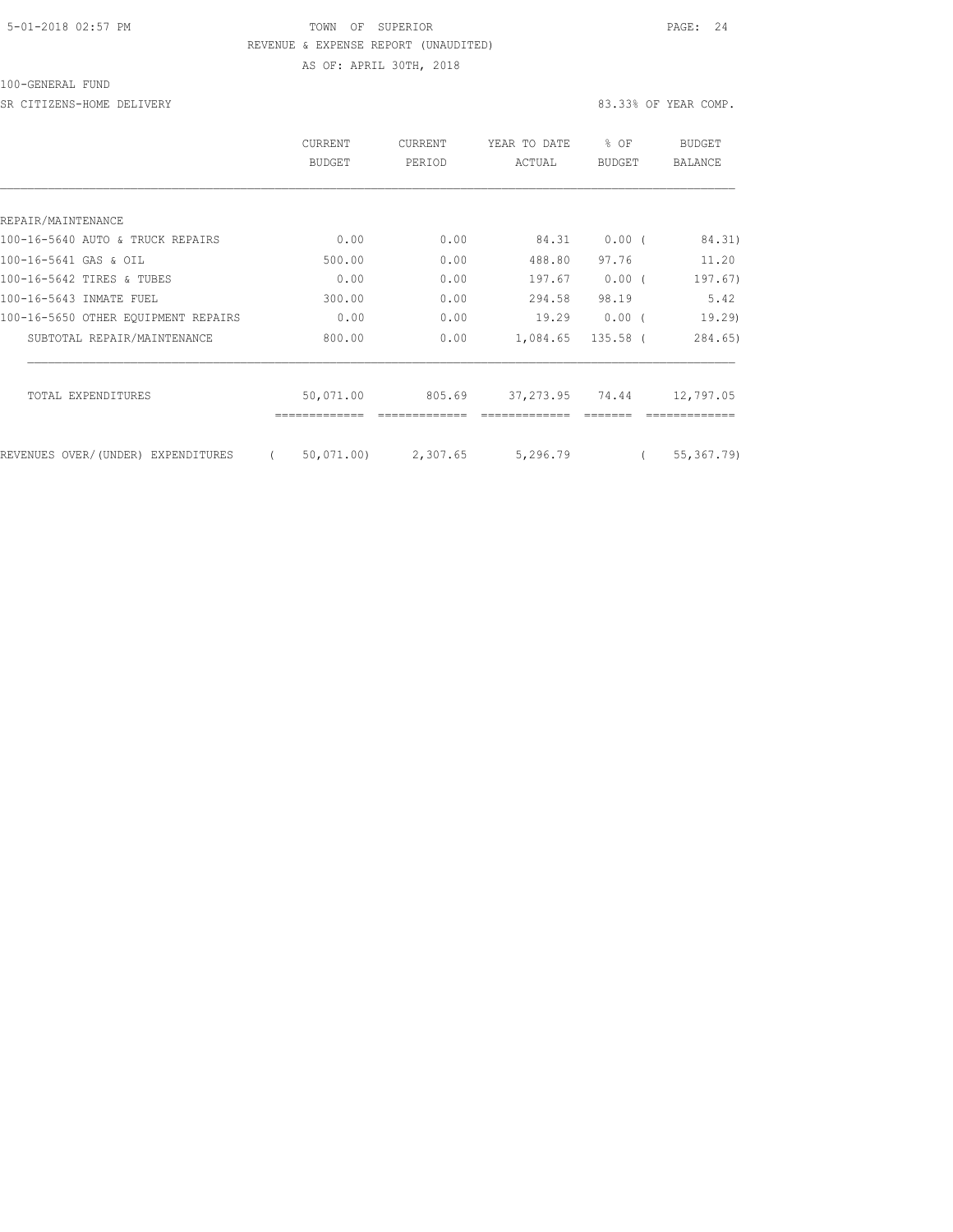TOWN OF SUPERIOR
REVENUE & EXPENSE REPORT (UNAUDITED)
AS OF: APRIL 30TH, 2018

100-GENERAL FUND

SR CITIZENS-HOME DELIVERY — 83.33% OF YEAR COMP.

| | CURRENT BUDGET | CURRENT PERIOD | YEAR TO DATE ACTUAL | % OF BUDGET | BUDGET BALANCE |
|---|---|---|---|---|---|
| REPAIR/MAINTENANCE | | | | | |
| 100-16-5640 AUTO & TRUCK REPAIRS | 0.00 | 0.00 | 84.31 | 0.00 | (84.31) |
| 100-16-5641 GAS & OIL | 500.00 | 0.00 | 488.80 | 97.76 | 11.20 |
| 100-16-5642 TIRES & TUBES | 0.00 | 0.00 | 197.67 | 0.00 | (197.67) |
| 100-16-5643 INMATE FUEL | 300.00 | 0.00 | 294.58 | 98.19 | 5.42 |
| 100-16-5650 OTHER EQUIPMENT REPAIRS | 0.00 | 0.00 | 19.29 | 0.00 | (19.29) |
| SUBTOTAL REPAIR/MAINTENANCE | 800.00 | 0.00 | 1,084.65 | 135.58 | (284.65) |
| TOTAL EXPENDITURES | 50,071.00 | 805.69 | 37,273.95 | 74.44 | 12,797.05 |
| REVENUES OVER/(UNDER) EXPENDITURES | (50,071.00) | 2,307.65 | 5,296.79 | | (55,367.79) |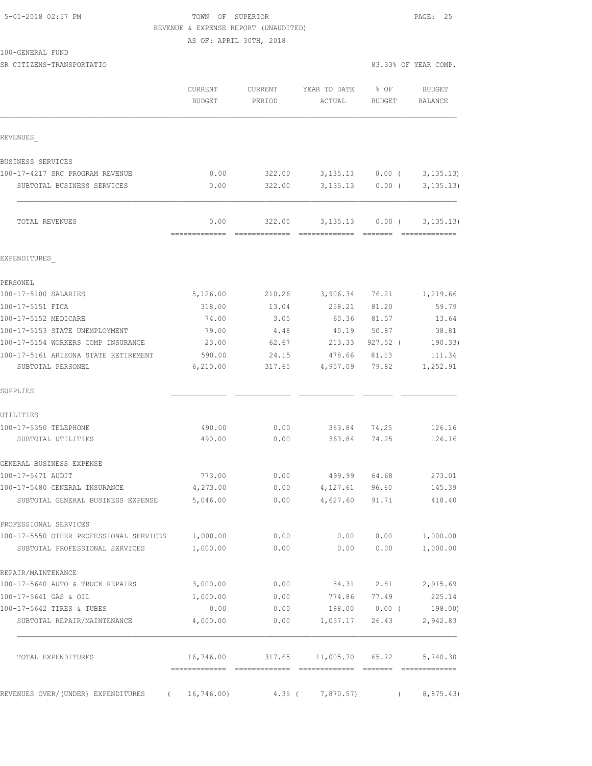5-01-2018 02:57 PM

TOWN OF SUPERIOR

REVENUE & EXPENSE REPORT (UNAUDITED)

AS OF: APRIL 30TH, 2018

100-GENERAL FUND

SR CITIZENS-TRANSPORTATIO

83.33% OF YEAR COMP.

| | CURRENT BUDGET | CURRENT PERIOD | YEAR TO DATE ACTUAL | % OF BUDGET | BUDGET BALANCE |
|---|---|---|---|---|---|
| REVENUES_ | | | | | |
| BUSINESS SERVICES | | | | | |
| 100-17-4217 SRC PROGRAM REVENUE | 0.00 | 322.00 | 3,135.13 | 0.00 ( | 3,135.13) |
| SUBTOTAL BUSINESS SERVICES | 0.00 | 322.00 | 3,135.13 | 0.00 ( | 3,135.13) |
| TOTAL REVENUES | 0.00 | 322.00 | 3,135.13 | 0.00 ( | 3,135.13) |
| EXPENDITURES_ | | | | | |
| PERSONEL | | | | | |
| 100-17-5100 SALARIES | 5,126.00 | 210.26 | 3,906.34 | 76.21 | 1,219.66 |
| 100-17-5151 FICA | 318.00 | 13.04 | 258.21 | 81.20 | 59.79 |
| 100-17-5152 MEDICARE | 74.00 | 3.05 | 60.36 | 81.57 | 13.64 |
| 100-17-5153 STATE UNEMPLOYMENT | 79.00 | 4.48 | 40.19 | 50.87 | 38.81 |
| 100-17-5154 WORKERS COMP INSURANCE | 23.00 | 62.67 | 213.33 | 927.52 ( | 190.33) |
| 100-17-5161 ARIZONA STATE RETIREMENT | 590.00 | 24.15 | 478.66 | 81.13 | 111.34 |
| SUBTOTAL PERSONEL | 6,210.00 | 317.65 | 4,957.09 | 79.82 | 1,252.91 |
| SUPPLIES | | | | | |
| UTILITIES | | | | | |
| 100-17-5350 TELEPHONE | 490.00 | 0.00 | 363.84 | 74.25 | 126.16 |
| SUBTOTAL UTILITIES | 490.00 | 0.00 | 363.84 | 74.25 | 126.16 |
| GENERAL BUSINESS EXPENSE | | | | | |
| 100-17-5471 AUDIT | 773.00 | 0.00 | 499.99 | 64.68 | 273.01 |
| 100-17-5480 GENERAL INSURANCE | 4,273.00 | 0.00 | 4,127.61 | 96.60 | 145.39 |
| SUBTOTAL GENERAL BUSINESS EXPENSE | 5,046.00 | 0.00 | 4,627.60 | 91.71 | 418.40 |
| PROFESSIONAL SERVICES | | | | | |
| 100-17-5550 OTHER PROFESSIONAL SERVICES | 1,000.00 | 0.00 | 0.00 | 0.00 | 1,000.00 |
| SUBTOTAL PROFESSIONAL SERVICES | 1,000.00 | 0.00 | 0.00 | 0.00 | 1,000.00 |
| REPAIR/MAINTENANCE | | | | | |
| 100-17-5640 AUTO & TRUCK REPAIRS | 3,000.00 | 0.00 | 84.31 | 2.81 | 2,915.69 |
| 100-17-5641 GAS & OIL | 1,000.00 | 0.00 | 774.86 | 77.49 | 225.14 |
| 100-17-5642 TIRES & TUBES | 0.00 | 0.00 | 198.00 | 0.00 ( | 198.00) |
| SUBTOTAL REPAIR/MAINTENANCE | 4,000.00 | 0.00 | 1,057.17 | 26.43 | 2,942.83 |
| TOTAL EXPENDITURES | 16,746.00 | 317.65 | 11,005.70 | 65.72 | 5,740.30 |
| REVENUES OVER/(UNDER) EXPENDITURES | ( 16,746.00) | 4.35 | ( 7,870.57) | | ( 8,875.43) |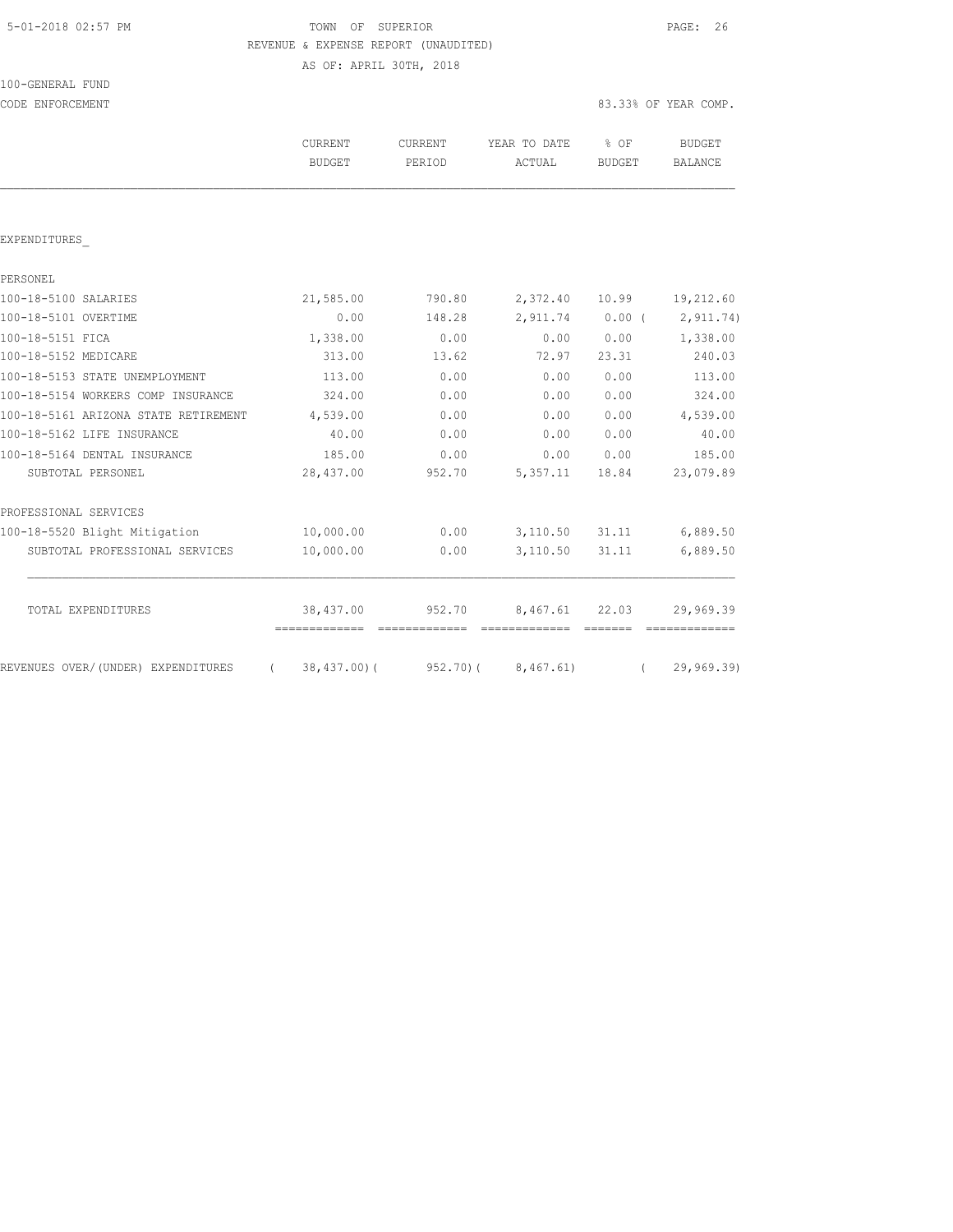5-01-2018 02:57 PM

TOWN OF SUPERIOR

REVENUE & EXPENSE REPORT (UNAUDITED)

AS OF: APRIL 30TH, 2018

100-GENERAL FUND

CODE ENFORCEMENT

83.33% OF YEAR COMP.

| | CURRENT BUDGET | CURRENT PERIOD | YEAR TO DATE ACTUAL | % OF BUDGET | BUDGET BALANCE |
|---|---|---|---|---|---|
| EXPENDITURES_ | | | | | |
| PERSONEL | | | | | |
| 100-18-5100 SALARIES | 21,585.00 | 790.80 | 2,372.40 | 10.99 | 19,212.60 |
| 100-18-5101 OVERTIME | 0.00 | 148.28 | 2,911.74 | 0.00 | ( 2,911.74) |
| 100-18-5151 FICA | 1,338.00 | 0.00 | 0.00 | 0.00 | 1,338.00 |
| 100-18-5152 MEDICARE | 313.00 | 13.62 | 72.97 | 23.31 | 240.03 |
| 100-18-5153 STATE UNEMPLOYMENT | 113.00 | 0.00 | 0.00 | 0.00 | 113.00 |
| 100-18-5154 WORKERS COMP INSURANCE | 324.00 | 0.00 | 0.00 | 0.00 | 324.00 |
| 100-18-5161 ARIZONA STATE RETIREMENT | 4,539.00 | 0.00 | 0.00 | 0.00 | 4,539.00 |
| 100-18-5162 LIFE INSURANCE | 40.00 | 0.00 | 0.00 | 0.00 | 40.00 |
| 100-18-5164 DENTAL INSURANCE | 185.00 | 0.00 | 0.00 | 0.00 | 185.00 |
| SUBTOTAL PERSONEL | 28,437.00 | 952.70 | 5,357.11 | 18.84 | 23,079.89 |
| PROFESSIONAL SERVICES | | | | | |
| 100-18-5520 Blight Mitigation | 10,000.00 | 0.00 | 3,110.50 | 31.11 | 6,889.50 |
| SUBTOTAL PROFESSIONAL SERVICES | 10,000.00 | 0.00 | 3,110.50 | 31.11 | 6,889.50 |
| TOTAL EXPENDITURES | 38,437.00 | 952.70 | 8,467.61 | 22.03 | 29,969.39 |
| REVENUES OVER/(UNDER) EXPENDITURES | ( 38,437.00) | ( 952.70) | ( 8,467.61) | | ( 29,969.39) |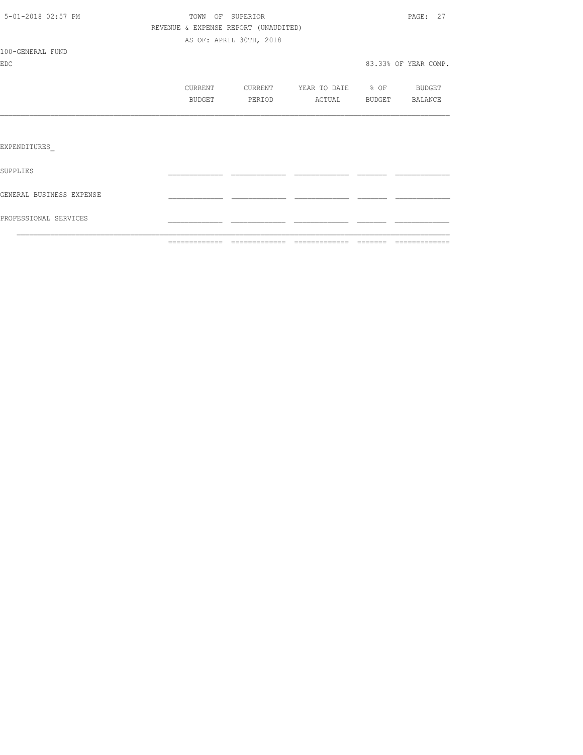TOWN OF SUPERIOR
REVENUE & EXPENSE REPORT (UNAUDITED)
AS OF: APRIL 30TH, 2018

100-GENERAL FUND
EDC

83.33% OF YEAR COMP.

| | CURRENT BUDGET | CURRENT PERIOD | YEAR TO DATE ACTUAL | % OF BUDGET | BUDGET BALANCE |
|---|---|---|---|---|---|
| EXPENDITURES_ | | | | | |
| SUPPLIES | | | | | |
| GENERAL BUSINESS EXPENSE | | | | | |
| PROFESSIONAL SERVICES | | | | | |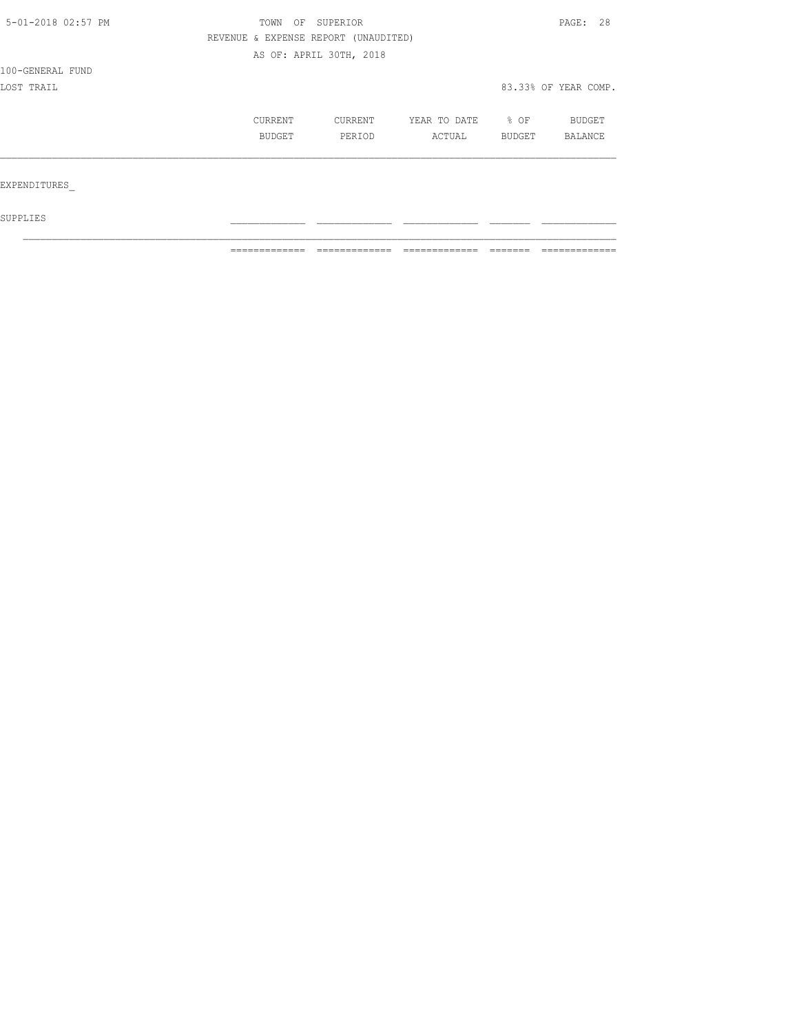TOWN OF SUPERIOR

REVENUE & EXPENSE REPORT (UNAUDITED)

AS OF: APRIL 30TH, 2018

100-GENERAL FUND

LOST TRAIL

83.33% OF YEAR COMP.

| | CURRENT BUDGET | CURRENT PERIOD | YEAR TO DATE ACTUAL | % OF BUDGET | BUDGET BALANCE |
|---|---|---|---|---|---|
| EXPENDITURES_ | | | | | |
| SUPPLIES | | | | | |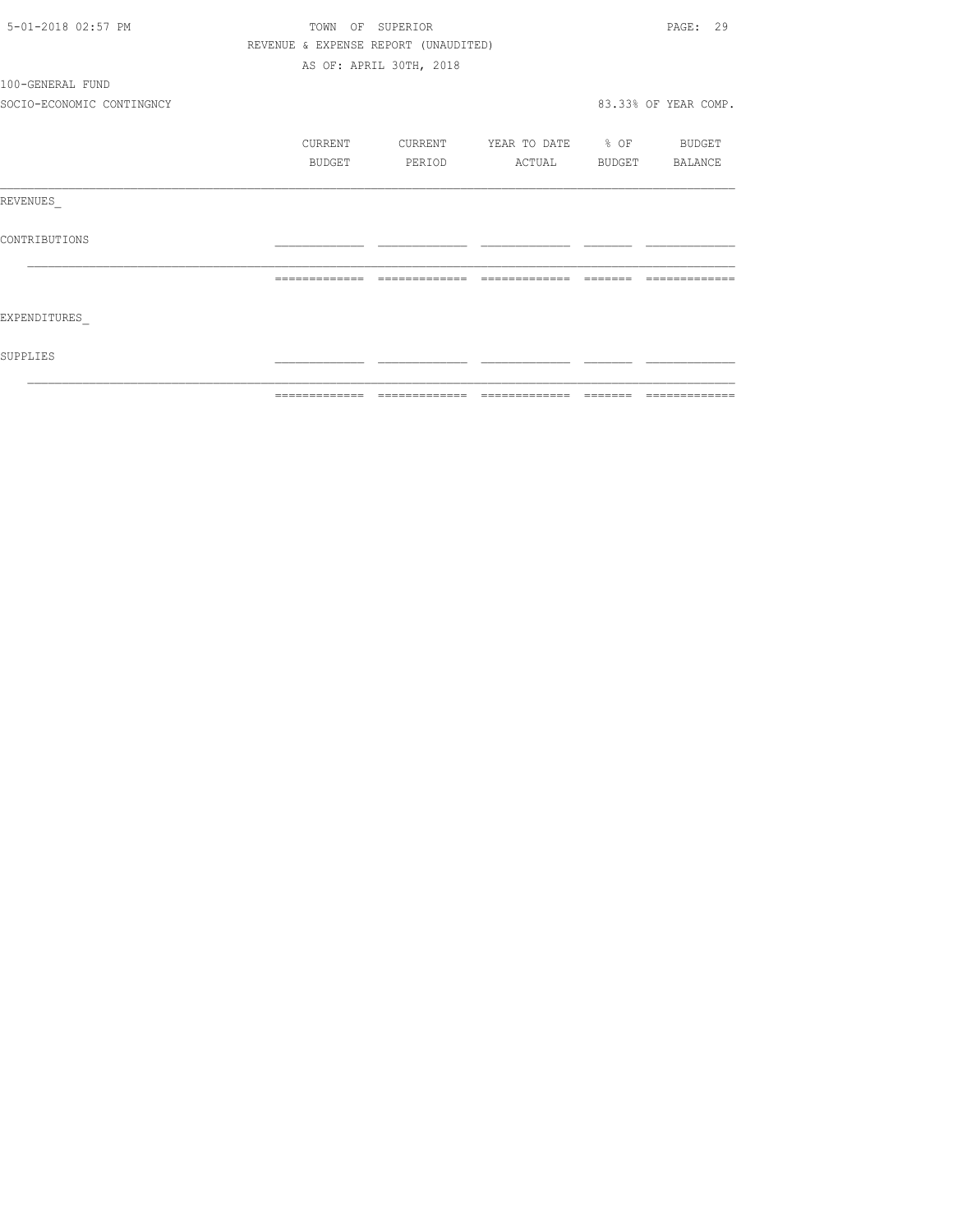TOWN OF SUPERIOR

REVENUE & EXPENSE REPORT (UNAUDITED)

AS OF: APRIL 30TH, 2018

100-GENERAL FUND

SOCIO-ECONOMIC CONTINGNCY

83.33% OF YEAR COMP.

| | CURRENT BUDGET | CURRENT PERIOD | YEAR TO DATE ACTUAL | % OF BUDGET | BUDGET BALANCE |
|---|---|---|---|---|---|
| REVENUES_ | | | | | |
| CONTRIBUTIONS | | | | | |
| | | | | | |
| EXPENDITURES_ | | | | | |
| SUPPLIES | | | | | |
| | | | | | |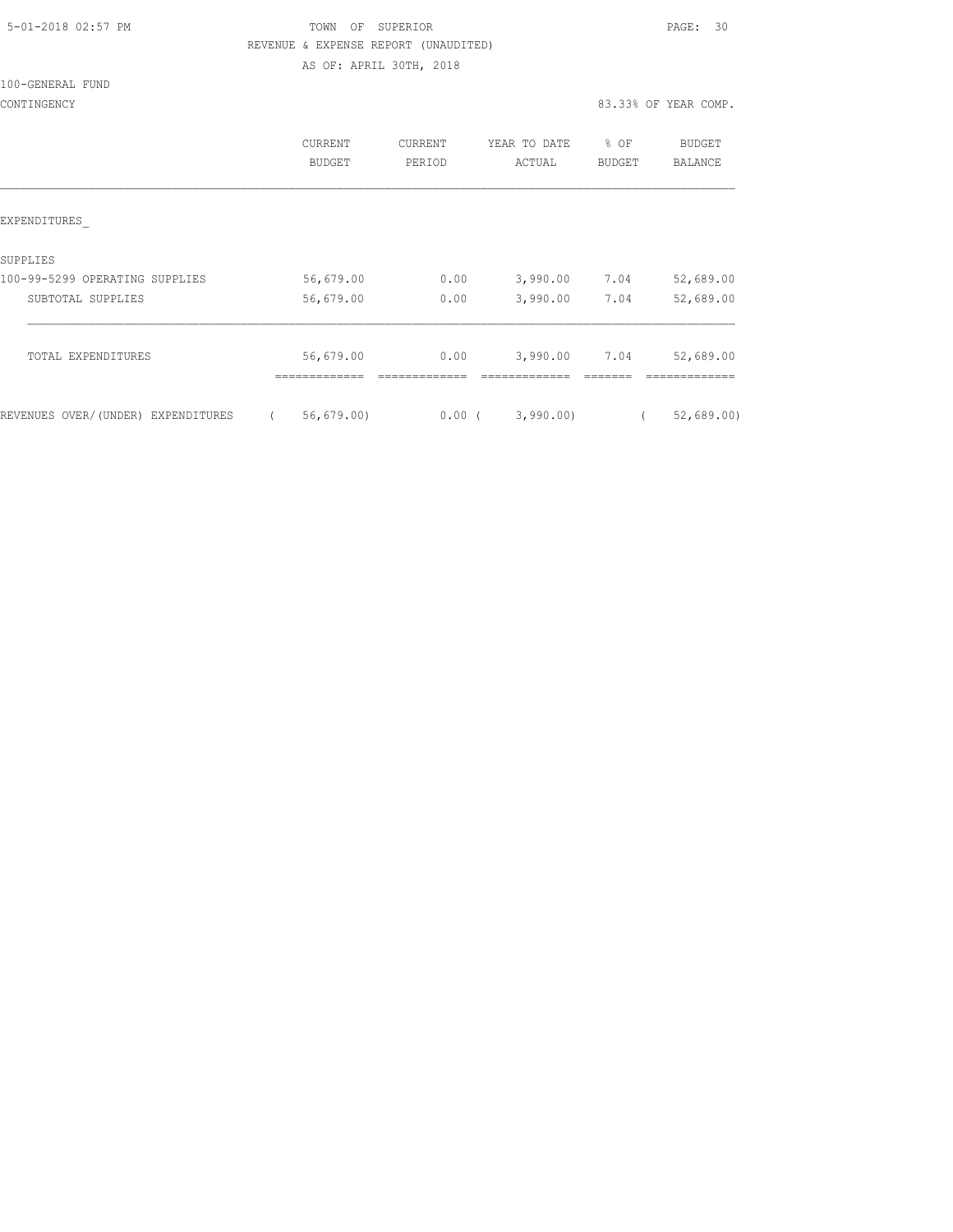TOWN OF SUPERIOR
REVENUE & EXPENSE REPORT (UNAUDITED)
AS OF: APRIL 30TH, 2018

100-GENERAL FUND
CONTINGENCY

83.33% OF YEAR COMP.

| | CURRENT BUDGET | CURRENT PERIOD | YEAR TO DATE ACTUAL | % OF BUDGET | BUDGET BALANCE |
|---|---|---|---|---|---|
| EXPENDITURES_ | | | | | |
| SUPPLIES | | | | | |
| 100-99-5299 OPERATING SUPPLIES | 56,679.00 | 0.00 | 3,990.00 | 7.04 | 52,689.00 |
| SUBTOTAL SUPPLIES | 56,679.00 | 0.00 | 3,990.00 | 7.04 | 52,689.00 |
| TOTAL EXPENDITURES | 56,679.00 | 0.00 | 3,990.00 | 7.04 | 52,689.00 |
| REVENUES OVER/(UNDER) EXPENDITURES | ( 56,679.00) | 0.00 | ( 3,990.00) | | ( 52,689.00) |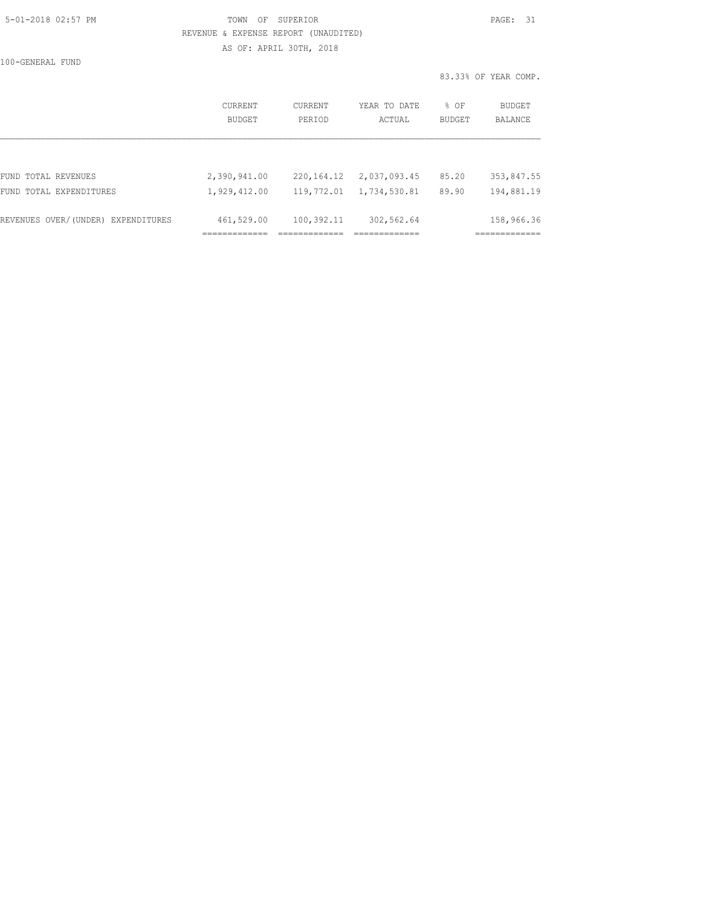TOWN OF SUPERIOR

REVENUE & EXPENSE REPORT (UNAUDITED)

AS OF: APRIL 30TH, 2018

100-GENERAL FUND

83.33% OF YEAR COMP.

| | CURRENT BUDGET | CURRENT PERIOD | YEAR TO DATE ACTUAL | % OF BUDGET | BUDGET BALANCE |
|---|---|---|---|---|---|
| FUND TOTAL REVENUES | 2,390,941.00 | 220,164.12 | 2,037,093.45 | 85.20 | 353,847.55 |
| FUND TOTAL EXPENDITURES | 1,929,412.00 | 119,772.01 | 1,734,530.81 | 89.90 | 194,881.19 |
| REVENUES OVER/(UNDER) EXPENDITURES | 461,529.00 | 100,392.11 | 302,562.64 | | 158,966.36 |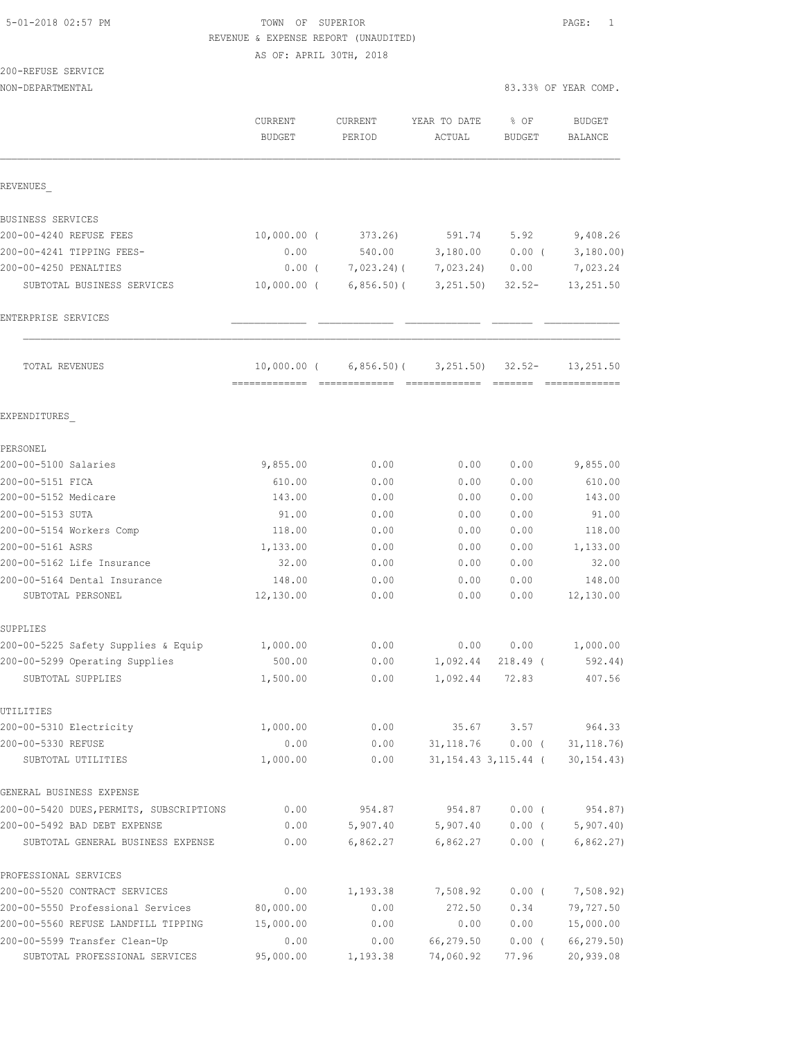5-01-2018 02:57 PM

TOWN OF SUPERIOR

REVENUE & EXPENSE REPORT (UNAUDITED)

AS OF: APRIL 30TH, 2018

200-REFUSE SERVICE

NON-DEPARTMENTAL

83.33% OF YEAR COMP.

| | CURRENT BUDGET | CURRENT PERIOD | YEAR TO DATE ACTUAL | % OF BUDGET | BUDGET BALANCE |
|---|---|---|---|---|---|
| **REVENUES** | | | | | |
| BUSINESS SERVICES | | | | | |
| 200-00-4240 REFUSE FEES | 10,000.00 | ( 373.26) | 591.74 | 5.92 | 9,408.26 |
| 200-00-4241 TIPPING FEES- | 0.00 | 540.00 | 3,180.00 | 0.00 | ( 3,180.00) |
| 200-00-4250 PENALTIES | 0.00 | ( 7,023.24) | ( 7,023.24) | 0.00 | 7,023.24 |
| SUBTOTAL BUSINESS SERVICES | 10,000.00 | ( 6,856.50) | ( 3,251.50) | 32.52- | 13,251.50 |
| ENTERPRISE SERVICES | | | | | |
| TOTAL REVENUES | 10,000.00 | ( 6,856.50) | ( 3,251.50) | 32.52- | 13,251.50 |
| **EXPENDITURES** | | | | | |
| PERSONEL | | | | | |
| 200-00-5100 Salaries | 9,855.00 | 0.00 | 0.00 | 0.00 | 9,855.00 |
| 200-00-5151 FICA | 610.00 | 0.00 | 0.00 | 0.00 | 610.00 |
| 200-00-5152 Medicare | 143.00 | 0.00 | 0.00 | 0.00 | 143.00 |
| 200-00-5153 SUTA | 91.00 | 0.00 | 0.00 | 0.00 | 91.00 |
| 200-00-5154 Workers Comp | 118.00 | 0.00 | 0.00 | 0.00 | 118.00 |
| 200-00-5161 ASRS | 1,133.00 | 0.00 | 0.00 | 0.00 | 1,133.00 |
| 200-00-5162 Life Insurance | 32.00 | 0.00 | 0.00 | 0.00 | 32.00 |
| 200-00-5164 Dental Insurance | 148.00 | 0.00 | 0.00 | 0.00 | 148.00 |
| SUBTOTAL PERSONEL | 12,130.00 | 0.00 | 0.00 | 0.00 | 12,130.00 |
| SUPPLIES | | | | | |
| 200-00-5225 Safety Supplies & Equip | 1,000.00 | 0.00 | 0.00 | 0.00 | 1,000.00 |
| 200-00-5299 Operating Supplies | 500.00 | 0.00 | 1,092.44 | 218.49 | ( 592.44) |
| SUBTOTAL SUPPLIES | 1,500.00 | 0.00 | 1,092.44 | 72.83 | 407.56 |
| UTILITIES | | | | | |
| 200-00-5310 Electricity | 1,000.00 | 0.00 | 35.67 | 3.57 | 964.33 |
| 200-00-5330 REFUSE | 0.00 | 0.00 | 31,118.76 | 0.00 | ( 31,118.76) |
| SUBTOTAL UTILITIES | 1,000.00 | 0.00 | 31,154.43 | 3,115.44 | ( 30,154.43) |
| GENERAL BUSINESS EXPENSE | | | | | |
| 200-00-5420 DUES,PERMITS, SUBSCRIPTIONS | 0.00 | 954.87 | 954.87 | 0.00 | ( 954.87) |
| 200-00-5492 BAD DEBT EXPENSE | 0.00 | 5,907.40 | 5,907.40 | 0.00 | ( 5,907.40) |
| SUBTOTAL GENERAL BUSINESS EXPENSE | 0.00 | 6,862.27 | 6,862.27 | 0.00 | ( 6,862.27) |
| PROFESSIONAL SERVICES | | | | | |
| 200-00-5520 CONTRACT SERVICES | 0.00 | 1,193.38 | 7,508.92 | 0.00 | ( 7,508.92) |
| 200-00-5550 Professional Services | 80,000.00 | 0.00 | 272.50 | 0.34 | 79,727.50 |
| 200-00-5560 REFUSE LANDFILL TIPPING | 15,000.00 | 0.00 | 0.00 | 0.00 | 15,000.00 |
| 200-00-5599 Transfer Clean-Up | 0.00 | 0.00 | 66,279.50 | 0.00 | ( 66,279.50) |
| SUBTOTAL PROFESSIONAL SERVICES | 95,000.00 | 1,193.38 | 74,060.92 | 77.96 | 20,939.08 |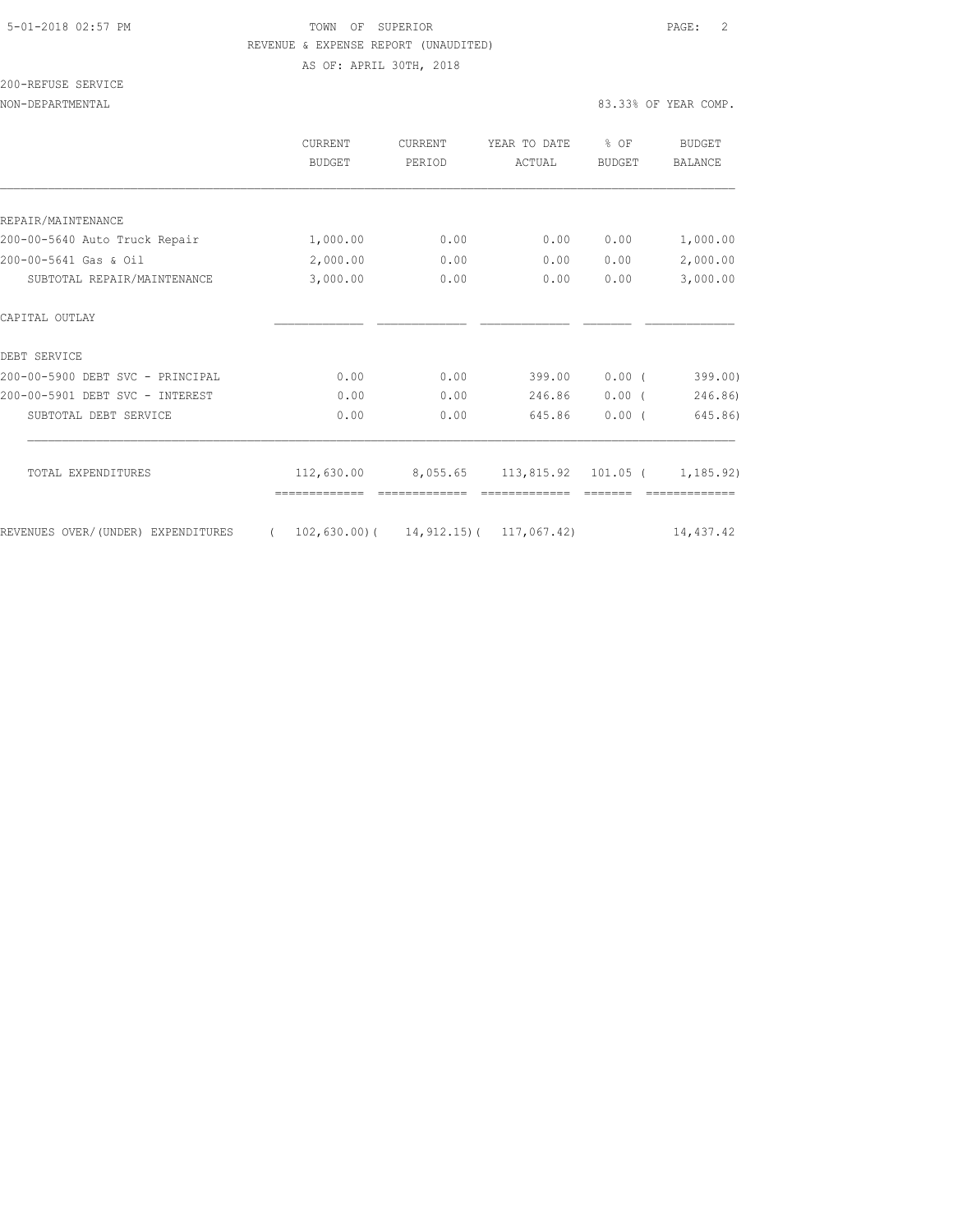TOWN OF SUPERIOR

REVENUE & EXPENSE REPORT (UNAUDITED)

AS OF: APRIL 30TH, 2018

200-REFUSE SERVICE

NON-DEPARTMENTAL — 83.33% OF YEAR COMP.

| | CURRENT BUDGET | CURRENT PERIOD | YEAR TO DATE ACTUAL | % OF BUDGET | BUDGET BALANCE |
|---|---|---|---|---|---|
| REPAIR/MAINTENANCE | | | | | |
| 200-00-5640 Auto Truck Repair | 1,000.00 | 0.00 | 0.00 | 0.00 | 1,000.00 |
| 200-00-5641 Gas & Oil | 2,000.00 | 0.00 | 0.00 | 0.00 | 2,000.00 |
| SUBTOTAL REPAIR/MAINTENANCE | 3,000.00 | 0.00 | 0.00 | 0.00 | 3,000.00 |
| CAPITAL OUTLAY | | | | | |
| DEBT SERVICE | | | | | |
| 200-00-5900 DEBT SVC - PRINCIPAL | 0.00 | 0.00 | 399.00 | 0.00 | ( 399.00) |
| 200-00-5901 DEBT SVC - INTEREST | 0.00 | 0.00 | 246.86 | 0.00 | ( 246.86) |
| SUBTOTAL DEBT SERVICE | 0.00 | 0.00 | 645.86 | 0.00 | ( 645.86) |
| TOTAL EXPENDITURES | 112,630.00 | 8,055.65 | 113,815.92 | 101.05 | ( 1,185.92) |
| REVENUES OVER/(UNDER) EXPENDITURES | ( 102,630.00) | ( 14,912.15) | ( 117,067.42) | | 14,437.42 |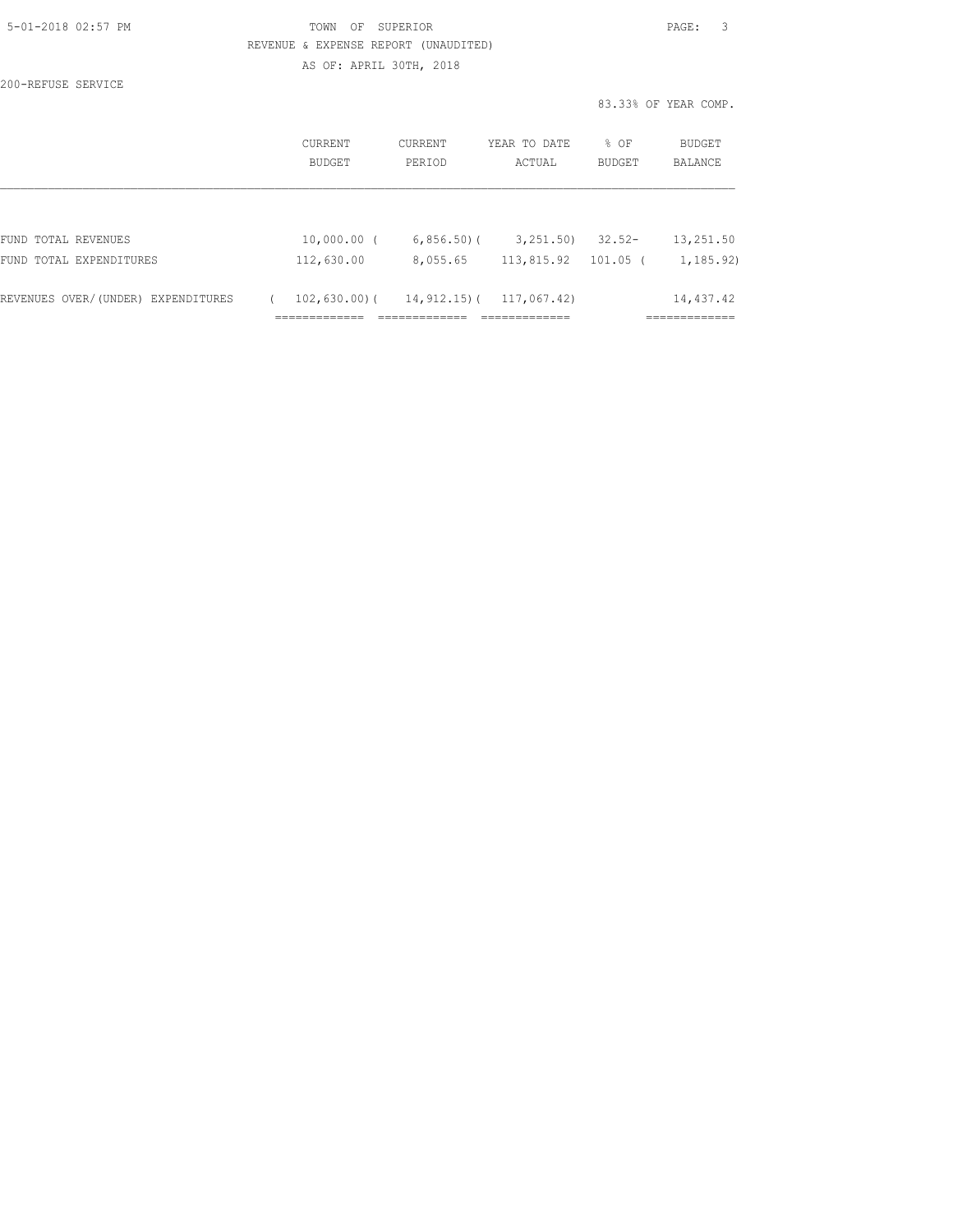TOWN OF SUPERIOR

REVENUE & EXPENSE REPORT (UNAUDITED)

AS OF: APRIL 30TH, 2018

200-REFUSE SERVICE

83.33% OF YEAR COMP.

| | CURRENT BUDGET | CURRENT PERIOD | YEAR TO DATE ACTUAL | % OF BUDGET | BUDGET BALANCE |
|---|---|---|---|---|---|
| FUND TOTAL REVENUES | 10,000.00 | ( 6,856.50) | ( 3,251.50) | 32.52- | 13,251.50 |
| FUND TOTAL EXPENDITURES | 112,630.00 | 8,055.65 | 113,815.92 | 101.05 | ( 1,185.92) |
| REVENUES OVER/(UNDER) EXPENDITURES | ( 102,630.00) | ( 14,912.15) | ( 117,067.42) | | 14,437.42 |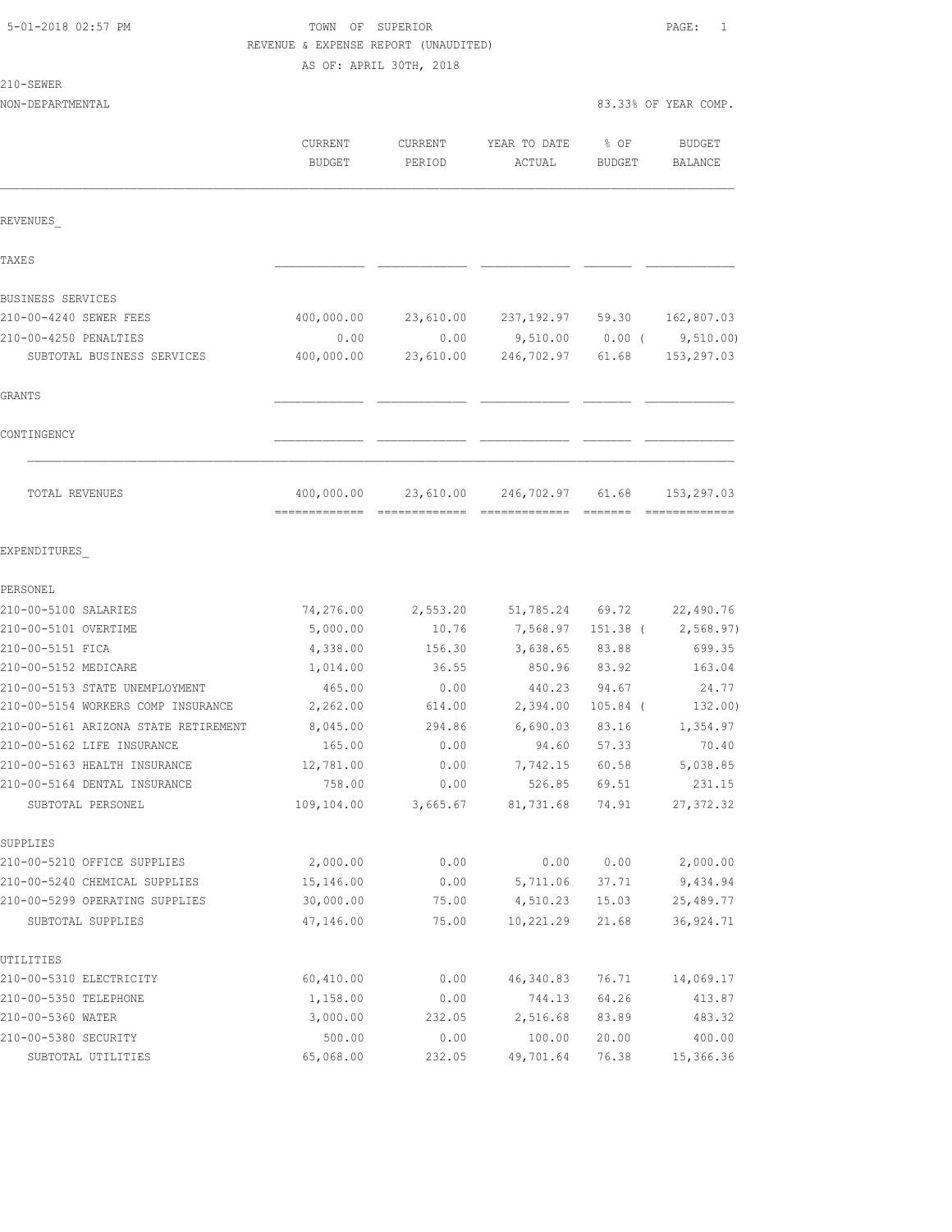5-01-2018 02:57 PM

TOWN OF SUPERIOR

REVENUE & EXPENSE REPORT (UNAUDITED)

AS OF: APRIL 30TH, 2018

210-SEWER

NON-DEPARTMENTAL

83.33% OF YEAR COMP.

| | CURRENT BUDGET | CURRENT PERIOD | YEAR TO DATE ACTUAL | % OF BUDGET | BUDGET BALANCE |
|---|---|---|---|---|---|
| **REVENUES** | | | | | |
| TAXES | | | | | |
| BUSINESS SERVICES | | | | | |
| 210-00-4240 SEWER FEES | 400,000.00 | 23,610.00 | 237,192.97 | 59.30 | 162,807.03 |
| 210-00-4250 PENALTIES | 0.00 | 0.00 | 9,510.00 | 0.00 ( | 9,510.00) |
| SUBTOTAL BUSINESS SERVICES | 400,000.00 | 23,610.00 | 246,702.97 | 61.68 | 153,297.03 |
| GRANTS | | | | | |
| CONTINGENCY | | | | | |
| TOTAL REVENUES | 400,000.00 | 23,610.00 | 246,702.97 | 61.68 | 153,297.03 |
| **EXPENDITURES** | | | | | |
| PERSONEL | | | | | |
| 210-00-5100 SALARIES | 74,276.00 | 2,553.20 | 51,785.24 | 69.72 | 22,490.76 |
| 210-00-5101 OVERTIME | 5,000.00 | 10.76 | 7,568.97 | 151.38 ( | 2,568.97) |
| 210-00-5151 FICA | 4,338.00 | 156.30 | 3,638.65 | 83.88 | 699.35 |
| 210-00-5152 MEDICARE | 1,014.00 | 36.55 | 850.96 | 83.92 | 163.04 |
| 210-00-5153 STATE UNEMPLOYMENT | 465.00 | 0.00 | 440.23 | 94.67 | 24.77 |
| 210-00-5154 WORKERS COMP INSURANCE | 2,262.00 | 614.00 | 2,394.00 | 105.84 ( | 132.00) |
| 210-00-5161 ARIZONA STATE RETIREMENT | 8,045.00 | 294.86 | 6,690.03 | 83.16 | 1,354.97 |
| 210-00-5162 LIFE INSURANCE | 165.00 | 0.00 | 94.60 | 57.33 | 70.40 |
| 210-00-5163 HEALTH INSURANCE | 12,781.00 | 0.00 | 7,742.15 | 60.58 | 5,038.85 |
| 210-00-5164 DENTAL INSURANCE | 758.00 | 0.00 | 526.85 | 69.51 | 231.15 |
| SUBTOTAL PERSONEL | 109,104.00 | 3,665.67 | 81,731.68 | 74.91 | 27,372.32 |
| SUPPLIES | | | | | |
| 210-00-5210 OFFICE SUPPLIES | 2,000.00 | 0.00 | 0.00 | 0.00 | 2,000.00 |
| 210-00-5240 CHEMICAL SUPPLIES | 15,146.00 | 0.00 | 5,711.06 | 37.71 | 9,434.94 |
| 210-00-5299 OPERATING SUPPLIES | 30,000.00 | 75.00 | 4,510.23 | 15.03 | 25,489.77 |
| SUBTOTAL SUPPLIES | 47,146.00 | 75.00 | 10,221.29 | 21.68 | 36,924.71 |
| UTILITIES | | | | | |
| 210-00-5310 ELECTRICITY | 60,410.00 | 0.00 | 46,340.83 | 76.71 | 14,069.17 |
| 210-00-5350 TELEPHONE | 1,158.00 | 0.00 | 744.13 | 64.26 | 413.87 |
| 210-00-5360 WATER | 3,000.00 | 232.05 | 2,516.68 | 83.89 | 483.32 |
| 210-00-5380 SECURITY | 500.00 | 0.00 | 100.00 | 20.00 | 400.00 |
| SUBTOTAL UTILITIES | 65,068.00 | 232.05 | 49,701.64 | 76.38 | 15,366.36 |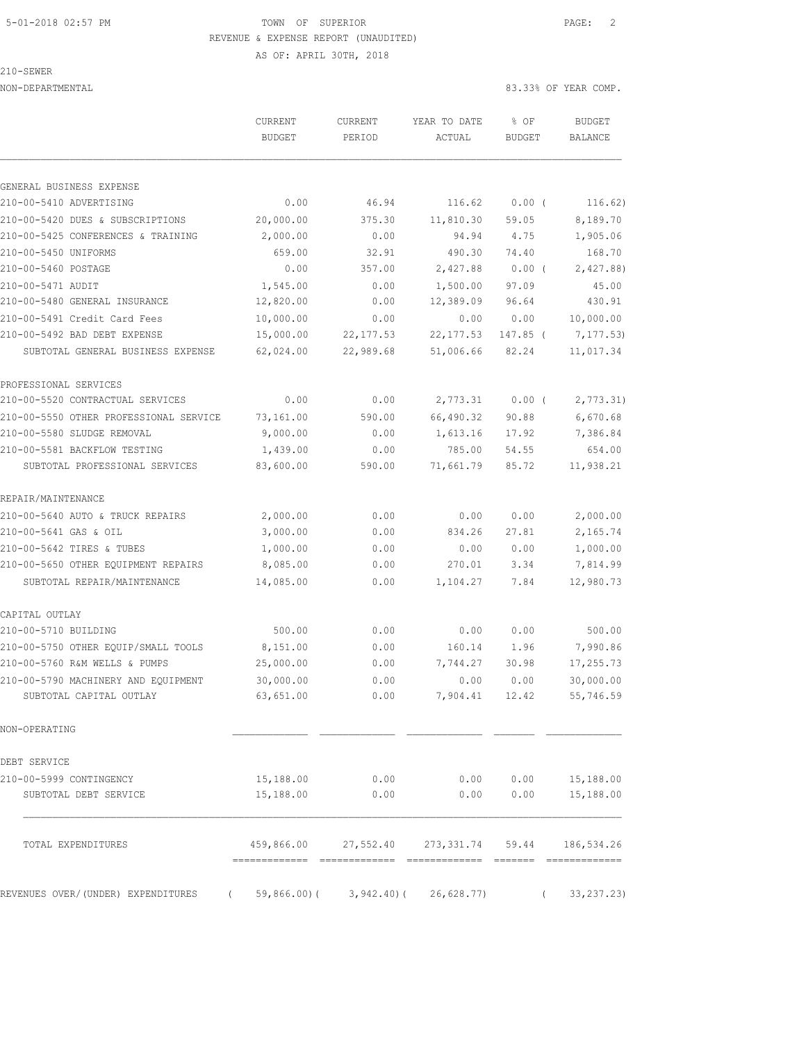TOWN OF SUPERIOR

REVENUE & EXPENSE REPORT (UNAUDITED)

AS OF: APRIL 30TH, 2018

210-SEWER

NON-DEPARTMENTAL — 83.33% OF YEAR COMP.

| | CURRENT BUDGET | CURRENT PERIOD | YEAR TO DATE ACTUAL | % OF BUDGET | BUDGET BALANCE |
|---|---|---|---|---|---|
| GENERAL BUSINESS EXPENSE | | | | | |
| 210-00-5410 ADVERTISING | 0.00 | 46.94 | 116.62 | 0.00 ( | 116.62) |
| 210-00-5420 DUES & SUBSCRIPTIONS | 20,000.00 | 375.30 | 11,810.30 | 59.05 | 8,189.70 |
| 210-00-5425 CONFERENCES & TRAINING | 2,000.00 | 0.00 | 94.94 | 4.75 | 1,905.06 |
| 210-00-5450 UNIFORMS | 659.00 | 32.91 | 490.30 | 74.40 | 168.70 |
| 210-00-5460 POSTAGE | 0.00 | 357.00 | 2,427.88 | 0.00 ( | 2,427.88) |
| 210-00-5471 AUDIT | 1,545.00 | 0.00 | 1,500.00 | 97.09 | 45.00 |
| 210-00-5480 GENERAL INSURANCE | 12,820.00 | 0.00 | 12,389.09 | 96.64 | 430.91 |
| 210-00-5491 Credit Card Fees | 10,000.00 | 0.00 | 0.00 | 0.00 | 10,000.00 |
| 210-00-5492 BAD DEBT EXPENSE | 15,000.00 | 22,177.53 | 22,177.53 | 147.85 ( | 7,177.53) |
| SUBTOTAL GENERAL BUSINESS EXPENSE | 62,024.00 | 22,989.68 | 51,006.66 | 82.24 | 11,017.34 |
| PROFESSIONAL SERVICES | | | | | |
| 210-00-5520 CONTRACTUAL SERVICES | 0.00 | 0.00 | 2,773.31 | 0.00 ( | 2,773.31) |
| 210-00-5550 OTHER PROFESSIONAL SERVICE | 73,161.00 | 590.00 | 66,490.32 | 90.88 | 6,670.68 |
| 210-00-5580 SLUDGE REMOVAL | 9,000.00 | 0.00 | 1,613.16 | 17.92 | 7,386.84 |
| 210-00-5581 BACKFLOW TESTING | 1,439.00 | 0.00 | 785.00 | 54.55 | 654.00 |
| SUBTOTAL PROFESSIONAL SERVICES | 83,600.00 | 590.00 | 71,661.79 | 85.72 | 11,938.21 |
| REPAIR/MAINTENANCE | | | | | |
| 210-00-5640 AUTO & TRUCK REPAIRS | 2,000.00 | 0.00 | 0.00 | 0.00 | 2,000.00 |
| 210-00-5641 GAS & OIL | 3,000.00 | 0.00 | 834.26 | 27.81 | 2,165.74 |
| 210-00-5642 TIRES & TUBES | 1,000.00 | 0.00 | 0.00 | 0.00 | 1,000.00 |
| 210-00-5650 OTHER EQUIPMENT REPAIRS | 8,085.00 | 0.00 | 270.01 | 3.34 | 7,814.99 |
| SUBTOTAL REPAIR/MAINTENANCE | 14,085.00 | 0.00 | 1,104.27 | 7.84 | 12,980.73 |
| CAPITAL OUTLAY | | | | | |
| 210-00-5710 BUILDING | 500.00 | 0.00 | 0.00 | 0.00 | 500.00 |
| 210-00-5750 OTHER EQUIP/SMALL TOOLS | 8,151.00 | 0.00 | 160.14 | 1.96 | 7,990.86 |
| 210-00-5760 R&M WELLS & PUMPS | 25,000.00 | 0.00 | 7,744.27 | 30.98 | 17,255.73 |
| 210-00-5790 MACHINERY AND EQUIPMENT | 30,000.00 | 0.00 | 0.00 | 0.00 | 30,000.00 |
| SUBTOTAL CAPITAL OUTLAY | 63,651.00 | 0.00 | 7,904.41 | 12.42 | 55,746.59 |
| NON-OPERATING | | | | | |
| DEBT SERVICE | | | | | |
| 210-00-5999 CONTINGENCY | 15,188.00 | 0.00 | 0.00 | 0.00 | 15,188.00 |
| SUBTOTAL DEBT SERVICE | 15,188.00 | 0.00 | 0.00 | 0.00 | 15,188.00 |
| TOTAL EXPENDITURES | 459,866.00 | 27,552.40 | 273,331.74 | 59.44 | 186,534.26 |
| REVENUES OVER/(UNDER) EXPENDITURES | ( 59,866.00)( | 3,942.40)( | 26,628.77) | ( | 33,237.23) |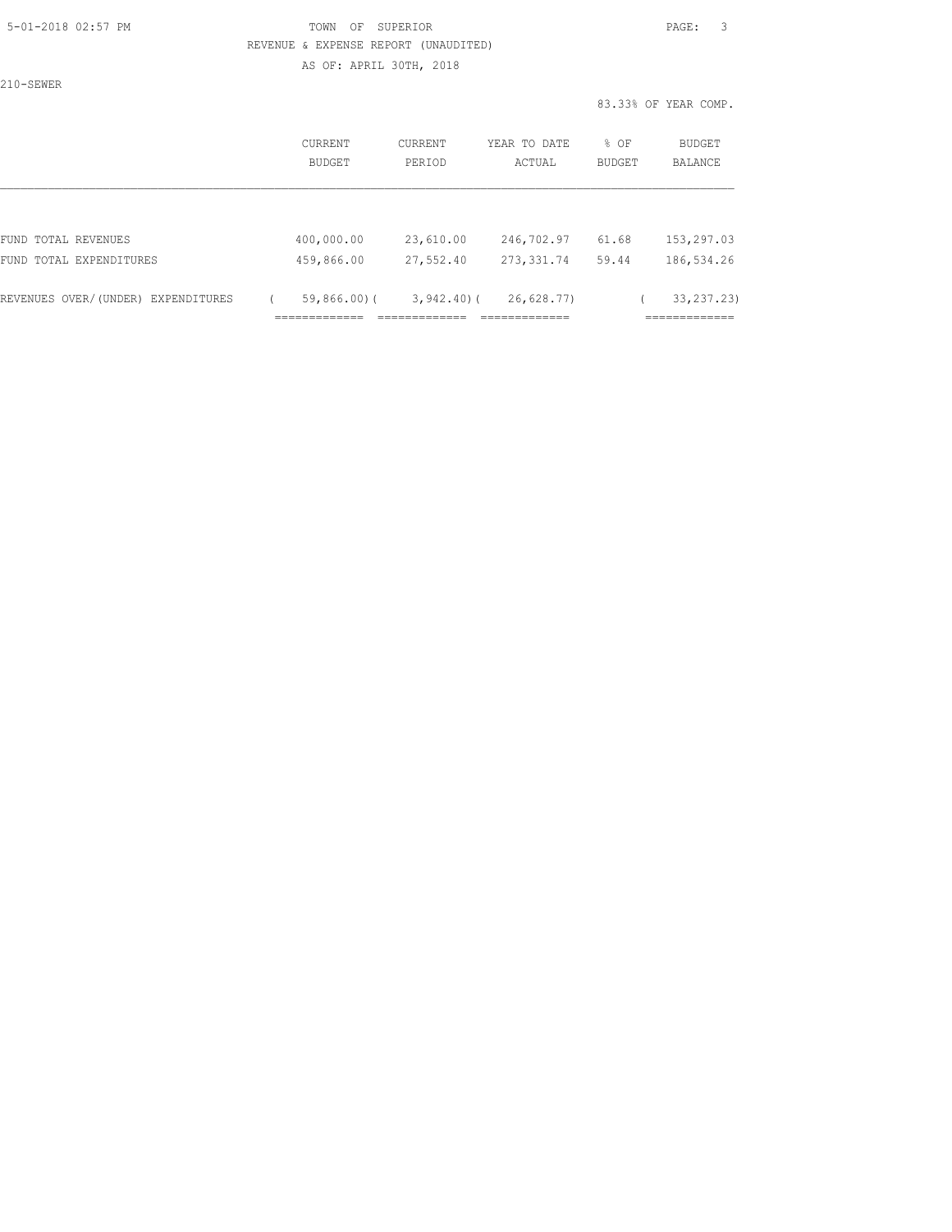TOWN OF SUPERIOR

REVENUE & EXPENSE REPORT (UNAUDITED)

AS OF: APRIL 30TH, 2018

210-SEWER

83.33% OF YEAR COMP.

| | CURRENT BUDGET | CURRENT PERIOD | YEAR TO DATE ACTUAL | % OF BUDGET | BUDGET BALANCE |
|---|---|---|---|---|---|
| FUND TOTAL REVENUES | 400,000.00 | 23,610.00 | 246,702.97 | 61.68 | 153,297.03 |
| FUND TOTAL EXPENDITURES | 459,866.00 | 27,552.40 | 273,331.74 | 59.44 | 186,534.26 |
| REVENUES OVER/(UNDER) EXPENDITURES | ( 59,866.00) | ( 3,942.40) | ( 26,628.77) | | ( 33,237.23) |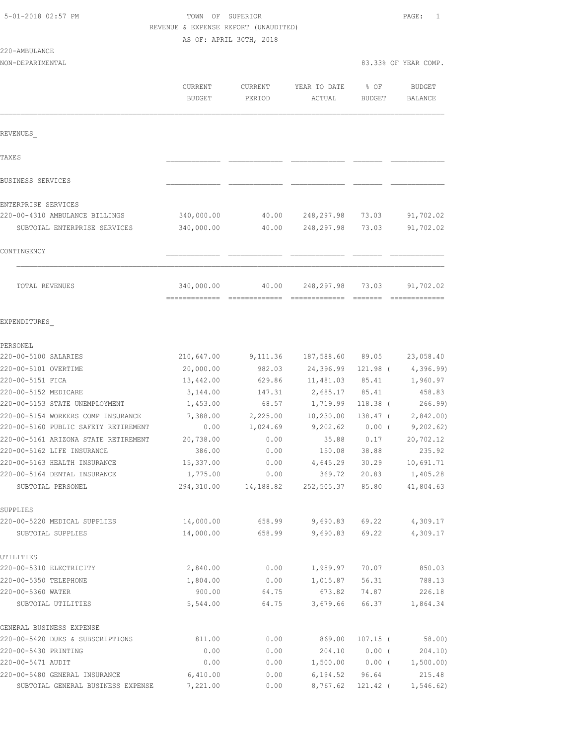5-01-2018 02:57 PM TOWN OF SUPERIOR

REVENUE & EXPENSE REPORT (UNAUDITED)

AS OF: APRIL 30TH, 2018

220-AMBULANCE

NON-DEPARTMENTAL 83.33% OF YEAR COMP.

| | CURRENT BUDGET | CURRENT PERIOD | YEAR TO DATE ACTUAL | % OF BUDGET | BUDGET BALANCE |
|---|---|---|---|---|---|
| REVENUES_ | | | | | |
| TAXES | | | | | |
| BUSINESS SERVICES | | | | | |
| ENTERPRISE SERVICES | | | | | |
| 220-00-4310 AMBULANCE BILLINGS | 340,000.00 | 40.00 | 248,297.98 | 73.03 | 91,702.02 |
| SUBTOTAL ENTERPRISE SERVICES | 340,000.00 | 40.00 | 248,297.98 | 73.03 | 91,702.02 |
| CONTINGENCY | | | | | |
| TOTAL REVENUES | 340,000.00 | 40.00 | 248,297.98 | 73.03 | 91,702.02 |
| EXPENDITURES_ | | | | | |
| PERSONEL | | | | | |
| 220-00-5100 SALARIES | 210,647.00 | 9,111.36 | 187,588.60 | 89.05 | 23,058.40 |
| 220-00-5101 OVERTIME | 20,000.00 | 982.03 | 24,396.99 | 121.98 ( | 4,396.99) |
| 220-00-5151 FICA | 13,442.00 | 629.86 | 11,481.03 | 85.41 | 1,960.97 |
| 220-00-5152 MEDICARE | 3,144.00 | 147.31 | 2,685.17 | 85.41 | 458.83 |
| 220-00-5153 STATE UNEMPLOYMENT | 1,453.00 | 68.57 | 1,719.99 | 118.38 ( | 266.99) |
| 220-00-5154 WORKERS COMP INSURANCE | 7,388.00 | 2,225.00 | 10,230.00 | 138.47 ( | 2,842.00) |
| 220-00-5160 PUBLIC SAFETY RETIREMENT | 0.00 | 1,024.69 | 9,202.62 | 0.00 ( | 9,202.62) |
| 220-00-5161 ARIZONA STATE RETIREMENT | 20,738.00 | 0.00 | 35.88 | 0.17 | 20,702.12 |
| 220-00-5162 LIFE INSURANCE | 386.00 | 0.00 | 150.08 | 38.88 | 235.92 |
| 220-00-5163 HEALTH INSURANCE | 15,337.00 | 0.00 | 4,645.29 | 30.29 | 10,691.71 |
| 220-00-5164 DENTAL INSURANCE | 1,775.00 | 0.00 | 369.72 | 20.83 | 1,405.28 |
| SUBTOTAL PERSONEL | 294,310.00 | 14,188.82 | 252,505.37 | 85.80 | 41,804.63 |
| SUPPLIES | | | | | |
| 220-00-5220 MEDICAL SUPPLIES | 14,000.00 | 658.99 | 9,690.83 | 69.22 | 4,309.17 |
| SUBTOTAL SUPPLIES | 14,000.00 | 658.99 | 9,690.83 | 69.22 | 4,309.17 |
| UTILITIES | | | | | |
| 220-00-5310 ELECTRICITY | 2,840.00 | 0.00 | 1,989.97 | 70.07 | 850.03 |
| 220-00-5350 TELEPHONE | 1,804.00 | 0.00 | 1,015.87 | 56.31 | 788.13 |
| 220-00-5360 WATER | 900.00 | 64.75 | 673.82 | 74.87 | 226.18 |
| SUBTOTAL UTILITIES | 5,544.00 | 64.75 | 3,679.66 | 66.37 | 1,864.34 |
| GENERAL BUSINESS EXPENSE | | | | | |
| 220-00-5420 DUES & SUBSCRIPTIONS | 811.00 | 0.00 | 869.00 | 107.15 ( | 58.00) |
| 220-00-5430 PRINTING | 0.00 | 0.00 | 204.10 | 0.00 ( | 204.10) |
| 220-00-5471 AUDIT | 0.00 | 0.00 | 1,500.00 | 0.00 ( | 1,500.00) |
| 220-00-5480 GENERAL INSURANCE | 6,410.00 | 0.00 | 6,194.52 | 96.64 | 215.48 |
| SUBTOTAL GENERAL BUSINESS EXPENSE | 7,221.00 | 0.00 | 8,767.62 | 121.42 ( | 1,546.62) |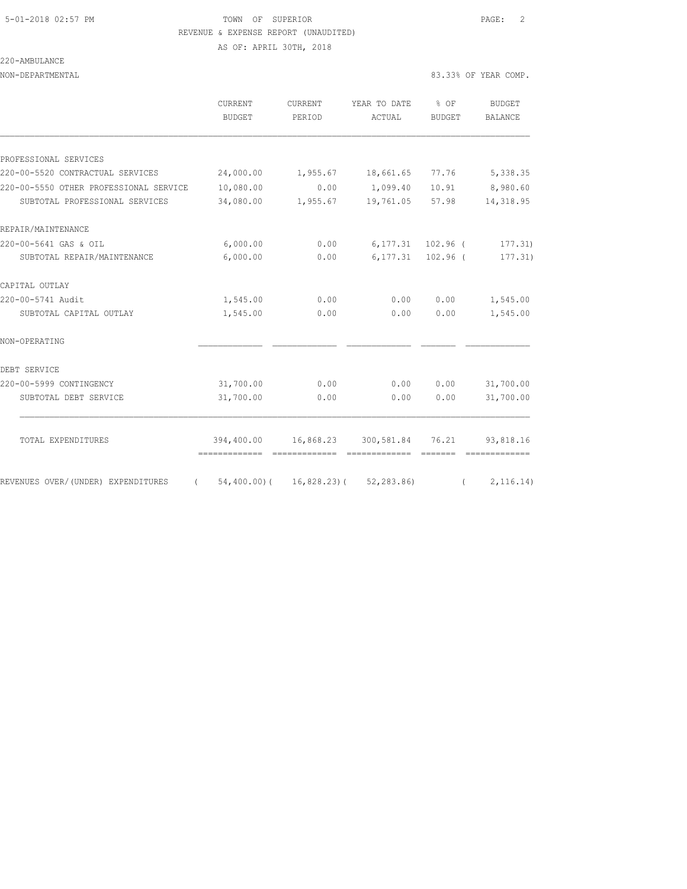TOWN OF SUPERIOR

REVENUE & EXPENSE REPORT (UNAUDITED)

AS OF: APRIL 30TH, 2018

220-AMBULANCE

NON-DEPARTMENTAL

83.33% OF YEAR COMP.

| | CURRENT BUDGET | CURRENT PERIOD | YEAR TO DATE ACTUAL | % OF BUDGET | BUDGET BALANCE |
|---|---|---|---|---|---|
| PROFESSIONAL SERVICES | | | | | |
| 220-00-5520 CONTRACTUAL SERVICES | 24,000.00 | 1,955.67 | 18,661.65 | 77.76 | 5,338.35 |
| 220-00-5550 OTHER PROFESSIONAL SERVICE | 10,080.00 | 0.00 | 1,099.40 | 10.91 | 8,980.60 |
| SUBTOTAL PROFESSIONAL SERVICES | 34,080.00 | 1,955.67 | 19,761.05 | 57.98 | 14,318.95 |
| REPAIR/MAINTENANCE | | | | | |
| 220-00-5641 GAS & OIL | 6,000.00 | 0.00 | 6,177.31 | 102.96 | ( 177.31) |
| SUBTOTAL REPAIR/MAINTENANCE | 6,000.00 | 0.00 | 6,177.31 | 102.96 | ( 177.31) |
| CAPITAL OUTLAY | | | | | |
| 220-00-5741 Audit | 1,545.00 | 0.00 | 0.00 | 0.00 | 1,545.00 |
| SUBTOTAL CAPITAL OUTLAY | 1,545.00 | 0.00 | 0.00 | 0.00 | 1,545.00 |
| NON-OPERATING | | | | | |
| DEBT SERVICE | | | | | |
| 220-00-5999 CONTINGENCY | 31,700.00 | 0.00 | 0.00 | 0.00 | 31,700.00 |
| SUBTOTAL DEBT SERVICE | 31,700.00 | 0.00 | 0.00 | 0.00 | 31,700.00 |
| TOTAL EXPENDITURES | 394,400.00 | 16,868.23 | 300,581.84 | 76.21 | 93,818.16 |
| REVENUES OVER/(UNDER) EXPENDITURES | ( 54,400.00) | ( 16,828.23) | ( 52,283.86) | | ( 2,116.14) |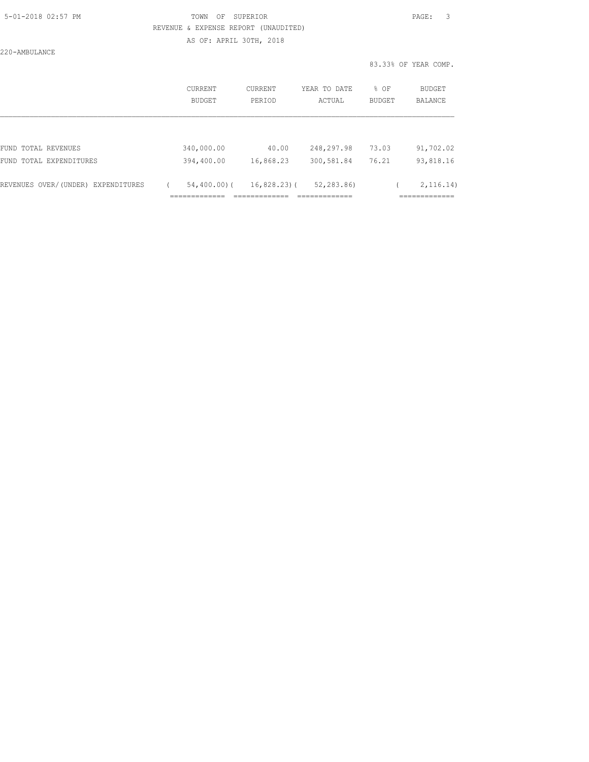TOWN OF SUPERIOR
REVENUE & EXPENSE REPORT (UNAUDITED)
AS OF: APRIL 30TH, 2018

220-AMBULANCE

83.33% OF YEAR COMP.

| | CURRENT BUDGET | CURRENT PERIOD | YEAR TO DATE ACTUAL | % OF BUDGET | BUDGET BALANCE |
|---|---|---|---|---|---|
| FUND TOTAL REVENUES | 340,000.00 | 40.00 | 248,297.98 | 73.03 | 91,702.02 |
| FUND TOTAL EXPENDITURES | 394,400.00 | 16,868.23 | 300,581.84 | 76.21 | 93,818.16 |
| REVENUES OVER/(UNDER) EXPENDITURES | ( 54,400.00) | ( 16,828.23) | ( 52,283.86) | | ( 2,116.14) |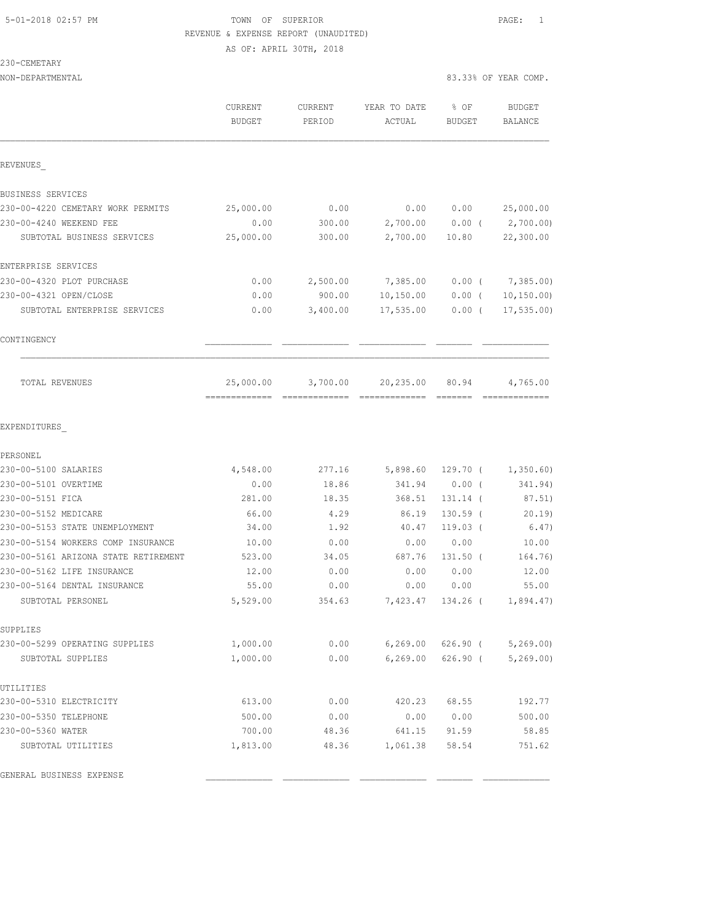TOWN OF SUPERIOR
REVENUE & EXPENSE REPORT (UNAUDITED)
AS OF: APRIL 30TH, 2018

230-CEMETARY
NON-DEPARTMENTAL

83.33% OF YEAR COMP.

| | CURRENT BUDGET | CURRENT PERIOD | YEAR TO DATE ACTUAL | % OF BUDGET | BUDGET BALANCE |
|---|---|---|---|---|---|
| REVENUES_ | | | | | |
| BUSINESS SERVICES | | | | | |
| 230-00-4220 CEMETARY WORK PERMITS | 25,000.00 | 0.00 | 0.00 | 0.00 | 25,000.00 |
| 230-00-4240 WEEKEND FEE | 0.00 | 300.00 | 2,700.00 | 0.00 ( | 2,700.00) |
| SUBTOTAL BUSINESS SERVICES | 25,000.00 | 300.00 | 2,700.00 | 10.80 | 22,300.00 |
| ENTERPRISE SERVICES | | | | | |
| 230-00-4320 PLOT PURCHASE | 0.00 | 2,500.00 | 7,385.00 | 0.00 ( | 7,385.00) |
| 230-00-4321 OPEN/CLOSE | 0.00 | 900.00 | 10,150.00 | 0.00 ( | 10,150.00) |
| SUBTOTAL ENTERPRISE SERVICES | 0.00 | 3,400.00 | 17,535.00 | 0.00 ( | 17,535.00) |
| CONTINGENCY | | | | | |
| TOTAL REVENUES | 25,000.00 | 3,700.00 | 20,235.00 | 80.94 | 4,765.00 |
| EXPENDITURES_ | | | | | |
| PERSONEL | | | | | |
| 230-00-5100 SALARIES | 4,548.00 | 277.16 | 5,898.60 | 129.70 ( | 1,350.60) |
| 230-00-5101 OVERTIME | 0.00 | 18.86 | 341.94 | 0.00 ( | 341.94) |
| 230-00-5151 FICA | 281.00 | 18.35 | 368.51 | 131.14 ( | 87.51) |
| 230-00-5152 MEDICARE | 66.00 | 4.29 | 86.19 | 130.59 ( | 20.19) |
| 230-00-5153 STATE UNEMPLOYMENT | 34.00 | 1.92 | 40.47 | 119.03 ( | 6.47) |
| 230-00-5154 WORKERS COMP INSURANCE | 10.00 | 0.00 | 0.00 | 0.00 | 10.00 |
| 230-00-5161 ARIZONA STATE RETIREMENT | 523.00 | 34.05 | 687.76 | 131.50 ( | 164.76) |
| 230-00-5162 LIFE INSURANCE | 12.00 | 0.00 | 0.00 | 0.00 | 12.00 |
| 230-00-5164 DENTAL INSURANCE | 55.00 | 0.00 | 0.00 | 0.00 | 55.00 |
| SUBTOTAL PERSONEL | 5,529.00 | 354.63 | 7,423.47 | 134.26 ( | 1,894.47) |
| SUPPLIES | | | | | |
| 230-00-5299 OPERATING SUPPLIES | 1,000.00 | 0.00 | 6,269.00 | 626.90 ( | 5,269.00) |
| SUBTOTAL SUPPLIES | 1,000.00 | 0.00 | 6,269.00 | 626.90 ( | 5,269.00) |
| UTILITIES | | | | | |
| 230-00-5310 ELECTRICITY | 613.00 | 0.00 | 420.23 | 68.55 | 192.77 |
| 230-00-5350 TELEPHONE | 500.00 | 0.00 | 0.00 | 0.00 | 500.00 |
| 230-00-5360 WATER | 700.00 | 48.36 | 641.15 | 91.59 | 58.85 |
| SUBTOTAL UTILITIES | 1,813.00 | 48.36 | 1,061.38 | 58.54 | 751.62 |
| GENERAL BUSINESS EXPENSE | | | | | |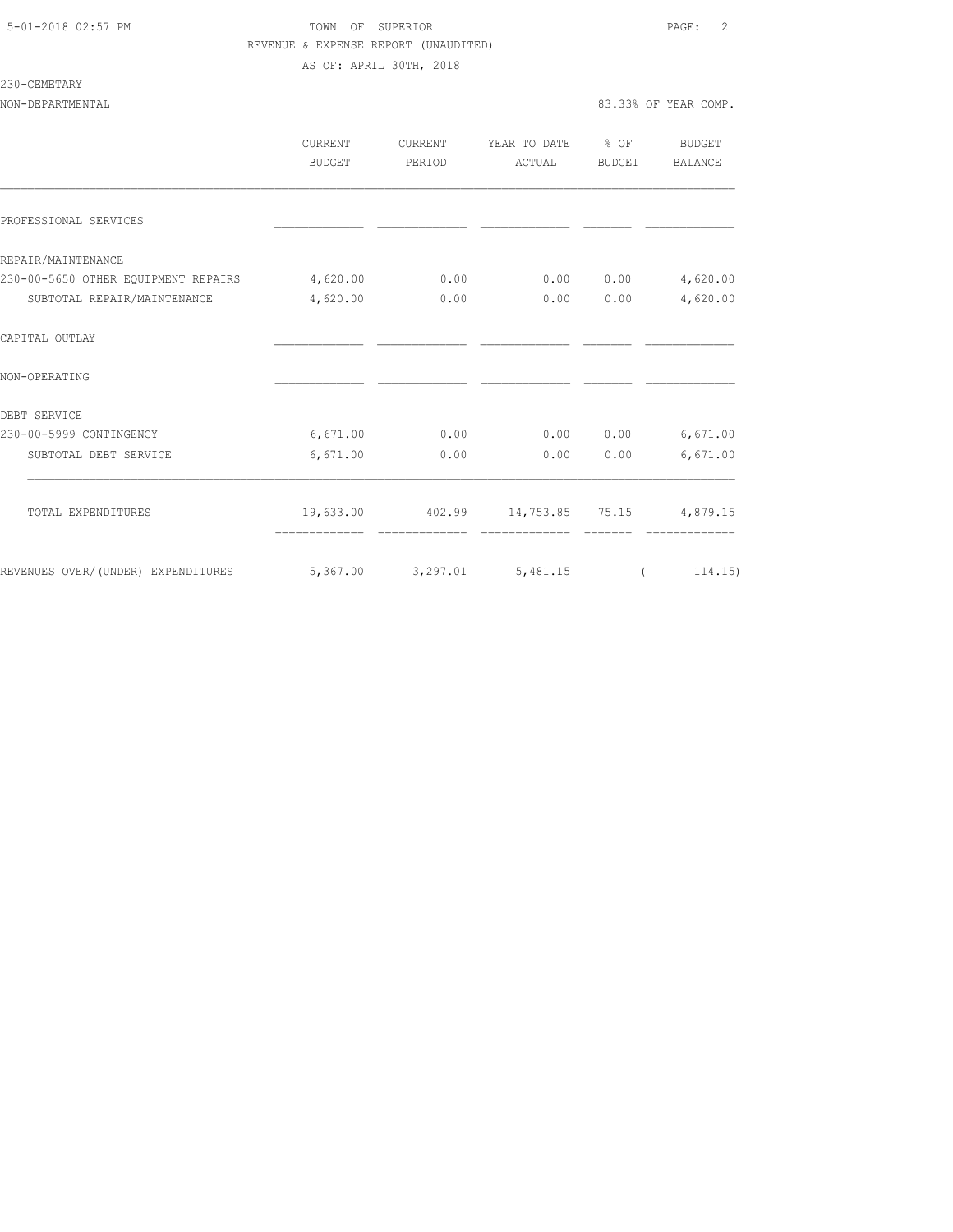TOWN OF SUPERIOR

REVENUE & EXPENSE REPORT (UNAUDITED)

AS OF: APRIL 30TH, 2018

230-CEMETARY

NON-DEPARTMENTAL — 83.33% OF YEAR COMP.

| | CURRENT BUDGET | CURRENT PERIOD | YEAR TO DATE ACTUAL | % OF BUDGET | BUDGET BALANCE |
|---|---|---|---|---|---|
| PROFESSIONAL SERVICES | | | | | |
| REPAIR/MAINTENANCE | | | | | |
| 230-00-5650 OTHER EQUIPMENT REPAIRS | 4,620.00 | 0.00 | 0.00 | 0.00 | 4,620.00 |
| SUBTOTAL REPAIR/MAINTENANCE | 4,620.00 | 0.00 | 0.00 | 0.00 | 4,620.00 |
| CAPITAL OUTLAY | | | | | |
| NON-OPERATING | | | | | |
| DEBT SERVICE | | | | | |
| 230-00-5999 CONTINGENCY | 6,671.00 | 0.00 | 0.00 | 0.00 | 6,671.00 |
| SUBTOTAL DEBT SERVICE | 6,671.00 | 0.00 | 0.00 | 0.00 | 6,671.00 |
| TOTAL EXPENDITURES | 19,633.00 | 402.99 | 14,753.85 | 75.15 | 4,879.15 |
| REVENUES OVER/(UNDER) EXPENDITURES | 5,367.00 | 3,297.01 | 5,481.15 | | ( 114.15) |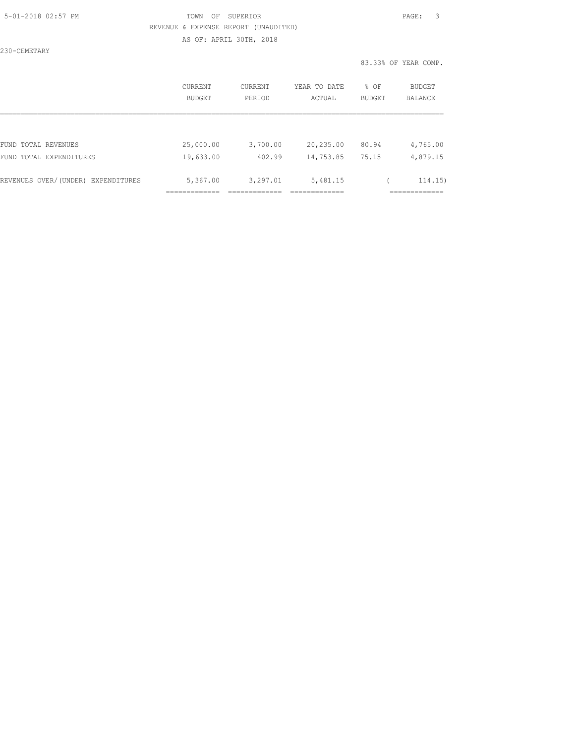TOWN OF SUPERIOR
REVENUE & EXPENSE REPORT (UNAUDITED)
AS OF: APRIL 30TH, 2018

230-CEMETARY

83.33% OF YEAR COMP.

| | CURRENT BUDGET | CURRENT PERIOD | YEAR TO DATE ACTUAL | % OF BUDGET | BUDGET BALANCE |
|---|---|---|---|---|---|
| FUND TOTAL REVENUES | 25,000.00 | 3,700.00 | 20,235.00 | 80.94 | 4,765.00 |
| FUND TOTAL EXPENDITURES | 19,633.00 | 402.99 | 14,753.85 | 75.15 | 4,879.15 |
| REVENUES OVER/(UNDER) EXPENDITURES | 5,367.00 | 3,297.01 | 5,481.15 | | ( 114.15) |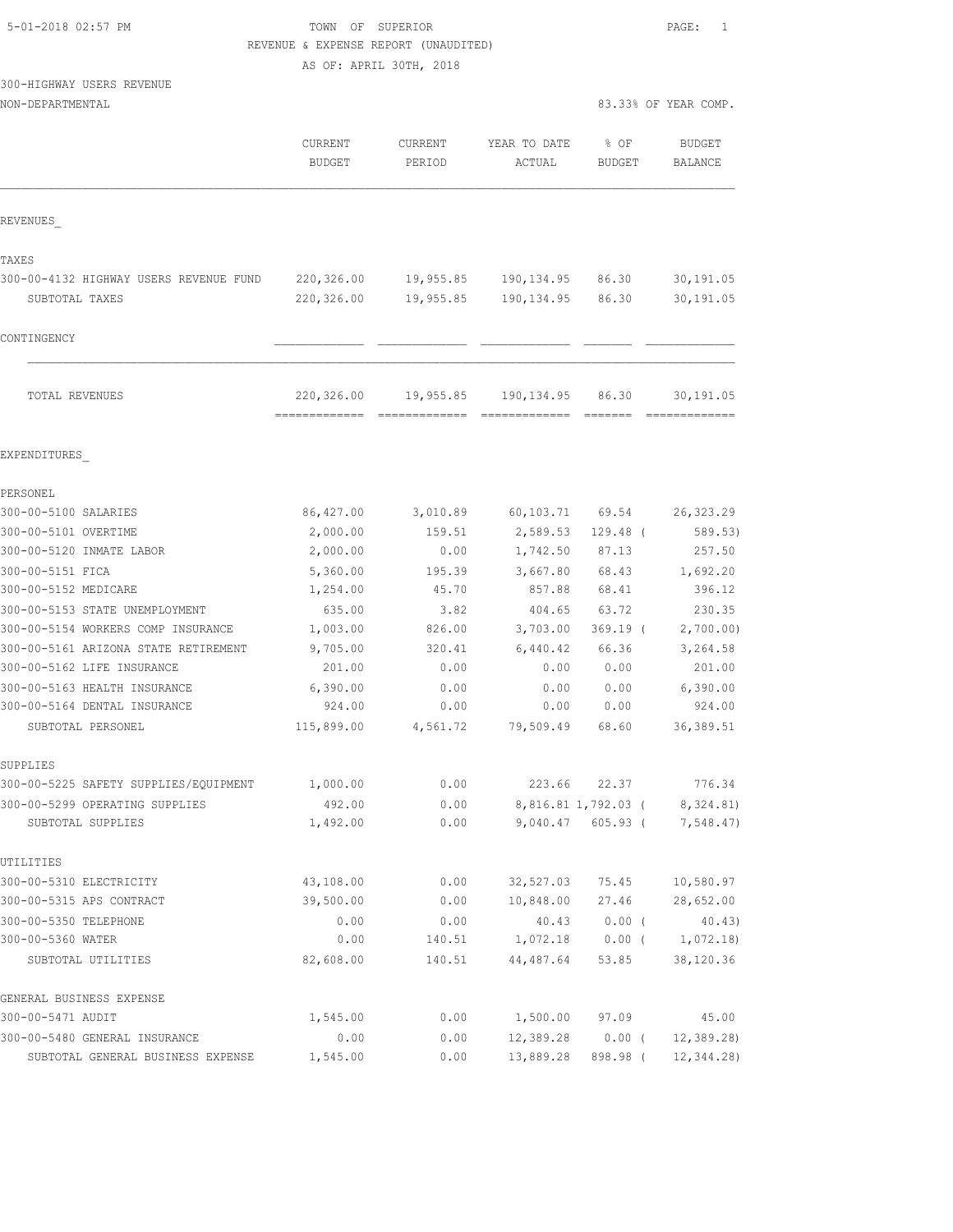TOWN OF SUPERIOR
REVENUE & EXPENSE REPORT (UNAUDITED)
AS OF: APRIL 30TH, 2018

5-01-2018 02:57 PM

300-HIGHWAY USERS REVENUE
NON-DEPARTMENTAL

83.33% OF YEAR COMP.

| | CURRENT BUDGET | CURRENT PERIOD | YEAR TO DATE ACTUAL | % OF BUDGET | BUDGET BALANCE |
|---|---|---|---|---|---|
| **REVENUES** | | | | | |
| **TAXES** | | | | | |
| 300-00-4132 HIGHWAY USERS REVENUE FUND | 220,326.00 | 19,955.85 | 190,134.95 | 86.30 | 30,191.05 |
| SUBTOTAL TAXES | 220,326.00 | 19,955.85 | 190,134.95 | 86.30 | 30,191.05 |
| **CONTINGENCY** | | | | | |
| TOTAL REVENUES | 220,326.00 | 19,955.85 | 190,134.95 | 86.30 | 30,191.05 |
| **EXPENDITURES** | | | | | |
| **PERSONEL** | | | | | |
| 300-00-5100 SALARIES | 86,427.00 | 3,010.89 | 60,103.71 | 69.54 | 26,323.29 |
| 300-00-5101 OVERTIME | 2,000.00 | 159.51 | 2,589.53 | 129.48 | ( 589.53) |
| 300-00-5120 INMATE LABOR | 2,000.00 | 0.00 | 1,742.50 | 87.13 | 257.50 |
| 300-00-5151 FICA | 5,360.00 | 195.39 | 3,667.80 | 68.43 | 1,692.20 |
| 300-00-5152 MEDICARE | 1,254.00 | 45.70 | 857.88 | 68.41 | 396.12 |
| 300-00-5153 STATE UNEMPLOYMENT | 635.00 | 3.82 | 404.65 | 63.72 | 230.35 |
| 300-00-5154 WORKERS COMP INSURANCE | 1,003.00 | 826.00 | 3,703.00 | 369.19 | ( 2,700.00) |
| 300-00-5161 ARIZONA STATE RETIREMENT | 9,705.00 | 320.41 | 6,440.42 | 66.36 | 3,264.58 |
| 300-00-5162 LIFE INSURANCE | 201.00 | 0.00 | 0.00 | 0.00 | 201.00 |
| 300-00-5163 HEALTH INSURANCE | 6,390.00 | 0.00 | 0.00 | 0.00 | 6,390.00 |
| 300-00-5164 DENTAL INSURANCE | 924.00 | 0.00 | 0.00 | 0.00 | 924.00 |
| SUBTOTAL PERSONEL | 115,899.00 | 4,561.72 | 79,509.49 | 68.60 | 36,389.51 |
| **SUPPLIES** | | | | | |
| 300-00-5225 SAFETY SUPPLIES/EQUIPMENT | 1,000.00 | 0.00 | 223.66 | 22.37 | 776.34 |
| 300-00-5299 OPERATING SUPPLIES | 492.00 | 0.00 | 8,816.81 | 1,792.03 | ( 8,324.81) |
| SUBTOTAL SUPPLIES | 1,492.00 | 0.00 | 9,040.47 | 605.93 | ( 7,548.47) |
| **UTILITIES** | | | | | |
| 300-00-5310 ELECTRICITY | 43,108.00 | 0.00 | 32,527.03 | 75.45 | 10,580.97 |
| 300-00-5315 APS CONTRACT | 39,500.00 | 0.00 | 10,848.00 | 27.46 | 28,652.00 |
| 300-00-5350 TELEPHONE | 0.00 | 0.00 | 40.43 | 0.00 | ( 40.43) |
| 300-00-5360 WATER | 0.00 | 140.51 | 1,072.18 | 0.00 | ( 1,072.18) |
| SUBTOTAL UTILITIES | 82,608.00 | 140.51 | 44,487.64 | 53.85 | 38,120.36 |
| **GENERAL BUSINESS EXPENSE** | | | | | |
| 300-00-5471 AUDIT | 1,545.00 | 0.00 | 1,500.00 | 97.09 | 45.00 |
| 300-00-5480 GENERAL INSURANCE | 0.00 | 0.00 | 12,389.28 | 0.00 | ( 12,389.28) |
| SUBTOTAL GENERAL BUSINESS EXPENSE | 1,545.00 | 0.00 | 13,889.28 | 898.98 | ( 12,344.28) |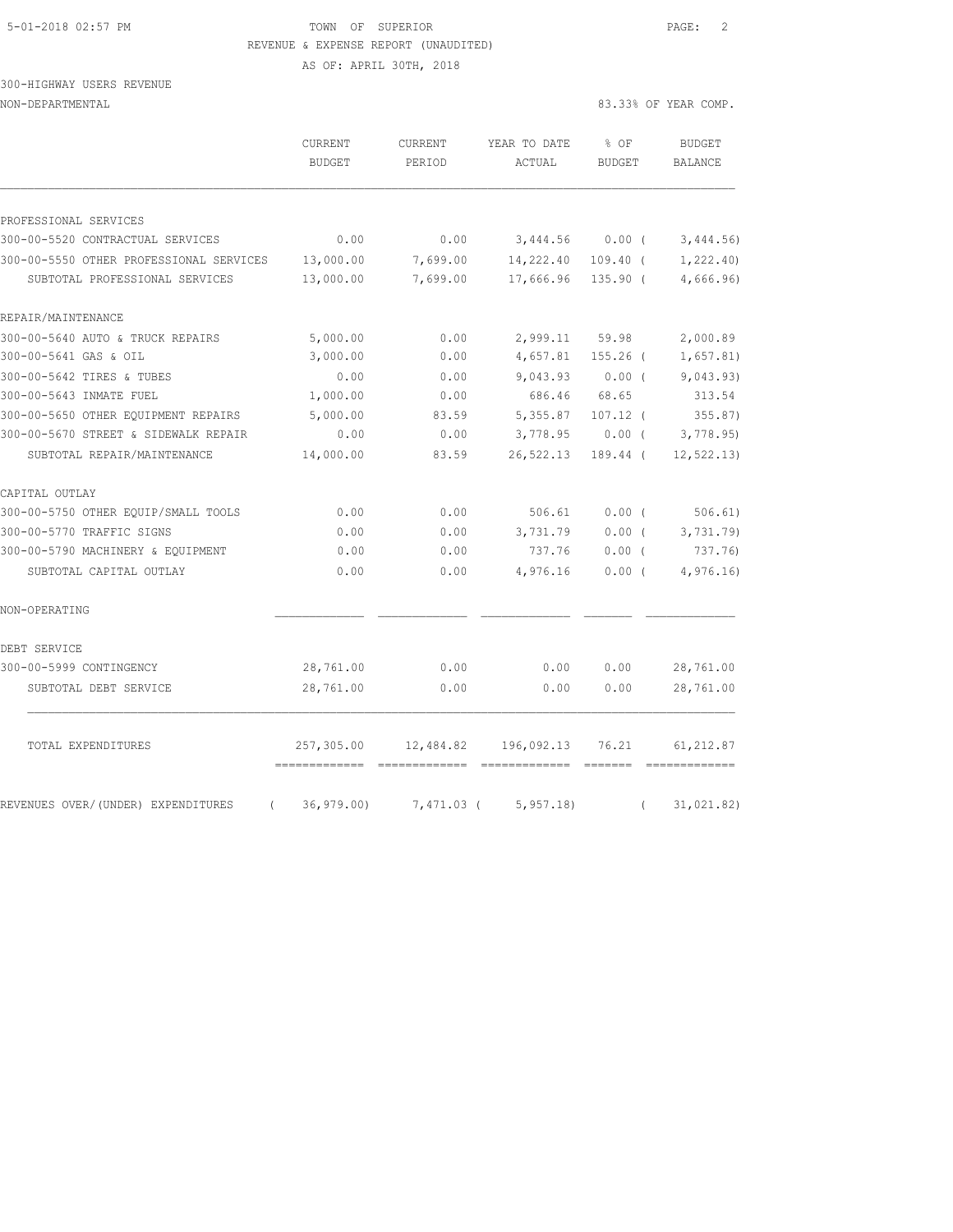TOWN OF SUPERIOR

REVENUE & EXPENSE REPORT (UNAUDITED)

AS OF: APRIL 30TH, 2018

300-HIGHWAY USERS REVENUE

NON-DEPARTMENTAL — 83.33% OF YEAR COMP.

| | CURRENT BUDGET | CURRENT PERIOD | YEAR TO DATE ACTUAL | % OF BUDGET | BUDGET BALANCE |
|---|---|---|---|---|---|
| PROFESSIONAL SERVICES | | | | | |
| 300-00-5520 CONTRACTUAL SERVICES | 0.00 | 0.00 | 3,444.56 | 0.00 | ( 3,444.56) |
| 300-00-5550 OTHER PROFESSIONAL SERVICES | 13,000.00 | 7,699.00 | 14,222.40 | 109.40 | ( 1,222.40) |
| SUBTOTAL PROFESSIONAL SERVICES | 13,000.00 | 7,699.00 | 17,666.96 | 135.90 | ( 4,666.96) |
| REPAIR/MAINTENANCE | | | | | |
| 300-00-5640 AUTO & TRUCK REPAIRS | 5,000.00 | 0.00 | 2,999.11 | 59.98 | 2,000.89 |
| 300-00-5641 GAS & OIL | 3,000.00 | 0.00 | 4,657.81 | 155.26 | ( 1,657.81) |
| 300-00-5642 TIRES & TUBES | 0.00 | 0.00 | 9,043.93 | 0.00 | ( 9,043.93) |
| 300-00-5643 INMATE FUEL | 1,000.00 | 0.00 | 686.46 | 68.65 | 313.54 |
| 300-00-5650 OTHER EQUIPMENT REPAIRS | 5,000.00 | 83.59 | 5,355.87 | 107.12 | ( 355.87) |
| 300-00-5670 STREET & SIDEWALK REPAIR | 0.00 | 0.00 | 3,778.95 | 0.00 | ( 3,778.95) |
| SUBTOTAL REPAIR/MAINTENANCE | 14,000.00 | 83.59 | 26,522.13 | 189.44 | ( 12,522.13) |
| CAPITAL OUTLAY | | | | | |
| 300-00-5750 OTHER EQUIP/SMALL TOOLS | 0.00 | 0.00 | 506.61 | 0.00 | ( 506.61) |
| 300-00-5770 TRAFFIC SIGNS | 0.00 | 0.00 | 3,731.79 | 0.00 | ( 3,731.79) |
| 300-00-5790 MACHINERY & EQUIPMENT | 0.00 | 0.00 | 737.76 | 0.00 | ( 737.76) |
| SUBTOTAL CAPITAL OUTLAY | 0.00 | 0.00 | 4,976.16 | 0.00 | ( 4,976.16) |
| NON-OPERATING | | | | | |
| DEBT SERVICE | | | | | |
| 300-00-5999 CONTINGENCY | 28,761.00 | 0.00 | 0.00 | 0.00 | 28,761.00 |
| SUBTOTAL DEBT SERVICE | 28,761.00 | 0.00 | 0.00 | 0.00 | 28,761.00 |
| TOTAL EXPENDITURES | 257,305.00 | 12,484.82 | 196,092.13 | 76.21 | 61,212.87 |
| REVENUES OVER/(UNDER) EXPENDITURES | ( 36,979.00) | 7,471.03 | ( 5,957.18) | | ( 31,021.82) |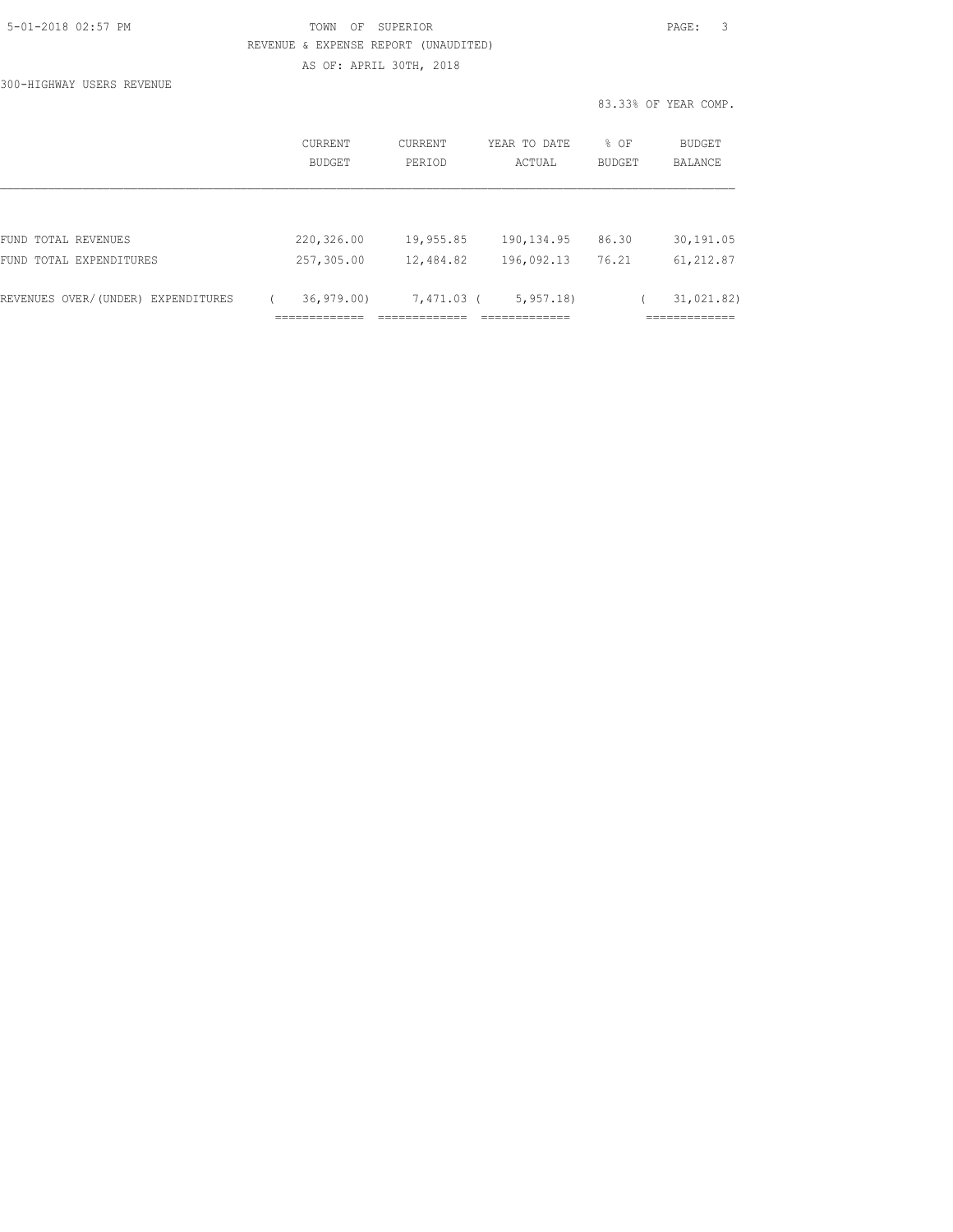TOWN OF SUPERIOR

REVENUE & EXPENSE REPORT (UNAUDITED)

AS OF: APRIL 30TH, 2018

300-HIGHWAY USERS REVENUE

83.33% OF YEAR COMP.

| | CURRENT BUDGET | CURRENT PERIOD | YEAR TO DATE ACTUAL | % OF BUDGET | BUDGET BALANCE |
|---|---|---|---|---|---|
| FUND TOTAL REVENUES | 220,326.00 | 19,955.85 | 190,134.95 | 86.30 | 30,191.05 |
| FUND TOTAL EXPENDITURES | 257,305.00 | 12,484.82 | 196,092.13 | 76.21 | 61,212.87 |
| REVENUES OVER/(UNDER) EXPENDITURES | ( 36,979.00) | 7,471.03 | ( 5,957.18) | | ( 31,021.82) |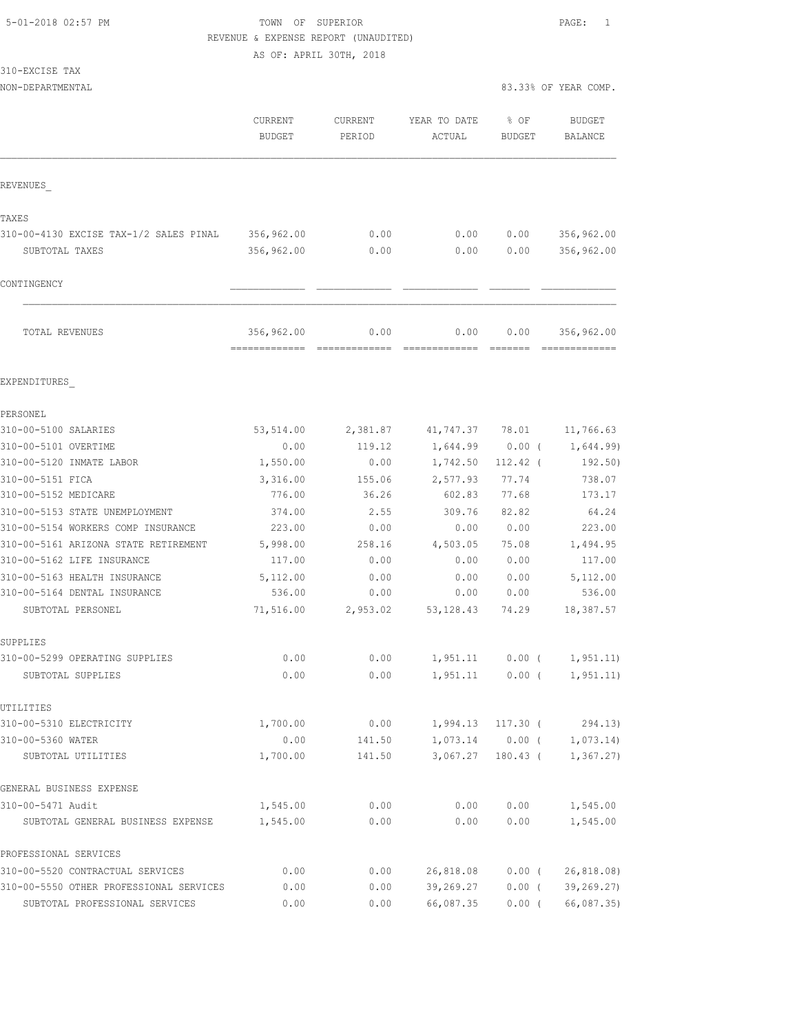TOWN OF SUPERIOR
REVENUE & EXPENSE REPORT (UNAUDITED)
AS OF: APRIL 30TH, 2018

310-EXCISE TAX
NON-DEPARTMENTAL

83.33% OF YEAR COMP.

| | CURRENT BUDGET | CURRENT PERIOD | YEAR TO DATE ACTUAL | % OF BUDGET | BUDGET BALANCE |
|---|---|---|---|---|---|
| **REVENUES** | | | | | |
| **TAXES** | | | | | |
| 310-00-4130 EXCISE TAX-1/2 SALES PINAL | 356,962.00 | 0.00 | 0.00 | 0.00 | 356,962.00 |
| SUBTOTAL TAXES | 356,962.00 | 0.00 | 0.00 | 0.00 | 356,962.00 |
| **CONTINGENCY** | | | | | |
| TOTAL REVENUES | 356,962.00 | 0.00 | 0.00 | 0.00 | 356,962.00 |
| **EXPENDITURES** | | | | | |
| **PERSONEL** | | | | | |
| 310-00-5100 SALARIES | 53,514.00 | 2,381.87 | 41,747.37 | 78.01 | 11,766.63 |
| 310-00-5101 OVERTIME | 0.00 | 119.12 | 1,644.99 | 0.00 ( | 1,644.99) |
| 310-00-5120 INMATE LABOR | 1,550.00 | 0.00 | 1,742.50 | 112.42 ( | 192.50) |
| 310-00-5151 FICA | 3,316.00 | 155.06 | 2,577.93 | 77.74 | 738.07 |
| 310-00-5152 MEDICARE | 776.00 | 36.26 | 602.83 | 77.68 | 173.17 |
| 310-00-5153 STATE UNEMPLOYMENT | 374.00 | 2.55 | 309.76 | 82.82 | 64.24 |
| 310-00-5154 WORKERS COMP INSURANCE | 223.00 | 0.00 | 0.00 | 0.00 | 223.00 |
| 310-00-5161 ARIZONA STATE RETIREMENT | 5,998.00 | 258.16 | 4,503.05 | 75.08 | 1,494.95 |
| 310-00-5162 LIFE INSURANCE | 117.00 | 0.00 | 0.00 | 0.00 | 117.00 |
| 310-00-5163 HEALTH INSURANCE | 5,112.00 | 0.00 | 0.00 | 0.00 | 5,112.00 |
| 310-00-5164 DENTAL INSURANCE | 536.00 | 0.00 | 0.00 | 0.00 | 536.00 |
| SUBTOTAL PERSONEL | 71,516.00 | 2,953.02 | 53,128.43 | 74.29 | 18,387.57 |
| **SUPPLIES** | | | | | |
| 310-00-5299 OPERATING SUPPLIES | 0.00 | 0.00 | 1,951.11 | 0.00 ( | 1,951.11) |
| SUBTOTAL SUPPLIES | 0.00 | 0.00 | 1,951.11 | 0.00 ( | 1,951.11) |
| **UTILITIES** | | | | | |
| 310-00-5310 ELECTRICITY | 1,700.00 | 0.00 | 1,994.13 | 117.30 ( | 294.13) |
| 310-00-5360 WATER | 0.00 | 141.50 | 1,073.14 | 0.00 ( | 1,073.14) |
| SUBTOTAL UTILITIES | 1,700.00 | 141.50 | 3,067.27 | 180.43 ( | 1,367.27) |
| **GENERAL BUSINESS EXPENSE** | | | | | |
| 310-00-5471 Audit | 1,545.00 | 0.00 | 0.00 | 0.00 | 1,545.00 |
| SUBTOTAL GENERAL BUSINESS EXPENSE | 1,545.00 | 0.00 | 0.00 | 0.00 | 1,545.00 |
| **PROFESSIONAL SERVICES** | | | | | |
| 310-00-5520 CONTRACTUAL SERVICES | 0.00 | 0.00 | 26,818.08 | 0.00 ( | 26,818.08) |
| 310-00-5550 OTHER PROFESSIONAL SERVICES | 0.00 | 0.00 | 39,269.27 | 0.00 ( | 39,269.27) |
| SUBTOTAL PROFESSIONAL SERVICES | 0.00 | 0.00 | 66,087.35 | 0.00 ( | 66,087.35) |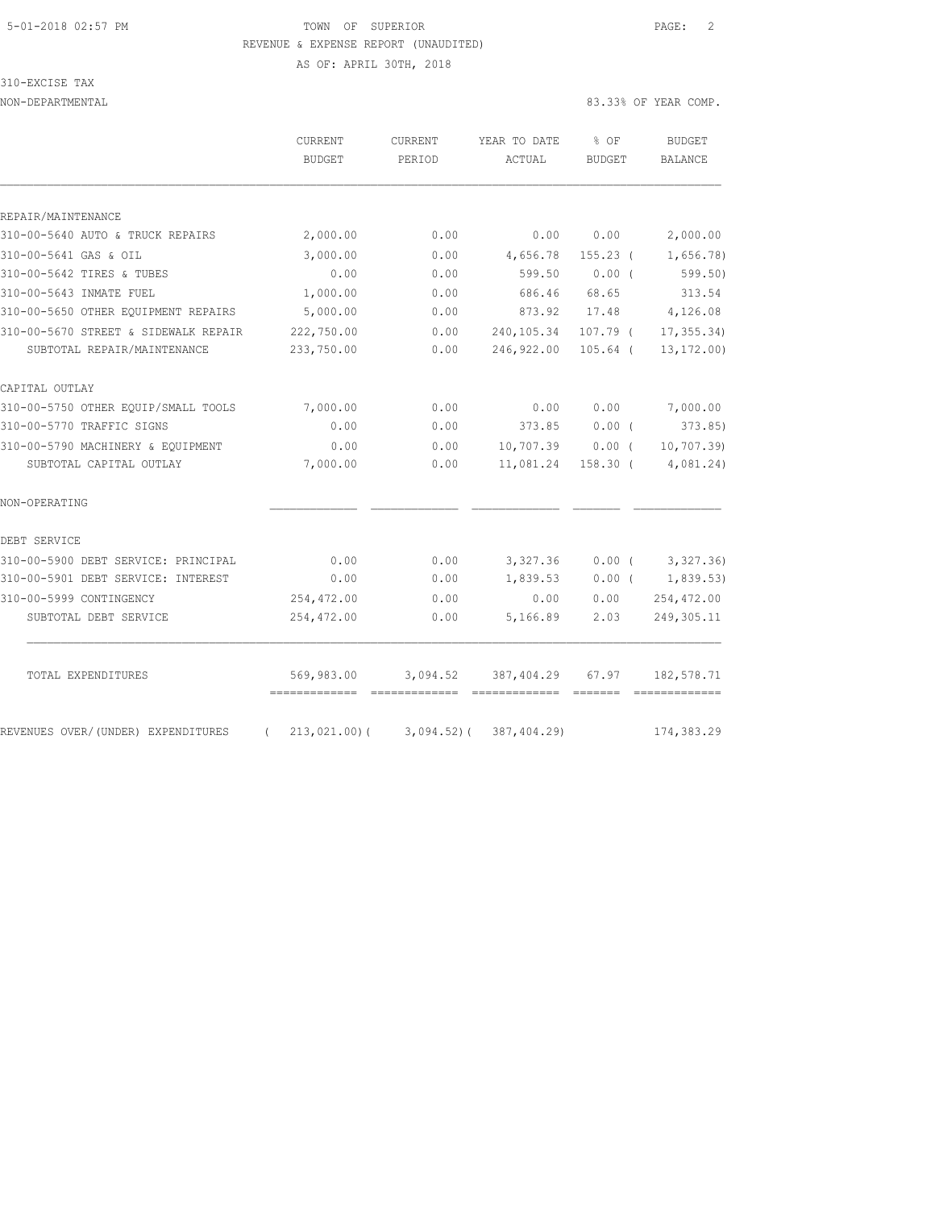TOWN OF SUPERIOR

REVENUE & EXPENSE REPORT (UNAUDITED)

AS OF: APRIL 30TH, 2018

310-EXCISE TAX

NON-DEPARTMENTAL — 83.33% OF YEAR COMP.

| | CURRENT BUDGET | CURRENT PERIOD | YEAR TO DATE ACTUAL | % OF BUDGET | BUDGET BALANCE |
|---|---|---|---|---|---|
| REPAIR/MAINTENANCE | | | | | |
| 310-00-5640 AUTO & TRUCK REPAIRS | 2,000.00 | 0.00 | 0.00 | 0.00 | 2,000.00 |
| 310-00-5641 GAS & OIL | 3,000.00 | 0.00 | 4,656.78 | 155.23 ( | 1,656.78) |
| 310-00-5642 TIRES & TUBES | 0.00 | 0.00 | 599.50 | 0.00 ( | 599.50) |
| 310-00-5643 INMATE FUEL | 1,000.00 | 0.00 | 686.46 | 68.65 | 313.54 |
| 310-00-5650 OTHER EQUIPMENT REPAIRS | 5,000.00 | 0.00 | 873.92 | 17.48 | 4,126.08 |
| 310-00-5670 STREET & SIDEWALK REPAIR | 222,750.00 | 0.00 | 240,105.34 | 107.79 ( | 17,355.34) |
| SUBTOTAL REPAIR/MAINTENANCE | 233,750.00 | 0.00 | 246,922.00 | 105.64 ( | 13,172.00) |
| CAPITAL OUTLAY | | | | | |
| 310-00-5750 OTHER EQUIP/SMALL TOOLS | 7,000.00 | 0.00 | 0.00 | 0.00 | 7,000.00 |
| 310-00-5770 TRAFFIC SIGNS | 0.00 | 0.00 | 373.85 | 0.00 ( | 373.85) |
| 310-00-5790 MACHINERY & EQUIPMENT | 0.00 | 0.00 | 10,707.39 | 0.00 ( | 10,707.39) |
| SUBTOTAL CAPITAL OUTLAY | 7,000.00 | 0.00 | 11,081.24 | 158.30 ( | 4,081.24) |
| NON-OPERATING | | | | | |
| DEBT SERVICE | | | | | |
| 310-00-5900 DEBT SERVICE: PRINCIPAL | 0.00 | 0.00 | 3,327.36 | 0.00 ( | 3,327.36) |
| 310-00-5901 DEBT SERVICE: INTEREST | 0.00 | 0.00 | 1,839.53 | 0.00 ( | 1,839.53) |
| 310-00-5999 CONTINGENCY | 254,472.00 | 0.00 | 0.00 | 0.00 | 254,472.00 |
| SUBTOTAL DEBT SERVICE | 254,472.00 | 0.00 | 5,166.89 | 2.03 | 249,305.11 |
| TOTAL EXPENDITURES | 569,983.00 | 3,094.52 | 387,404.29 | 67.97 | 182,578.71 |
| REVENUES OVER/(UNDER) EXPENDITURES | ( 213,021.00)( | 3,094.52)( | 387,404.29) | | 174,383.29 |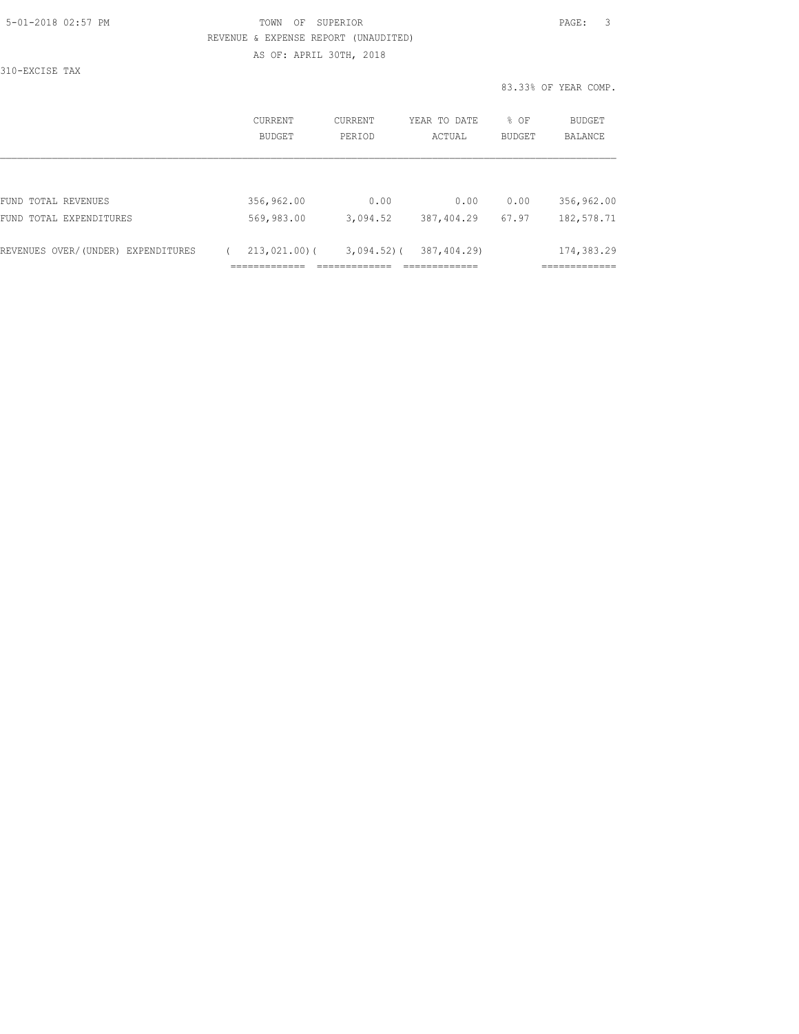TOWN OF SUPERIOR

REVENUE & EXPENSE REPORT (UNAUDITED)

AS OF: APRIL 30TH, 2018

310-EXCISE TAX

83.33% OF YEAR COMP.

| | CURRENT BUDGET | CURRENT PERIOD | YEAR TO DATE ACTUAL | % OF BUDGET | BUDGET BALANCE |
|---|---|---|---|---|---|
| FUND TOTAL REVENUES | 356,962.00 | 0.00 | 0.00 | 0.00 | 356,962.00 |
| FUND TOTAL EXPENDITURES | 569,983.00 | 3,094.52 | 387,404.29 | 67.97 | 182,578.71 |
| REVENUES OVER/(UNDER) EXPENDITURES | ( 213,021.00) | ( 3,094.52) | ( 387,404.29) | | 174,383.29 |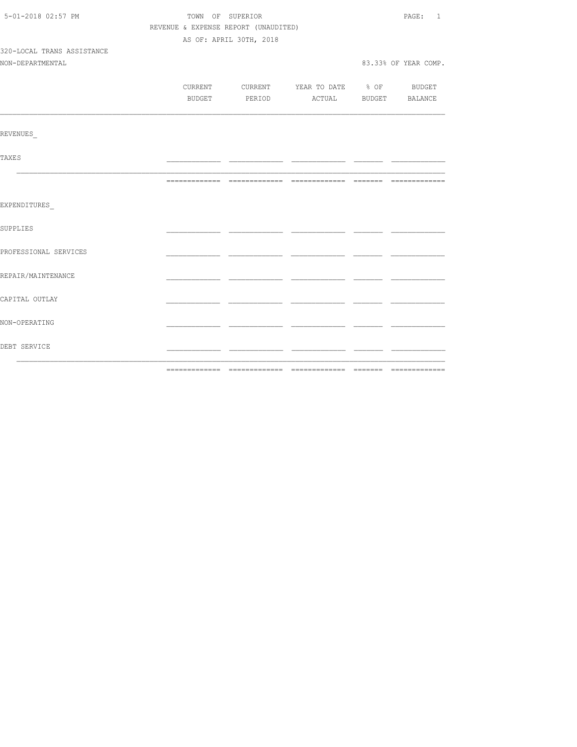TOWN OF SUPERIOR

REVENUE & EXPENSE REPORT (UNAUDITED)

AS OF: APRIL 30TH, 2018

320-LOCAL TRANS ASSISTANCE

NON-DEPARTMENTAL

83.33% OF YEAR COMP.

| | CURRENT BUDGET | CURRENT PERIOD | YEAR TO DATE ACTUAL | % OF BUDGET | BUDGET BALANCE |
|---|---|---|---|---|---|
| **REVENUES** | | | | | |
| TAXES | | | | | |
| | | | | | |
| **EXPENDITURES** | | | | | |
| SUPPLIES | | | | | |
| PROFESSIONAL SERVICES | | | | | |
| REPAIR/MAINTENANCE | | | | | |
| CAPITAL OUTLAY | | | | | |
| NON-OPERATING | | | | | |
| DEBT SERVICE | | | | | |
| | | | | | |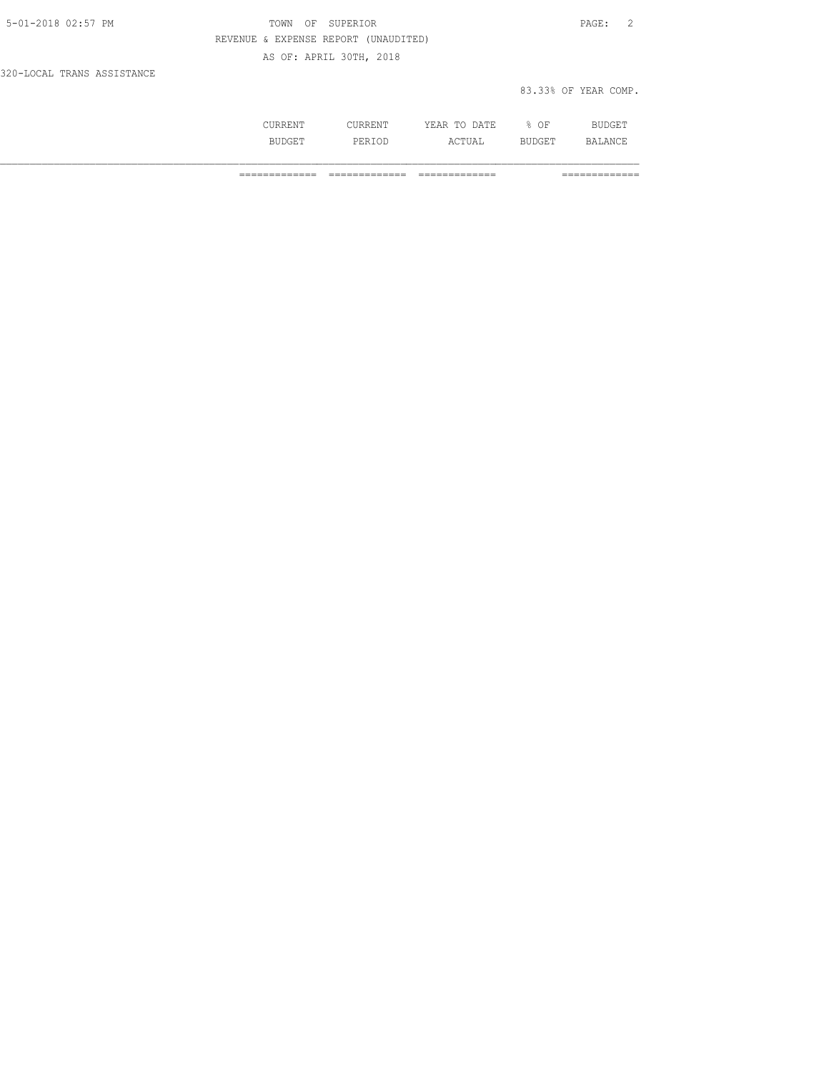REVENUE & EXPENSE REPORT (UNAUDITED)

AS OF: APRIL 30TH, 2018

320-LOCAL TRANS ASSISTANCE

83.33% OF YEAR COMP.

| | CURRENT BUDGET | CURRENT PERIOD | YEAR TO DATE ACTUAL | % OF BUDGET | BUDGET BALANCE |
|---|---|---|---|---|---|
| | ============= | ============= | ============= | | ============= |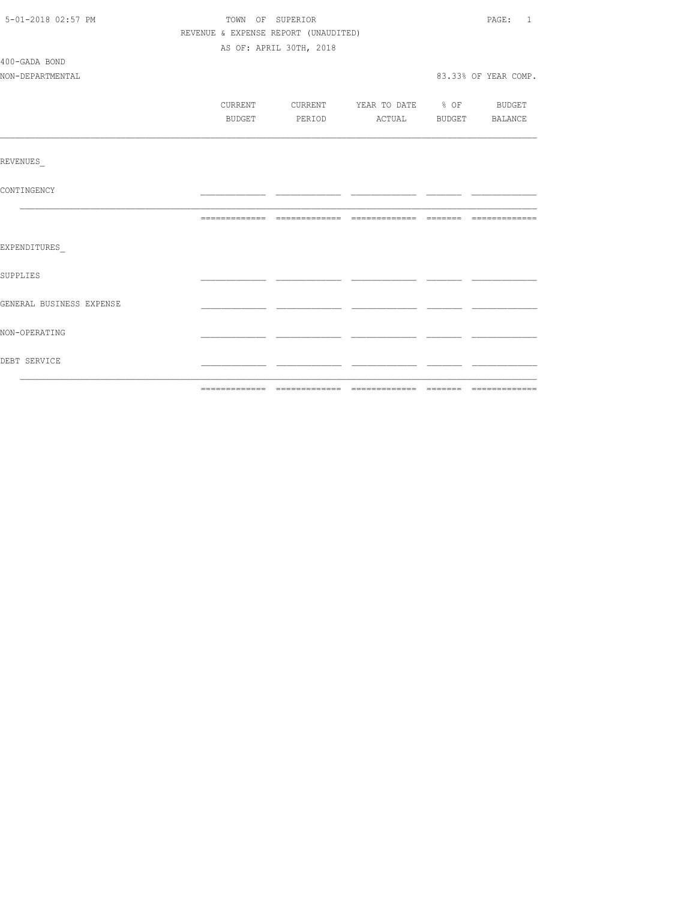TOWN OF SUPERIOR

REVENUE & EXPENSE REPORT (UNAUDITED)

AS OF: APRIL 30TH, 2018

400-GADA BOND

NON-DEPARTMENTAL — 83.33% OF YEAR COMP.

| | CURRENT BUDGET | CURRENT PERIOD | YEAR TO DATE ACTUAL | % OF BUDGET | BUDGET BALANCE |
|---|---|---|---|---|---|
| REVENUES_ | | | | | |
| CONTINGENCY | | | | | |
| EXPENDITURES_ | | | | | |
| SUPPLIES | | | | | |
| GENERAL BUSINESS EXPENSE | | | | | |
| NON-OPERATING | | | | | |
| DEBT SERVICE | | | | | |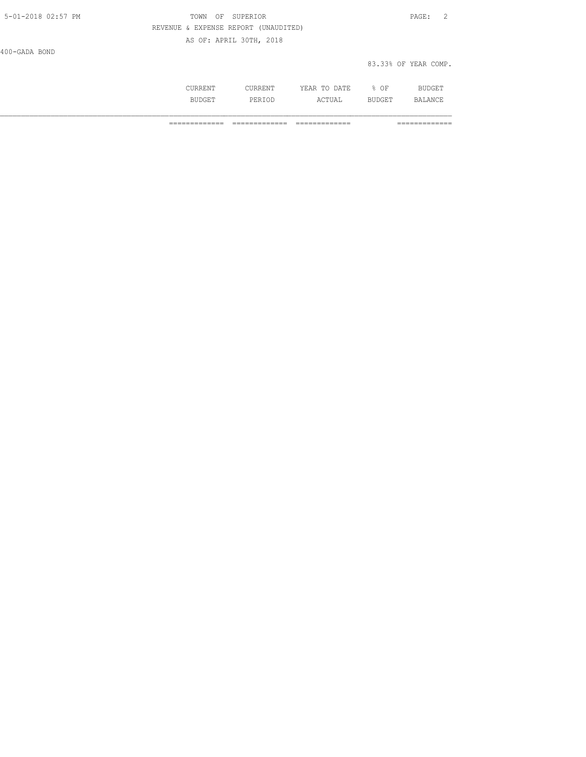400-GADA BOND

83.33% OF YEAR COMP.

| | CURRENT BUDGET | CURRENT PERIOD | YEAR TO DATE ACTUAL | % OF BUDGET | BUDGET BALANCE |
|---|---|---|---|---|---|
| | ============= | ============= | ============= | | ============= |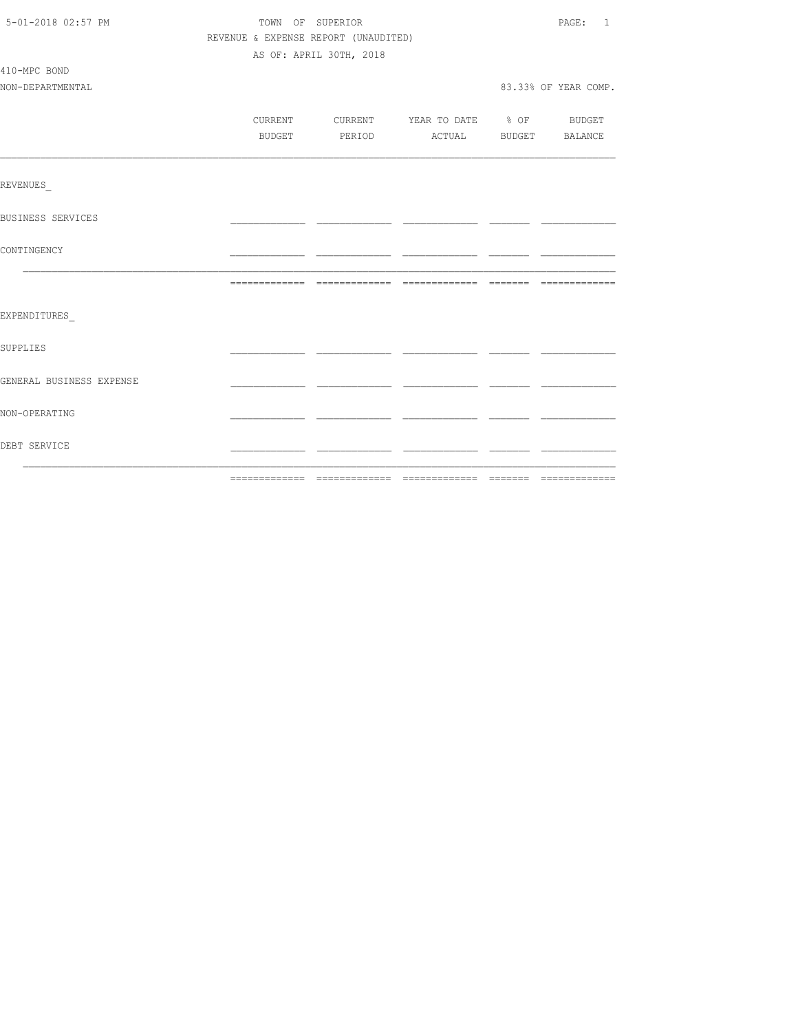TOWN OF SUPERIOR

REVENUE & EXPENSE REPORT (UNAUDITED)

AS OF: APRIL 30TH, 2018

410-MPC BOND

NON-DEPARTMENTAL

83.33% OF YEAR COMP.

| | CURRENT BUDGET | CURRENT PERIOD | YEAR TO DATE ACTUAL | % OF BUDGET | BUDGET BALANCE |
|---|---|---|---|---|---|
| REVENUES_ | | | | | |
| BUSINESS SERVICES | | | | | |
| CONTINGENCY | | | | | |
| | | | | | |
| EXPENDITURES_ | | | | | |
| SUPPLIES | | | | | |
| GENERAL BUSINESS EXPENSE | | | | | |
| NON-OPERATING | | | | | |
| DEBT SERVICE | | | | | |
| | | | | | |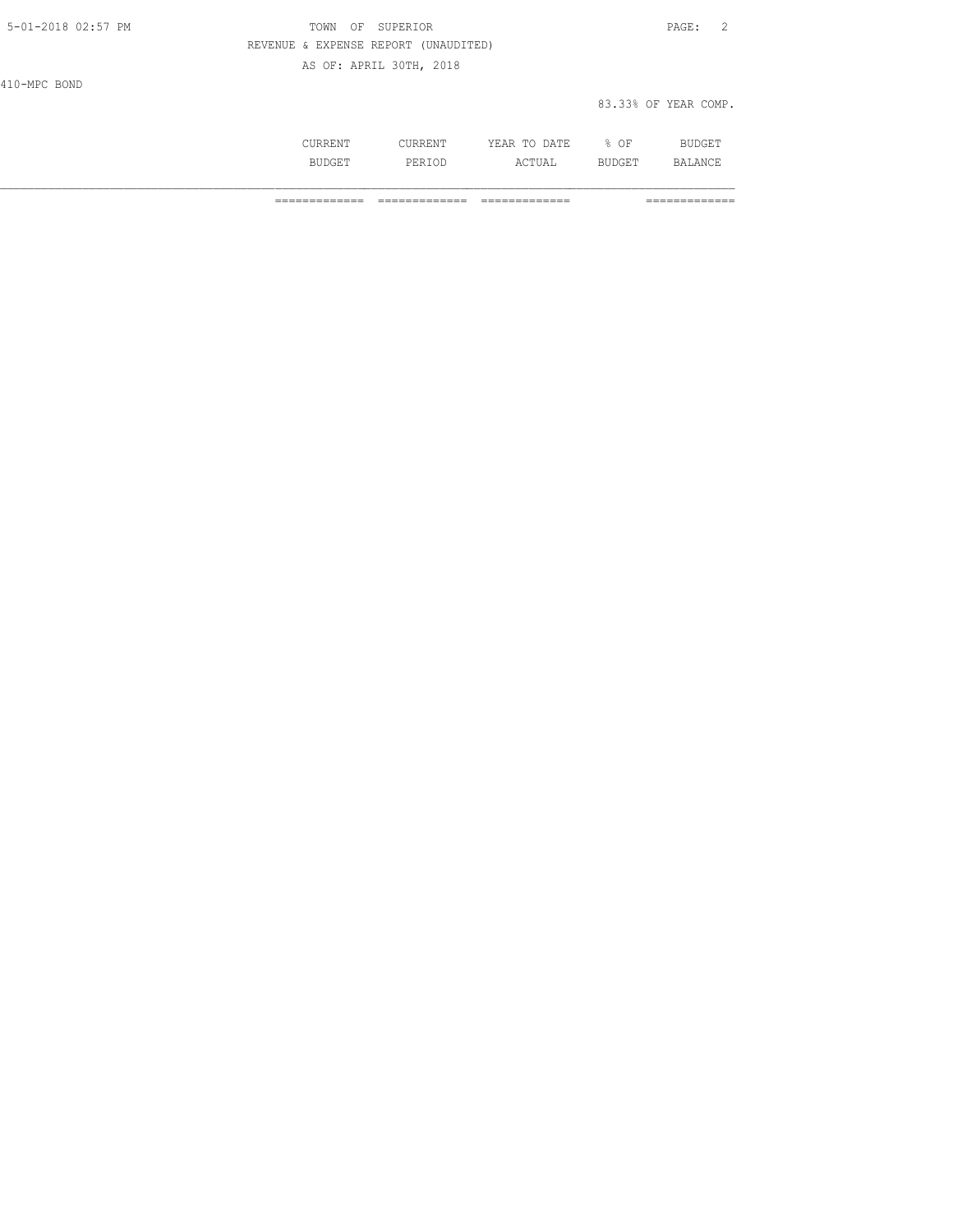TOWN OF SUPERIOR

REVENUE & EXPENSE REPORT (UNAUDITED)

AS OF: APRIL 30TH, 2018

410-MPC BOND

83.33% OF YEAR COMP.

| | CURRENT BUDGET | CURRENT PERIOD | YEAR TO DATE ACTUAL | % OF BUDGET | BUDGET BALANCE |
|---|---|---|---|---|---|
| | ============= | ============= | ============= | | ============= |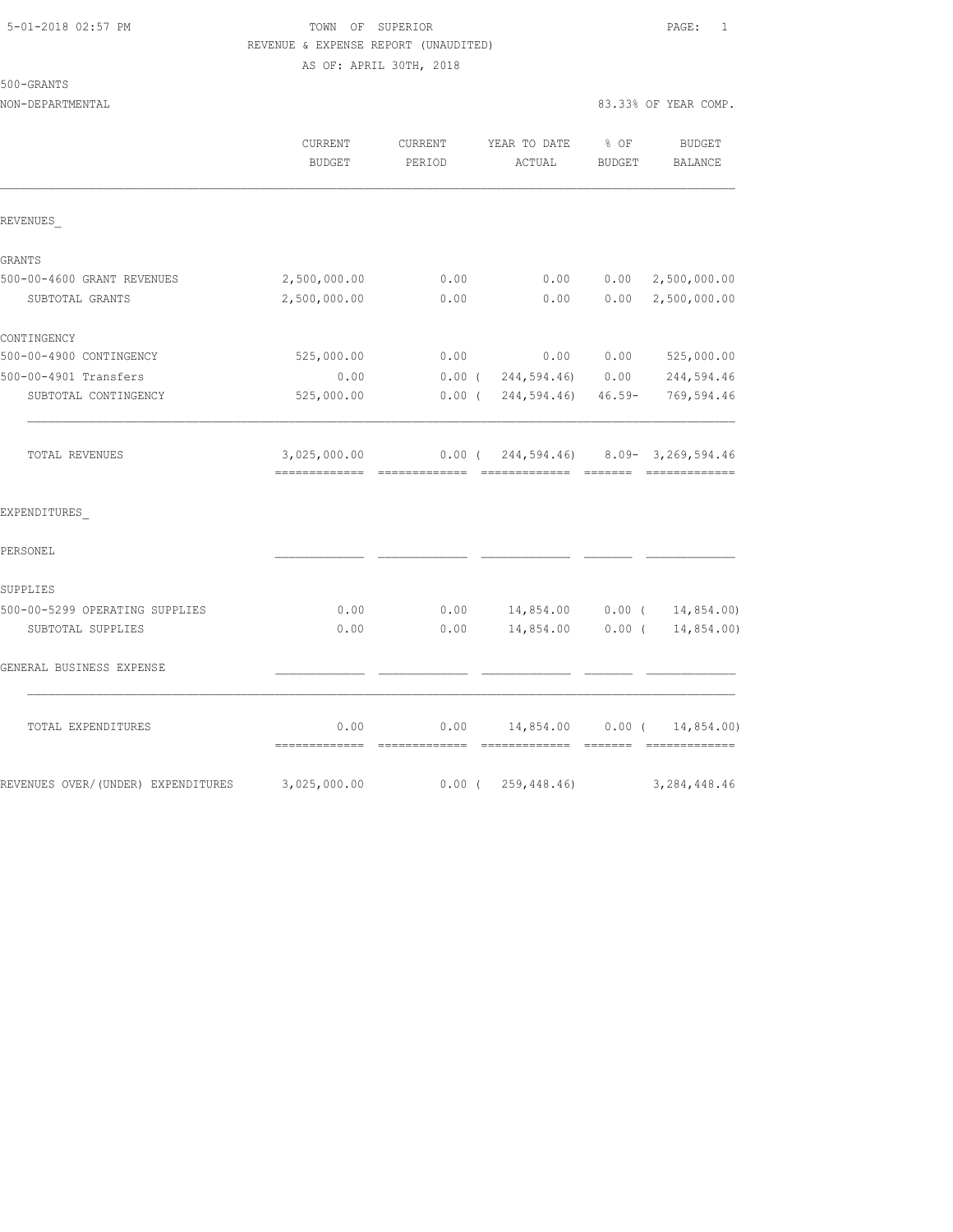5-01-2018 02:57 PM

TOWN OF SUPERIOR

REVENUE & EXPENSE REPORT (UNAUDITED)

AS OF: APRIL 30TH, 2018

500-GRANTS

NON-DEPARTMENTAL — 83.33% OF YEAR COMP.

| | CURRENT BUDGET | CURRENT PERIOD | YEAR TO DATE ACTUAL | % OF BUDGET | BUDGET BALANCE |
|---|---|---|---|---|---|
| REVENUES_ | | | | | |
| GRANTS | | | | | |
| 500-00-4600 GRANT REVENUES | 2,500,000.00 | 0.00 | 0.00 | 0.00 | 2,500,000.00 |
| SUBTOTAL GRANTS | 2,500,000.00 | 0.00 | 0.00 | 0.00 | 2,500,000.00 |
| CONTINGENCY | | | | | |
| 500-00-4900 CONTINGENCY | 525,000.00 | 0.00 | 0.00 | 0.00 | 525,000.00 |
| 500-00-4901 Transfers | 0.00 | 0.00 | ( 244,594.46) | 0.00 | 244,594.46 |
| SUBTOTAL CONTINGENCY | 525,000.00 | 0.00 | ( 244,594.46) | 46.59- | 769,594.46 |
| TOTAL REVENUES | 3,025,000.00 | 0.00 | ( 244,594.46) | 8.09- | 3,269,594.46 |
| EXPENDITURES_ | | | | | |
| PERSONEL | | | | | |
| SUPPLIES | | | | | |
| 500-00-5299 OPERATING SUPPLIES | 0.00 | 0.00 | 14,854.00 | 0.00 | ( 14,854.00) |
| SUBTOTAL SUPPLIES | 0.00 | 0.00 | 14,854.00 | 0.00 | ( 14,854.00) |
| GENERAL BUSINESS EXPENSE | | | | | |
| TOTAL EXPENDITURES | 0.00 | 0.00 | 14,854.00 | 0.00 | ( 14,854.00) |
| REVENUES OVER/(UNDER) EXPENDITURES | 3,025,000.00 | 0.00 | ( 259,448.46) | | 3,284,448.46 |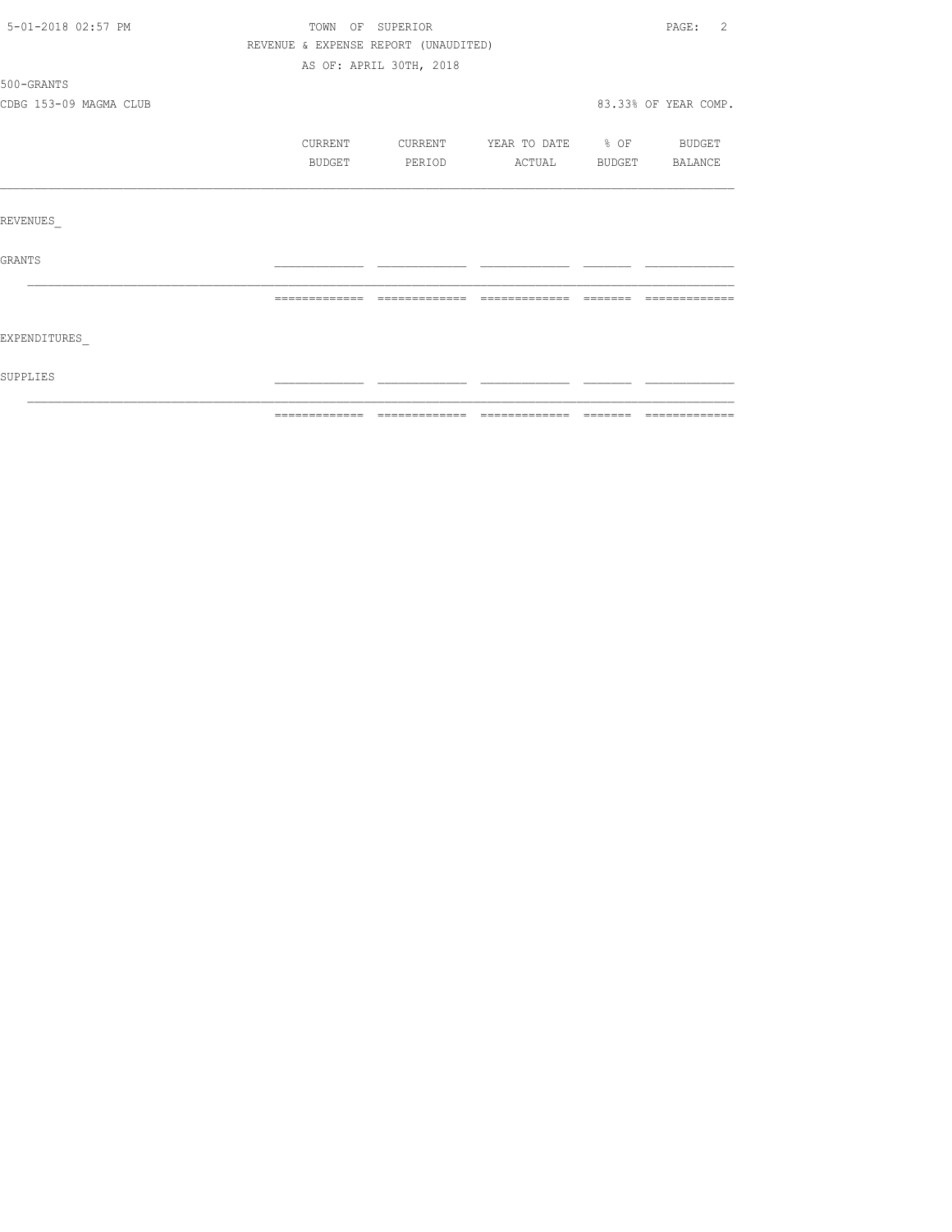TOWN OF SUPERIOR

REVENUE & EXPENSE REPORT (UNAUDITED)

AS OF: APRIL 30TH, 2018

500-GRANTS

CDBG 153-09 MAGMA CLUB

83.33% OF YEAR COMP.

| | CURRENT BUDGET | CURRENT PERIOD | YEAR TO DATE ACTUAL | % OF BUDGET | BUDGET BALANCE |
|---|---|---|---|---|---|
| REVENUES_ | | | | | |
| GRANTS | | | | | |
| EXPENDITURES_ | | | | | |
| SUPPLIES | | | | | |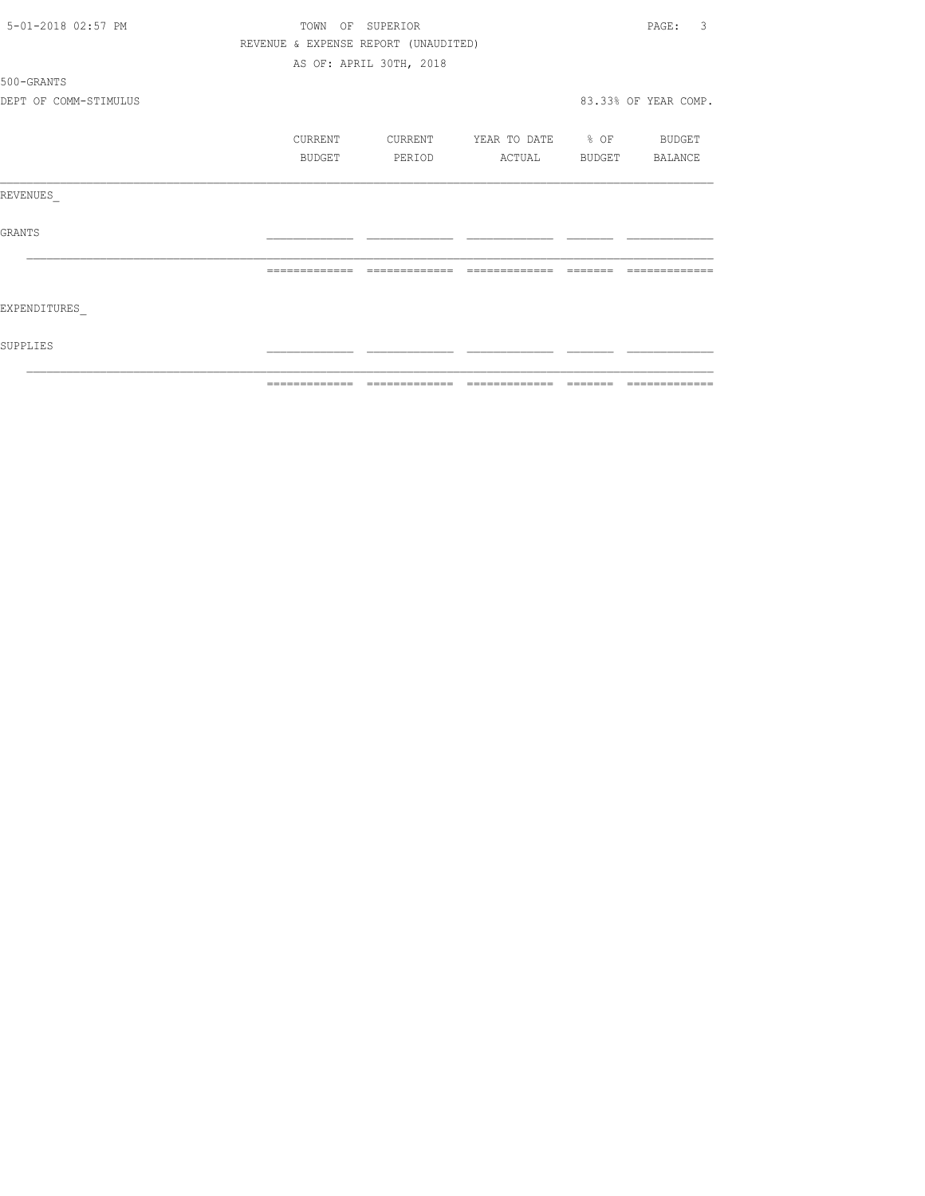TOWN OF SUPERIOR

REVENUE & EXPENSE REPORT (UNAUDITED)

AS OF: APRIL 30TH, 2018

500-GRANTS

DEPT OF COMM-STIMULUS

83.33% OF YEAR COMP.

| | CURRENT BUDGET | CURRENT PERIOD | YEAR TO DATE ACTUAL | % OF BUDGET | BUDGET BALANCE |
|---|---|---|---|---|---|
| REVENUES_ | | | | | |
| GRANTS | | | | | |
| | | | | | |
| EXPENDITURES_ | | | | | |
| SUPPLIES | | | | | |
| | | | | | |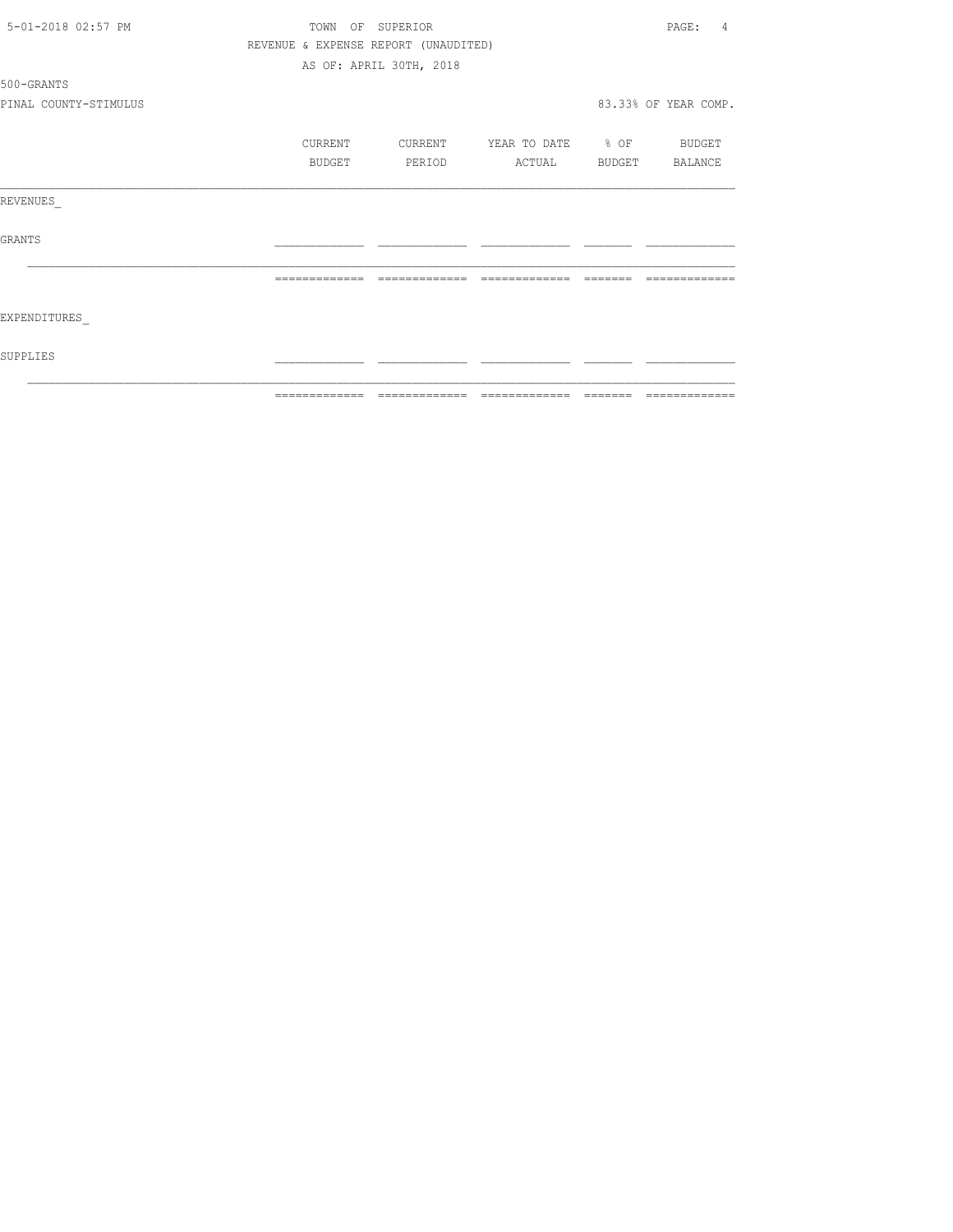TOWN OF SUPERIOR

REVENUE & EXPENSE REPORT (UNAUDITED)

AS OF: APRIL 30TH, 2018

500-GRANTS

PINAL COUNTY-STIMULUS

83.33% OF YEAR COMP.

| | CURRENT BUDGET | CURRENT PERIOD | YEAR TO DATE ACTUAL | % OF BUDGET | BUDGET BALANCE |
|---|---|---|---|---|---|
| REVENUES_ | | | | | |
| GRANTS | | | | | |
| EXPENDITURES_ | | | | | |
| SUPPLIES | | | | | |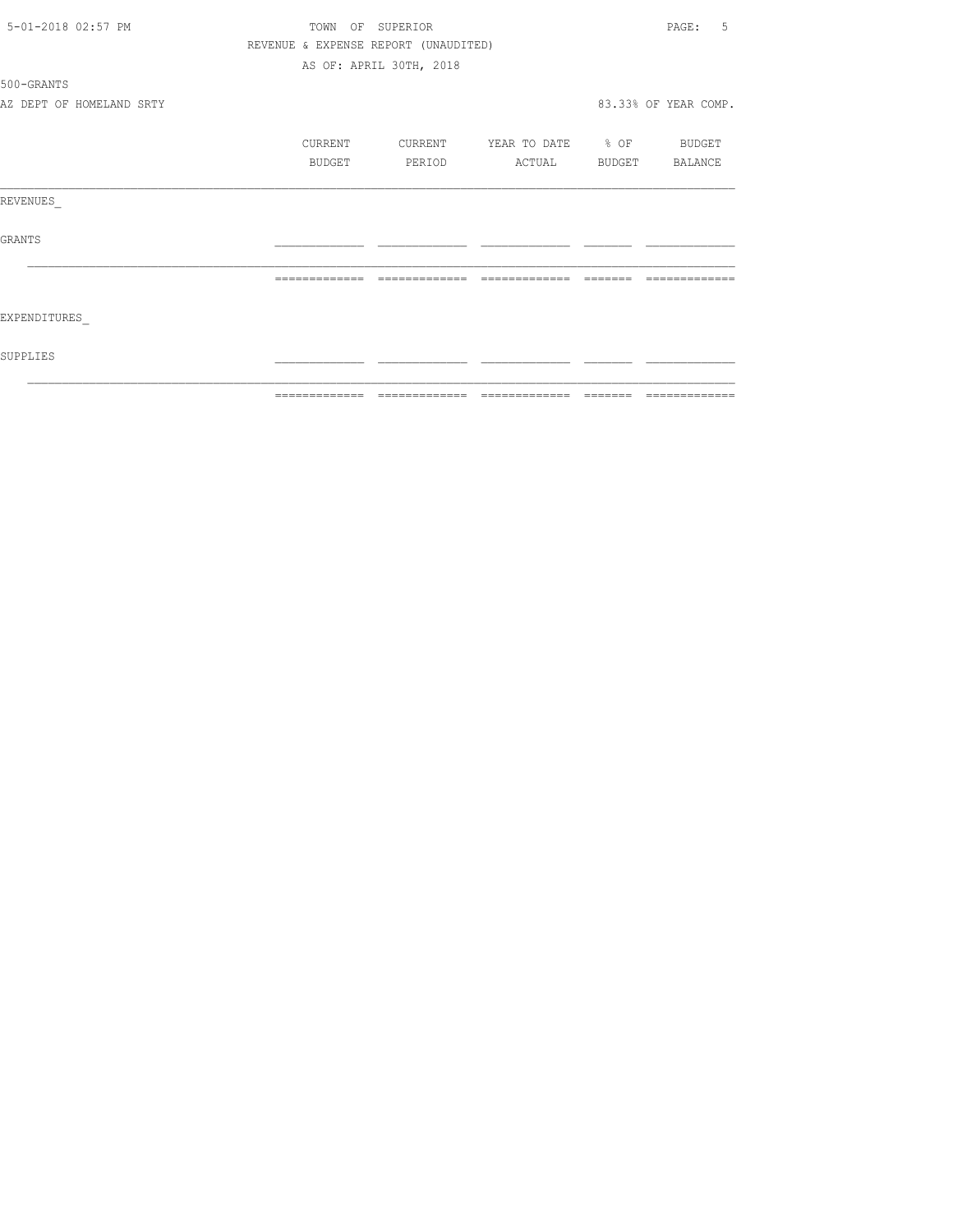TOWN OF SUPERIOR

REVENUE & EXPENSE REPORT (UNAUDITED)

AS OF: APRIL 30TH, 2018

500-GRANTS

AZ DEPT OF HOMELAND SRTY

83.33% OF YEAR COMP.

| | CURRENT BUDGET | CURRENT PERIOD | YEAR TO DATE ACTUAL | % OF BUDGET | BUDGET BALANCE |
|---|---|---|---|---|---|
| REVENUES | | | | | |
| GRANTS | | | | | |
| EXPENDITURES | | | | | |
| SUPPLIES | | | | | |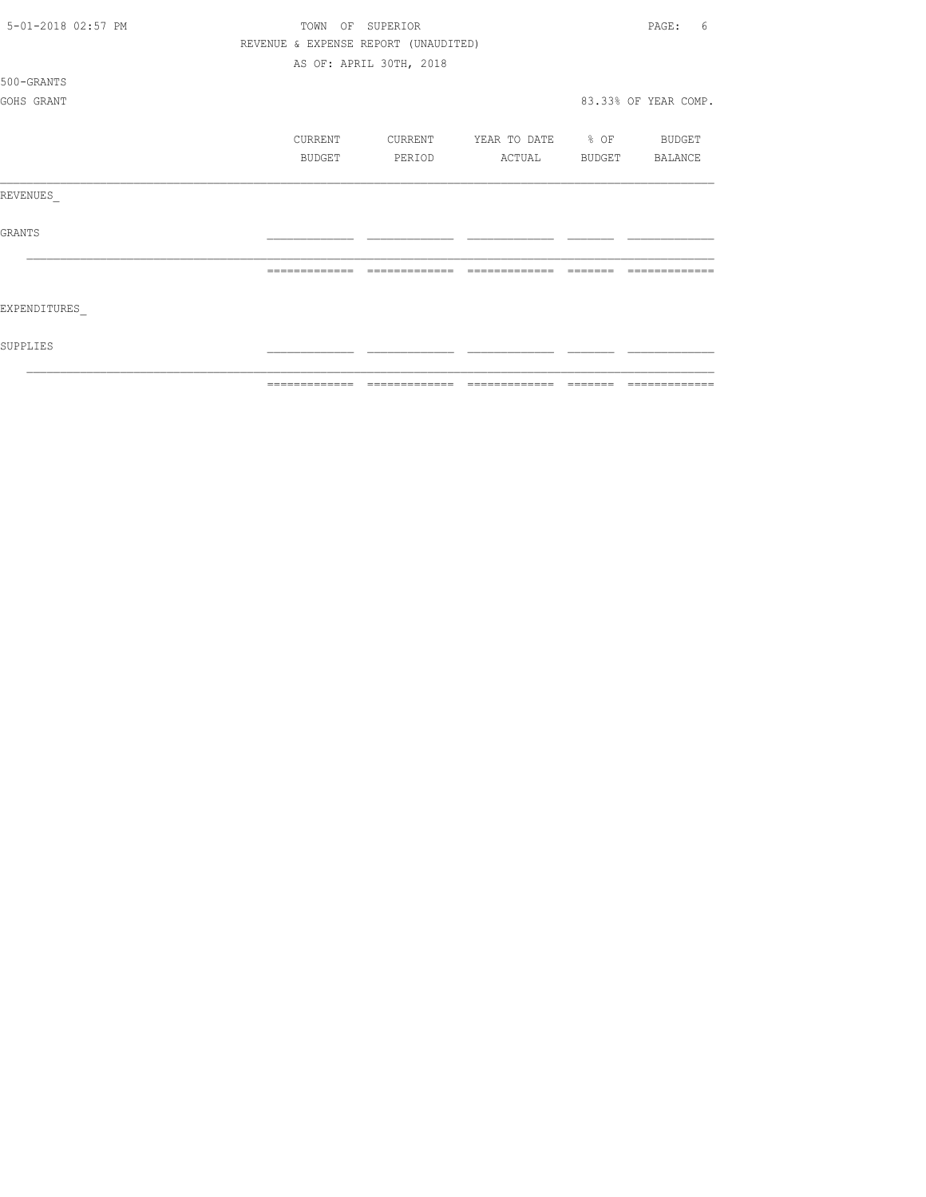TOWN OF SUPERIOR

REVENUE & EXPENSE REPORT (UNAUDITED)

AS OF: APRIL 30TH, 2018

500-GRANTS

GOHS GRANT

83.33% OF YEAR COMP.

| | CURRENT BUDGET | CURRENT PERIOD | YEAR TO DATE ACTUAL | % OF BUDGET | BUDGET BALANCE |
|---|---|---|---|---|---|
| REVENUES_ | | | | | |
| GRANTS | | | | | |
| | | | | | |
| EXPENDITURES_ | | | | | |
| SUPPLIES | | | | | |
| | | | | | |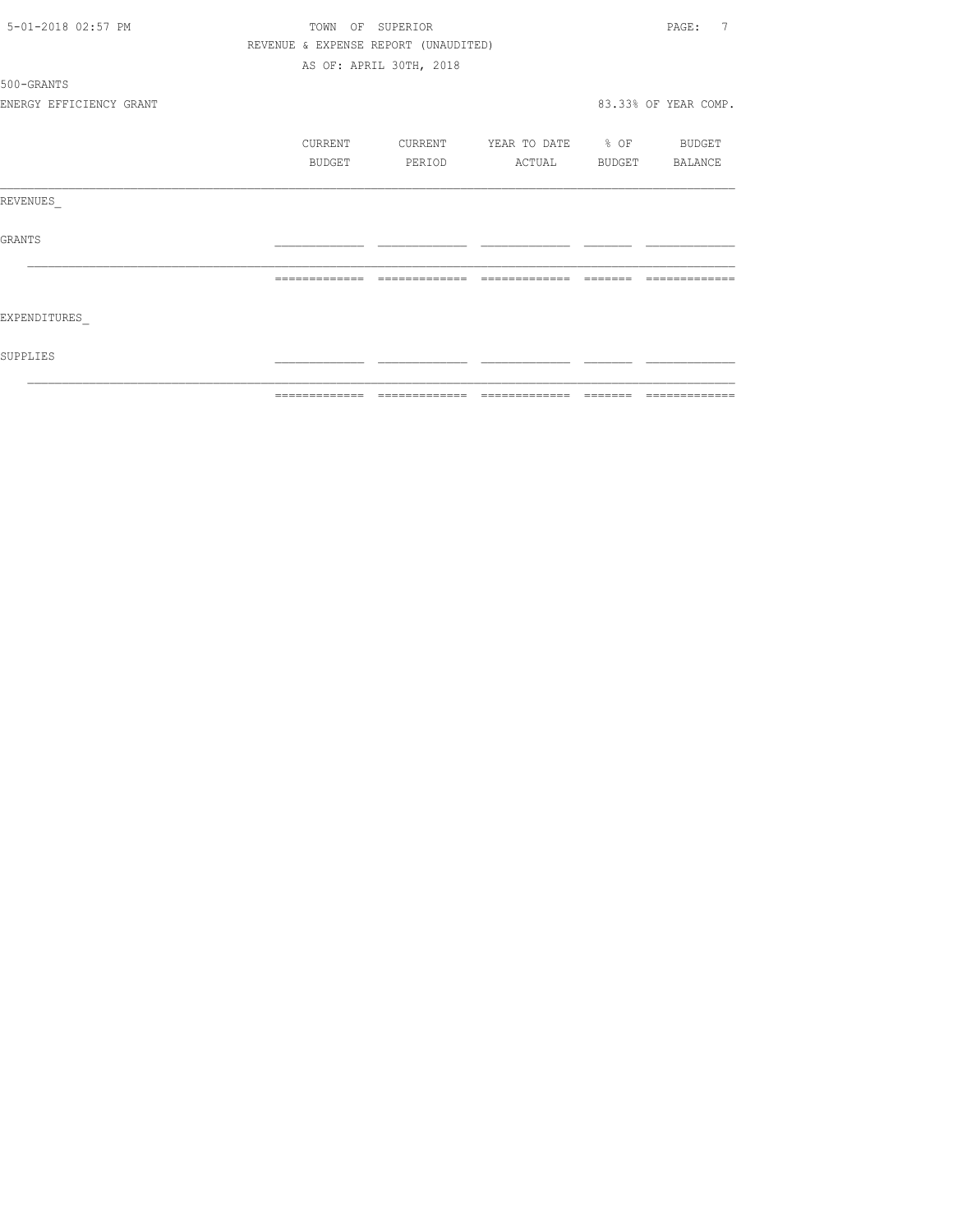TOWN OF SUPERIOR

REVENUE & EXPENSE REPORT (UNAUDITED)

AS OF: APRIL 30TH, 2018

500-GRANTS

ENERGY EFFICIENCY GRANT

83.33% OF YEAR COMP.

| | CURRENT BUDGET | CURRENT PERIOD | YEAR TO DATE ACTUAL | % OF BUDGET | BUDGET BALANCE |
|---|---|---|---|---|---|
| REVENUES_ | | | | | |
| GRANTS | | | | | |
| | | | | | |
| EXPENDITURES_ | | | | | |
| SUPPLIES | | | | | |
| | | | | | |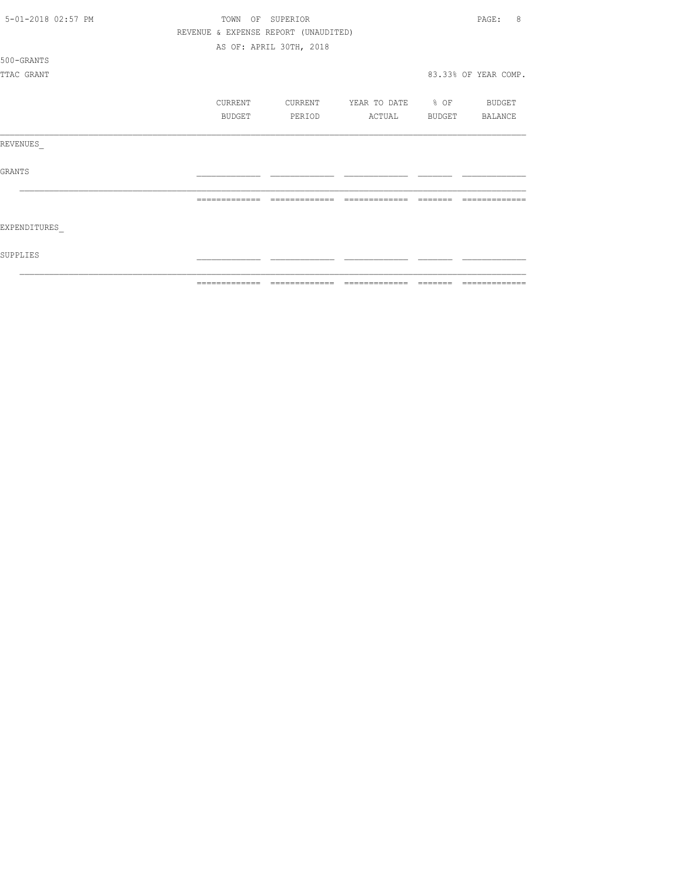TOWN OF SUPERIOR

REVENUE & EXPENSE REPORT (UNAUDITED)

AS OF: APRIL 30TH, 2018

500-GRANTS

TTAC GRANT

83.33% OF YEAR COMP.

| | CURRENT BUDGET | CURRENT PERIOD | YEAR TO DATE ACTUAL | % OF BUDGET | BUDGET BALANCE |
|---|---|---|---|---|---|
| REVENUES_ | | | | | |
| GRANTS | | | | | |
| | | | | | |
| EXPENDITURES_ | | | | | |
| SUPPLIES | | | | | |
| | | | | | |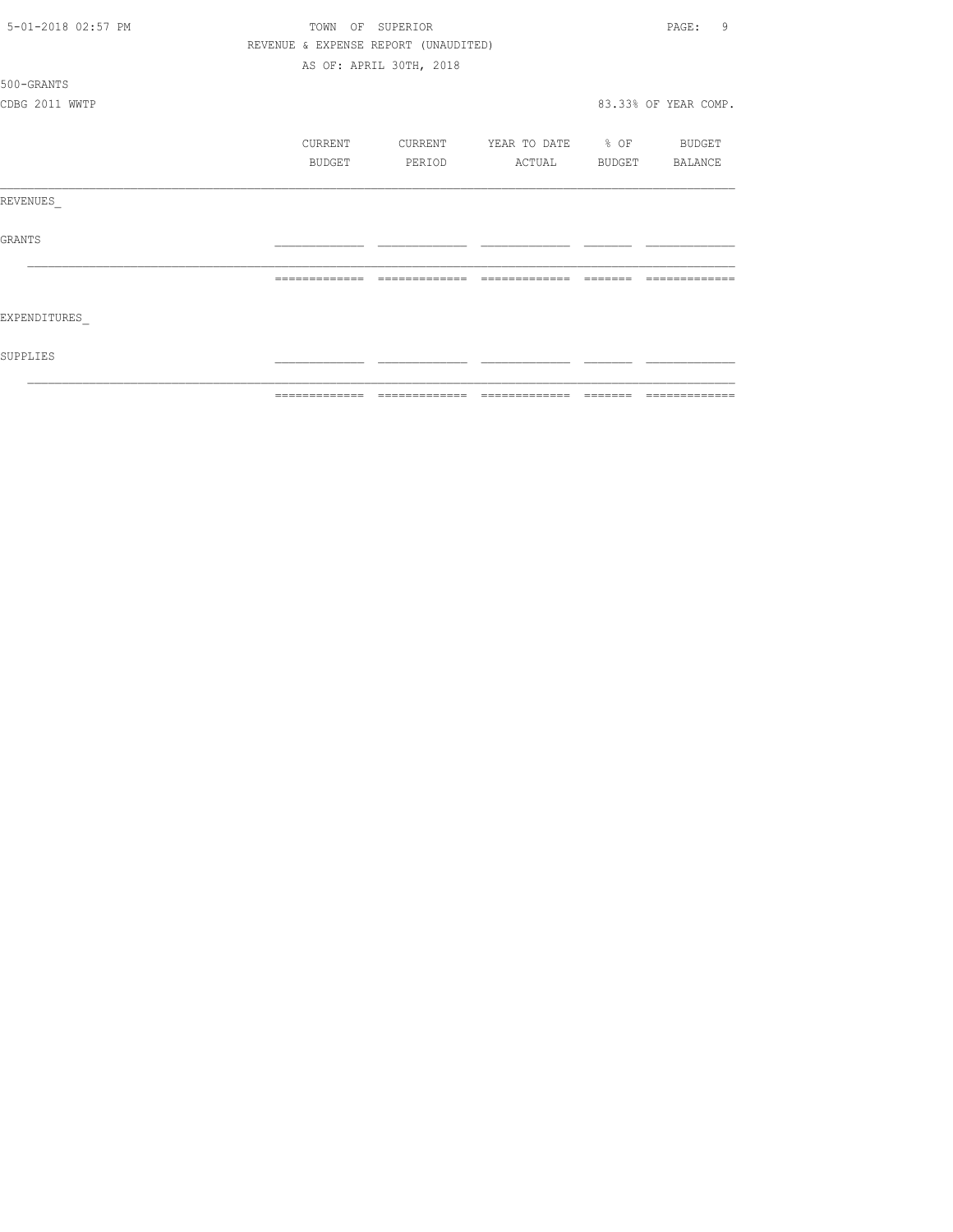TOWN OF SUPERIOR

REVENUE & EXPENSE REPORT (UNAUDITED)

AS OF: APRIL 30TH, 2018

500-GRANTS

CDBG 2011 WWTP

83.33% OF YEAR COMP.

| | CURRENT BUDGET | CURRENT PERIOD | YEAR TO DATE ACTUAL | % OF BUDGET | BUDGET BALANCE |
|---|---|---|---|---|---|
| REVENUES_ | | | | | |
| GRANTS | | | | | |
| EXPENDITURES_ | | | | | |
| SUPPLIES | | | | | |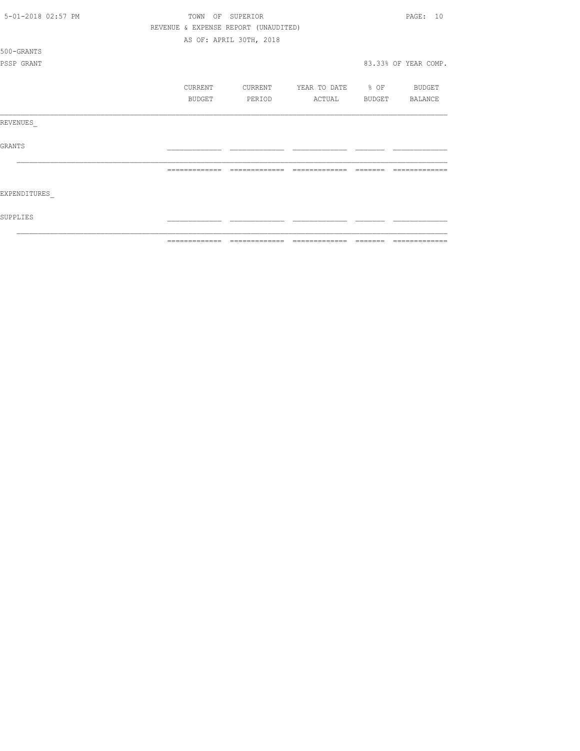TOWN OF SUPERIOR

REVENUE & EXPENSE REPORT (UNAUDITED)

AS OF: APRIL 30TH, 2018

500-GRANTS

PSSP GRANT

83.33% OF YEAR COMP.

| | CURRENT BUDGET | CURRENT PERIOD | YEAR TO DATE ACTUAL | % OF BUDGET | BUDGET BALANCE |
|---|---|---|---|---|---|
| REVENUES_ | | | | | |
| GRANTS | | | | | |
| | | | | | |
| EXPENDITURES_ | | | | | |
| SUPPLIES | | | | | |
| | | | | | |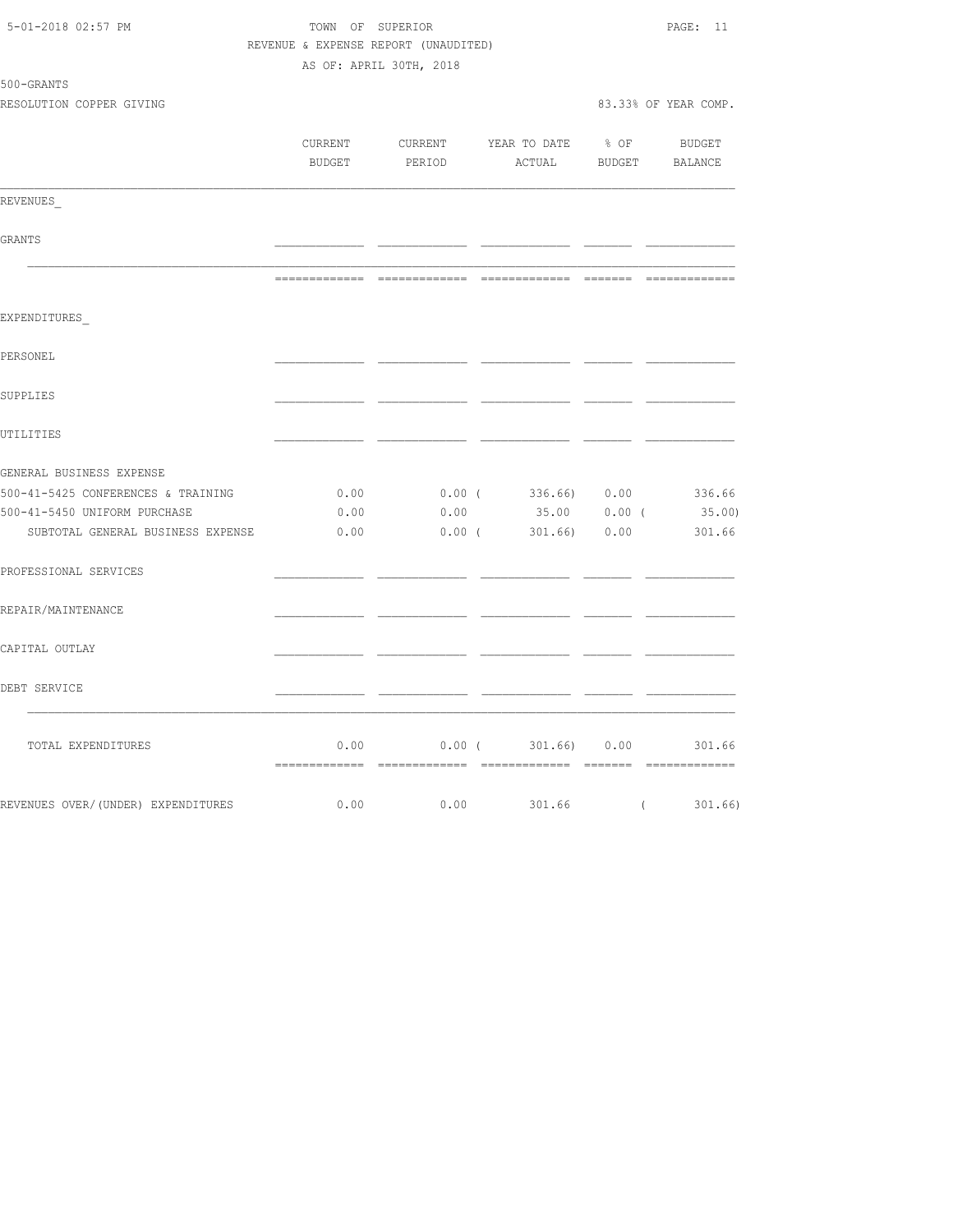5-01-2018 02:57 PM TOWN OF SUPERIOR

REVENUE & EXPENSE REPORT (UNAUDITED)

AS OF: APRIL 30TH, 2018

500-GRANTS

RESOLUTION COPPER GIVING 83.33% OF YEAR COMP.

| | CURRENT BUDGET | CURRENT PERIOD | YEAR TO DATE ACTUAL | % OF BUDGET | BUDGET BALANCE |
|---|---|---|---|---|---|
| REVENUES_ | | | | | |
| GRANTS | | | | | |
| EXPENDITURES_ | | | | | |
| PERSONEL | | | | | |
| SUPPLIES | | | | | |
| UTILITIES | | | | | |
| GENERAL BUSINESS EXPENSE | | | | | |
| 500-41-5425 CONFERENCES & TRAINING | 0.00 | 0.00 | ( 336.66) | 0.00 | 336.66 |
| 500-41-5450 UNIFORM PURCHASE | 0.00 | 0.00 | 35.00 | 0.00 | ( 35.00) |
| SUBTOTAL GENERAL BUSINESS EXPENSE | 0.00 | 0.00 | ( 301.66) | 0.00 | 301.66 |
| PROFESSIONAL SERVICES | | | | | |
| REPAIR/MAINTENANCE | | | | | |
| CAPITAL OUTLAY | | | | | |
| DEBT SERVICE | | | | | |
| TOTAL EXPENDITURES | 0.00 | 0.00 | ( 301.66) | 0.00 | 301.66 |
| REVENUES OVER/(UNDER) EXPENDITURES | 0.00 | 0.00 | 301.66 | | ( 301.66) |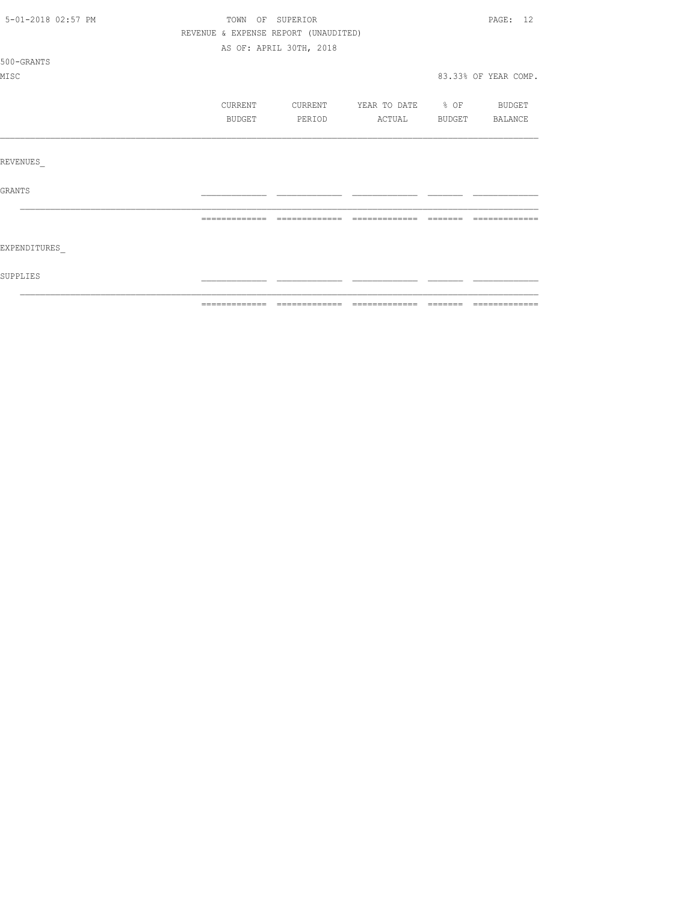TOWN OF SUPERIOR

REVENUE & EXPENSE REPORT (UNAUDITED)

AS OF: APRIL 30TH, 2018

500-GRANTS

MISC

83.33% OF YEAR COMP.

| | CURRENT BUDGET | CURRENT PERIOD | YEAR TO DATE ACTUAL | % OF BUDGET | BUDGET BALANCE |
|---|---|---|---|---|---|
| REVENUES_ | | | | | |
| GRANTS | | | | | |
| | | | | | |
| EXPENDITURES_ | | | | | |
| SUPPLIES | | | | | |
| | | | | | |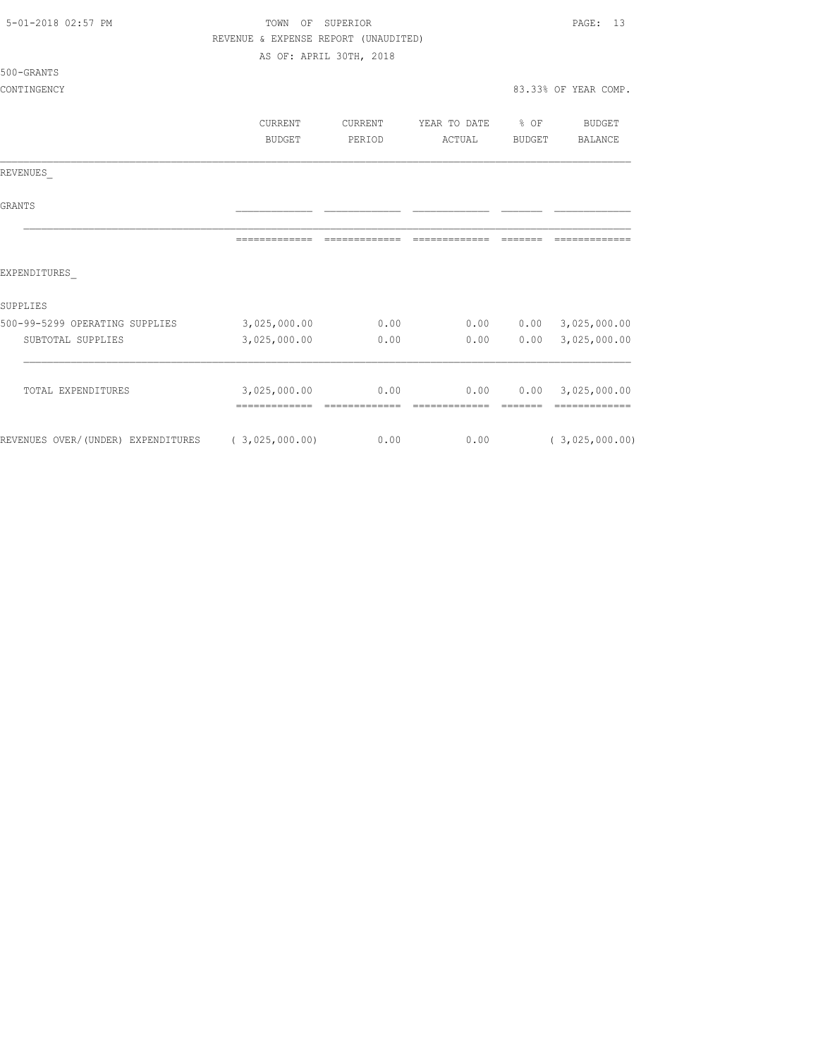TOWN OF SUPERIOR
REVENUE & EXPENSE REPORT (UNAUDITED)
AS OF: APRIL 30TH, 2018

500-GRANTS
CONTINGENCY

83.33% OF YEAR COMP.

| | CURRENT BUDGET | CURRENT PERIOD | YEAR TO DATE ACTUAL | % OF BUDGET | BUDGET BALANCE |
|---|---|---|---|---|---|
| REVENUES_ | | | | | |
| GRANTS | | | | | |
| EXPENDITURES_ | | | | | |
| SUPPLIES | | | | | |
| 500-99-5299 OPERATING SUPPLIES | 3,025,000.00 | 0.00 | 0.00 | 0.00 | 3,025,000.00 |
| SUBTOTAL SUPPLIES | 3,025,000.00 | 0.00 | 0.00 | 0.00 | 3,025,000.00 |
| TOTAL EXPENDITURES | 3,025,000.00 | 0.00 | 0.00 | 0.00 | 3,025,000.00 |
| REVENUES OVER/(UNDER) EXPENDITURES | ( 3,025,000.00) | 0.00 | 0.00 | | ( 3,025,000.00) |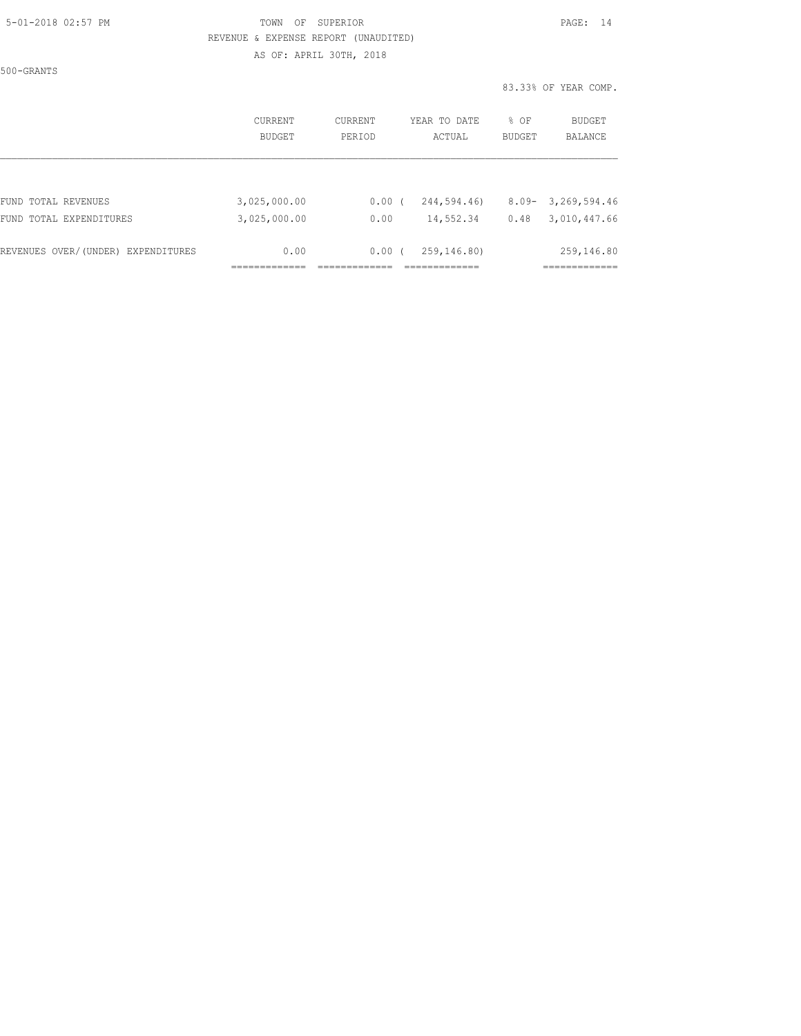5-01-2018 02:57 PM

TOWN OF SUPERIOR

REVENUE & EXPENSE REPORT (UNAUDITED)

AS OF: APRIL 30TH, 2018

500-GRANTS

83.33% OF YEAR COMP.

| | CURRENT BUDGET | CURRENT PERIOD | YEAR TO DATE ACTUAL | % OF BUDGET | BUDGET BALANCE |
|---|---|---|---|---|---|
| FUND TOTAL REVENUES | 3,025,000.00 | 0.00 | ( 244,594.46) | 8.09- | 3,269,594.46 |
| FUND TOTAL EXPENDITURES | 3,025,000.00 | 0.00 | 14,552.34 | 0.48 | 3,010,447.66 |
| REVENUES OVER/(UNDER) EXPENDITURES | 0.00 | 0.00 | ( 259,146.80) | | 259,146.80 |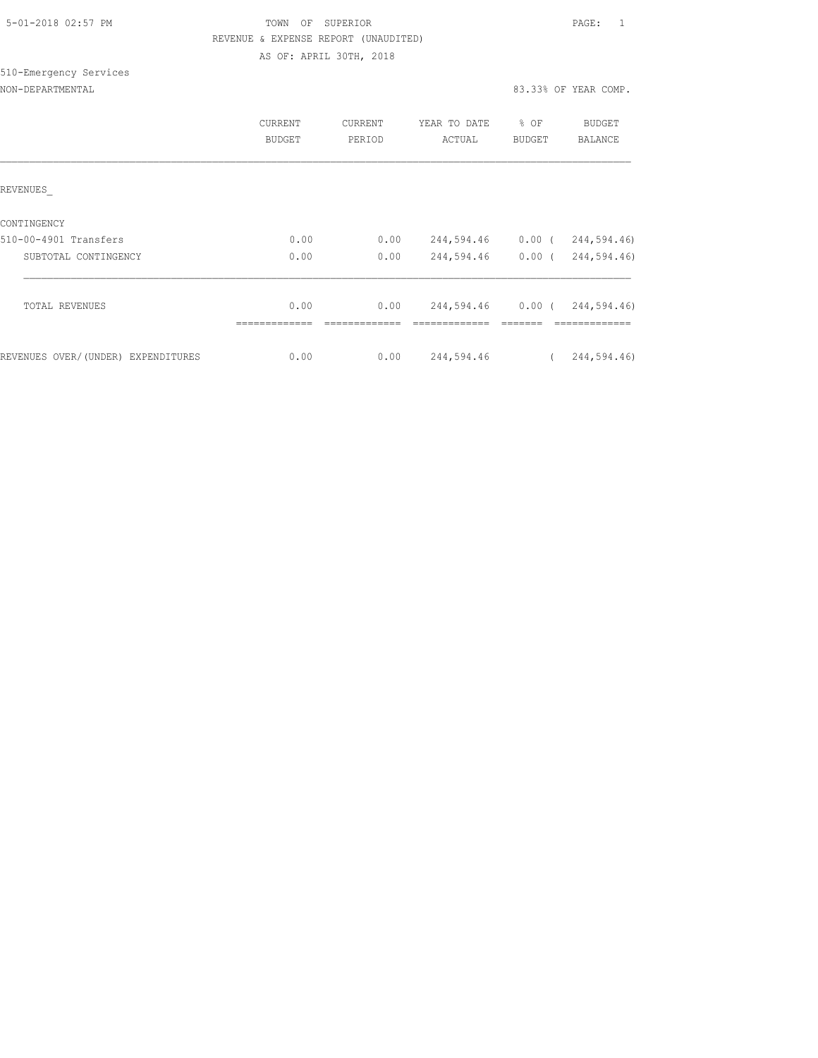TOWN OF SUPERIOR

REVENUE & EXPENSE REPORT (UNAUDITED)

AS OF: APRIL 30TH, 2018

510-Emergency Services

NON-DEPARTMENTAL — 83.33% OF YEAR COMP.

| | CURRENT BUDGET | CURRENT PERIOD | YEAR TO DATE ACTUAL | % OF BUDGET | BUDGET BALANCE |
|---|---|---|---|---|---|
| REVENUES_ | | | | | |
| CONTINGENCY | | | | | |
| 510-00-4901 Transfers | 0.00 | 0.00 | 244,594.46 | 0.00 | ( 244,594.46) |
| SUBTOTAL CONTINGENCY | 0.00 | 0.00 | 244,594.46 | 0.00 | ( 244,594.46) |
| TOTAL REVENUES | 0.00 | 0.00 | 244,594.46 | 0.00 | ( 244,594.46) |
| REVENUES OVER/(UNDER) EXPENDITURES | 0.00 | 0.00 | 244,594.46 | | ( 244,594.46) |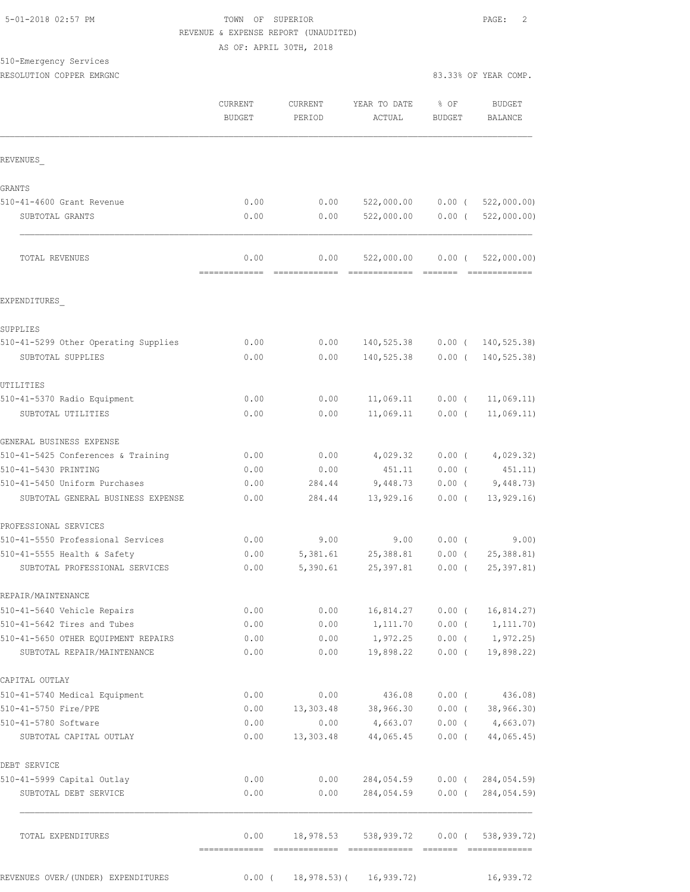TOWN OF SUPERIOR
REVENUE & EXPENSE REPORT (UNAUDITED)
AS OF: APRIL 30TH, 2018

510-Emergency Services
RESOLUTION COPPER EMRGNC

83.33% OF YEAR COMP.

| | CURRENT BUDGET | CURRENT PERIOD | YEAR TO DATE ACTUAL | % OF BUDGET | BUDGET BALANCE |
|---|---|---|---|---|---|
| **REVENUES** | | | | | |
| **GRANTS** | | | | | |
| 510-41-4600 Grant Revenue | 0.00 | 0.00 | 522,000.00 | 0.00 | ( 522,000.00) |
| SUBTOTAL GRANTS | 0.00 | 0.00 | 522,000.00 | 0.00 | ( 522,000.00) |
| TOTAL REVENUES | 0.00 | 0.00 | 522,000.00 | 0.00 | ( 522,000.00) |
| **EXPENDITURES** | | | | | |
| **SUPPLIES** | | | | | |
| 510-41-5299 Other Operating Supplies | 0.00 | 0.00 | 140,525.38 | 0.00 | ( 140,525.38) |
| SUBTOTAL SUPPLIES | 0.00 | 0.00 | 140,525.38 | 0.00 | ( 140,525.38) |
| **UTILITIES** | | | | | |
| 510-41-5370 Radio Equipment | 0.00 | 0.00 | 11,069.11 | 0.00 | ( 11,069.11) |
| SUBTOTAL UTILITIES | 0.00 | 0.00 | 11,069.11 | 0.00 | ( 11,069.11) |
| **GENERAL BUSINESS EXPENSE** | | | | | |
| 510-41-5425 Conferences & Training | 0.00 | 0.00 | 4,029.32 | 0.00 | ( 4,029.32) |
| 510-41-5430 PRINTING | 0.00 | 0.00 | 451.11 | 0.00 | ( 451.11) |
| 510-41-5450 Uniform Purchases | 0.00 | 284.44 | 9,448.73 | 0.00 | ( 9,448.73) |
| SUBTOTAL GENERAL BUSINESS EXPENSE | 0.00 | 284.44 | 13,929.16 | 0.00 | ( 13,929.16) |
| **PROFESSIONAL SERVICES** | | | | | |
| 510-41-5550 Professional Services | 0.00 | 9.00 | 9.00 | 0.00 | ( 9.00) |
| 510-41-5555 Health & Safety | 0.00 | 5,381.61 | 25,388.81 | 0.00 | ( 25,388.81) |
| SUBTOTAL PROFESSIONAL SERVICES | 0.00 | 5,390.61 | 25,397.81 | 0.00 | ( 25,397.81) |
| **REPAIR/MAINTENANCE** | | | | | |
| 510-41-5640 Vehicle Repairs | 0.00 | 0.00 | 16,814.27 | 0.00 | ( 16,814.27) |
| 510-41-5642 Tires and Tubes | 0.00 | 0.00 | 1,111.70 | 0.00 | ( 1,111.70) |
| 510-41-5650 OTHER EQUIPMENT REPAIRS | 0.00 | 0.00 | 1,972.25 | 0.00 | ( 1,972.25) |
| SUBTOTAL REPAIR/MAINTENANCE | 0.00 | 0.00 | 19,898.22 | 0.00 | ( 19,898.22) |
| **CAPITAL OUTLAY** | | | | | |
| 510-41-5740 Medical Equipment | 0.00 | 0.00 | 436.08 | 0.00 | ( 436.08) |
| 510-41-5750 Fire/PPE | 0.00 | 13,303.48 | 38,966.30 | 0.00 | ( 38,966.30) |
| 510-41-5780 Software | 0.00 | 0.00 | 4,663.07 | 0.00 | ( 4,663.07) |
| SUBTOTAL CAPITAL OUTLAY | 0.00 | 13,303.48 | 44,065.45 | 0.00 | ( 44,065.45) |
| **DEBT SERVICE** | | | | | |
| 510-41-5999 Capital Outlay | 0.00 | 0.00 | 284,054.59 | 0.00 | ( 284,054.59) |
| SUBTOTAL DEBT SERVICE | 0.00 | 0.00 | 284,054.59 | 0.00 | ( 284,054.59) |
| TOTAL EXPENDITURES | 0.00 | 18,978.53 | 538,939.72 | 0.00 | ( 538,939.72) |
| REVENUES OVER/(UNDER) EXPENDITURES | 0.00 | ( 18,978.53) | ( 16,939.72) | | 16,939.72 |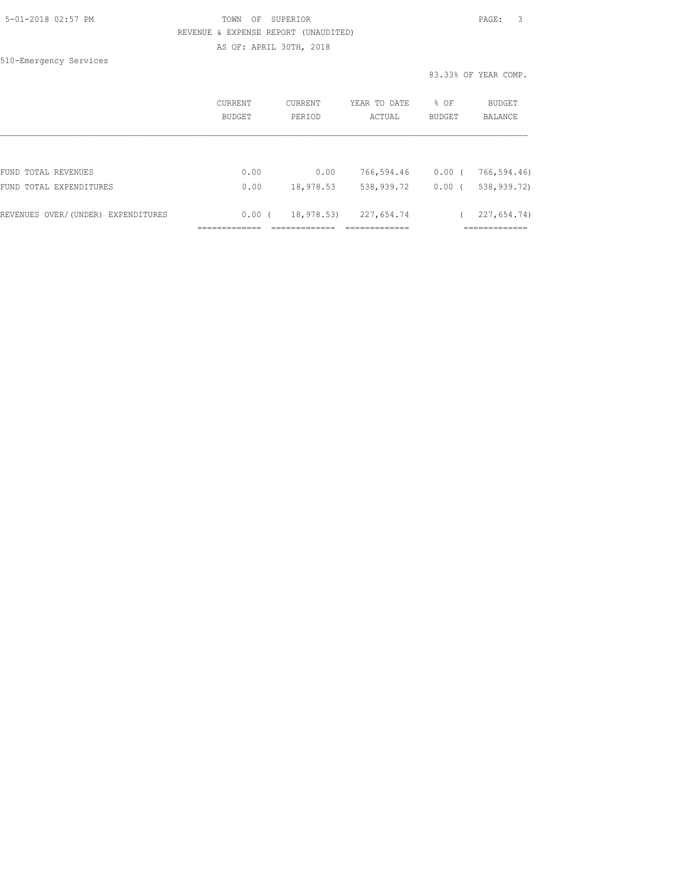TOWN OF SUPERIOR
REVENUE & EXPENSE REPORT (UNAUDITED)
AS OF: APRIL 30TH, 2018

510-Emergency Services

83.33% OF YEAR COMP.

| | CURRENT BUDGET | CURRENT PERIOD | YEAR TO DATE ACTUAL | % OF BUDGET | BUDGET BALANCE |
|---|---|---|---|---|---|
| FUND TOTAL REVENUES | 0.00 | 0.00 | 766,594.46 | 0.00 | ( 766,594.46) |
| FUND TOTAL EXPENDITURES | 0.00 | 18,978.53 | 538,939.72 | 0.00 | ( 538,939.72) |
| REVENUES OVER/(UNDER) EXPENDITURES | 0.00 | ( 18,978.53) | 227,654.74 | | ( 227,654.74) |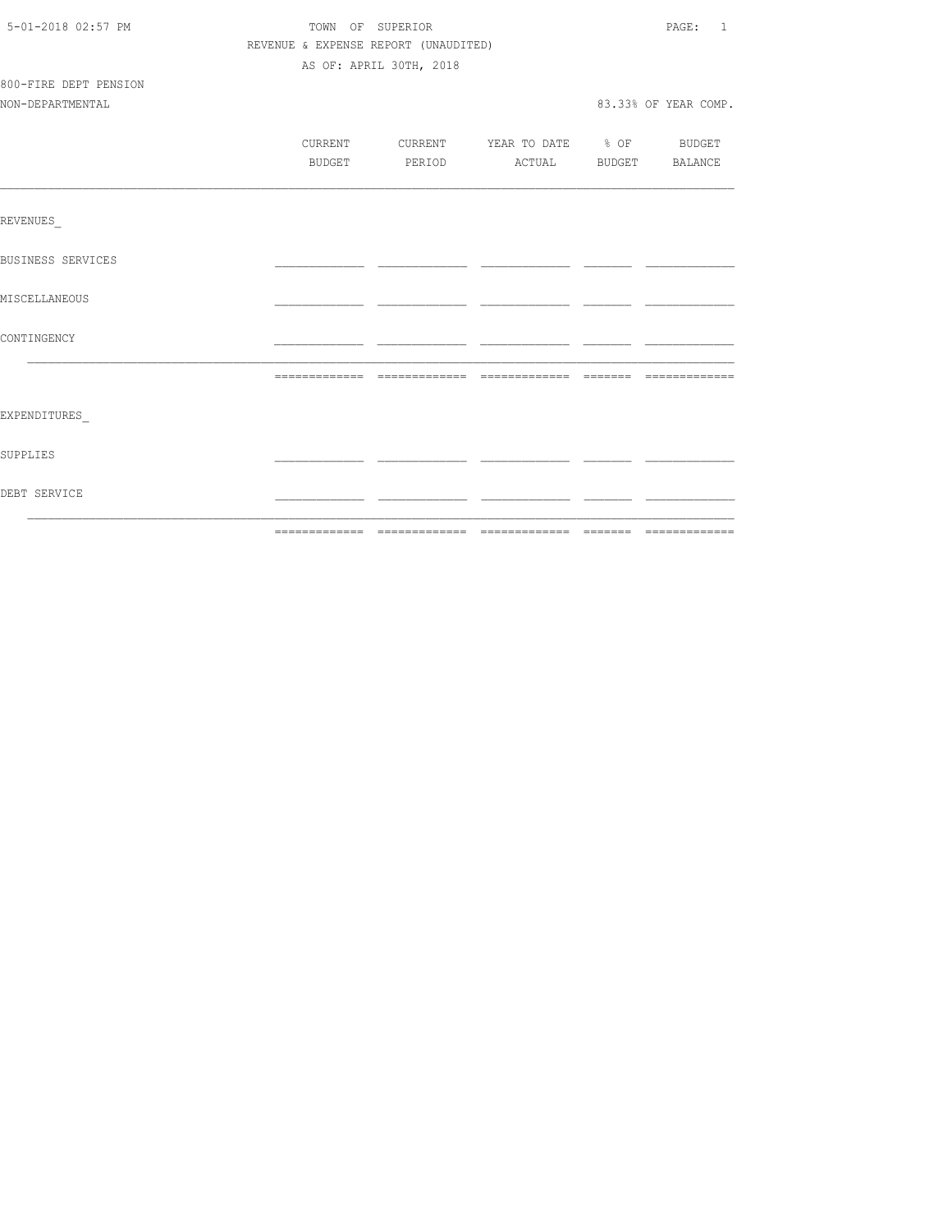TOWN OF SUPERIOR

REVENUE & EXPENSE REPORT (UNAUDITED)

AS OF: APRIL 30TH, 2018

800-FIRE DEPT PENSION

NON-DEPARTMENTAL

83.33% OF YEAR COMP.

| | CURRENT BUDGET | CURRENT PERIOD | YEAR TO DATE ACTUAL | % OF BUDGET | BUDGET BALANCE |
|---|---|---|---|---|---|
| REVENUES_ | | | | | |
| BUSINESS SERVICES | | | | | |
| MISCELLANEOUS | | | | | |
| CONTINGENCY | | | | | |
| | | | | | |
| EXPENDITURES_ | | | | | |
| SUPPLIES | | | | | |
| DEBT SERVICE | | | | | |
| | | | | | |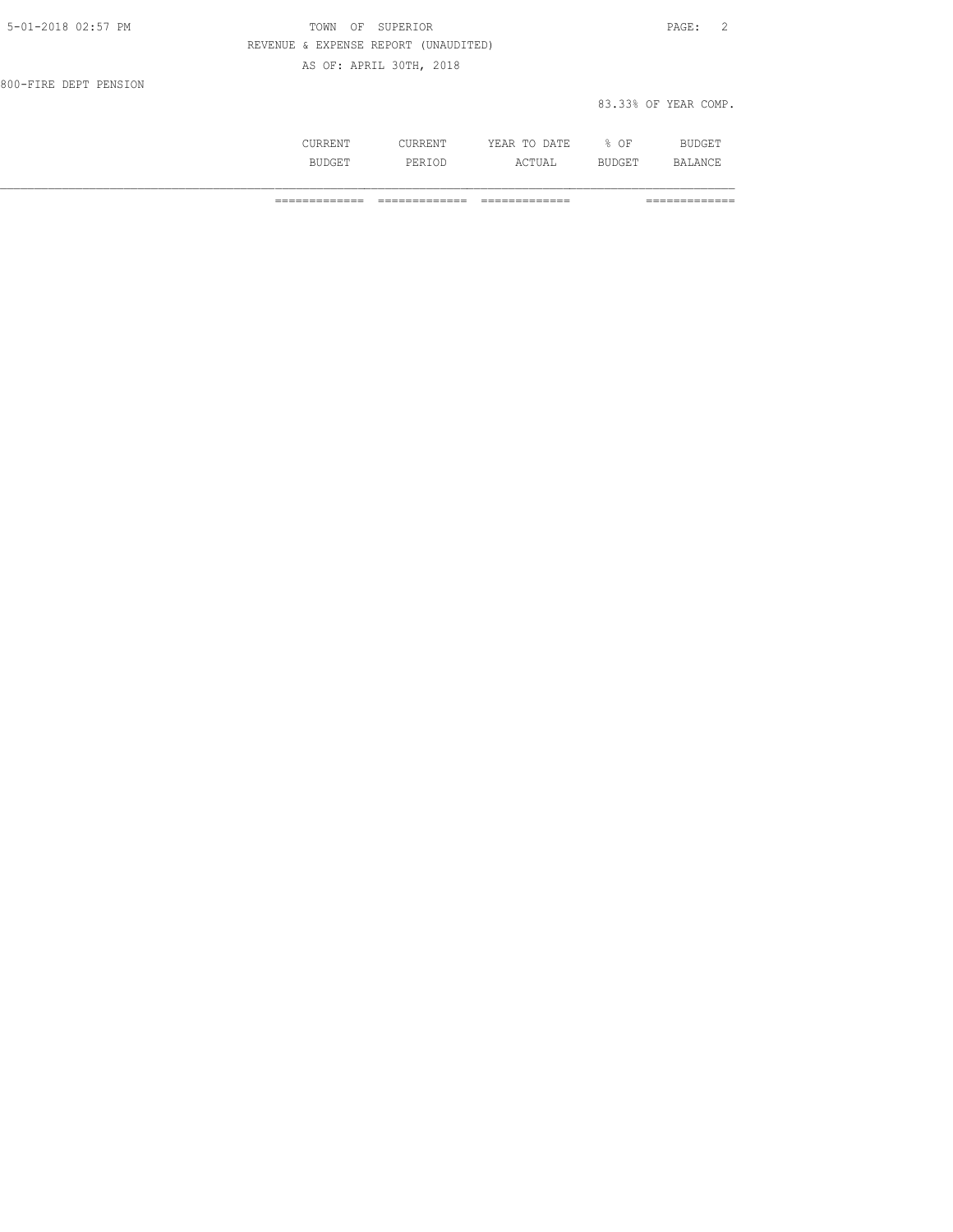TOWN OF SUPERIOR

REVENUE & EXPENSE REPORT (UNAUDITED)

AS OF: APRIL 30TH, 2018

800-FIRE DEPT PENSION

83.33% OF YEAR COMP.

| | CURRENT BUDGET | CURRENT PERIOD | YEAR TO DATE ACTUAL | % OF BUDGET | BUDGET BALANCE |
|---|---|---|---|---|---|
| | ============= | ============= | ============= | | ============= |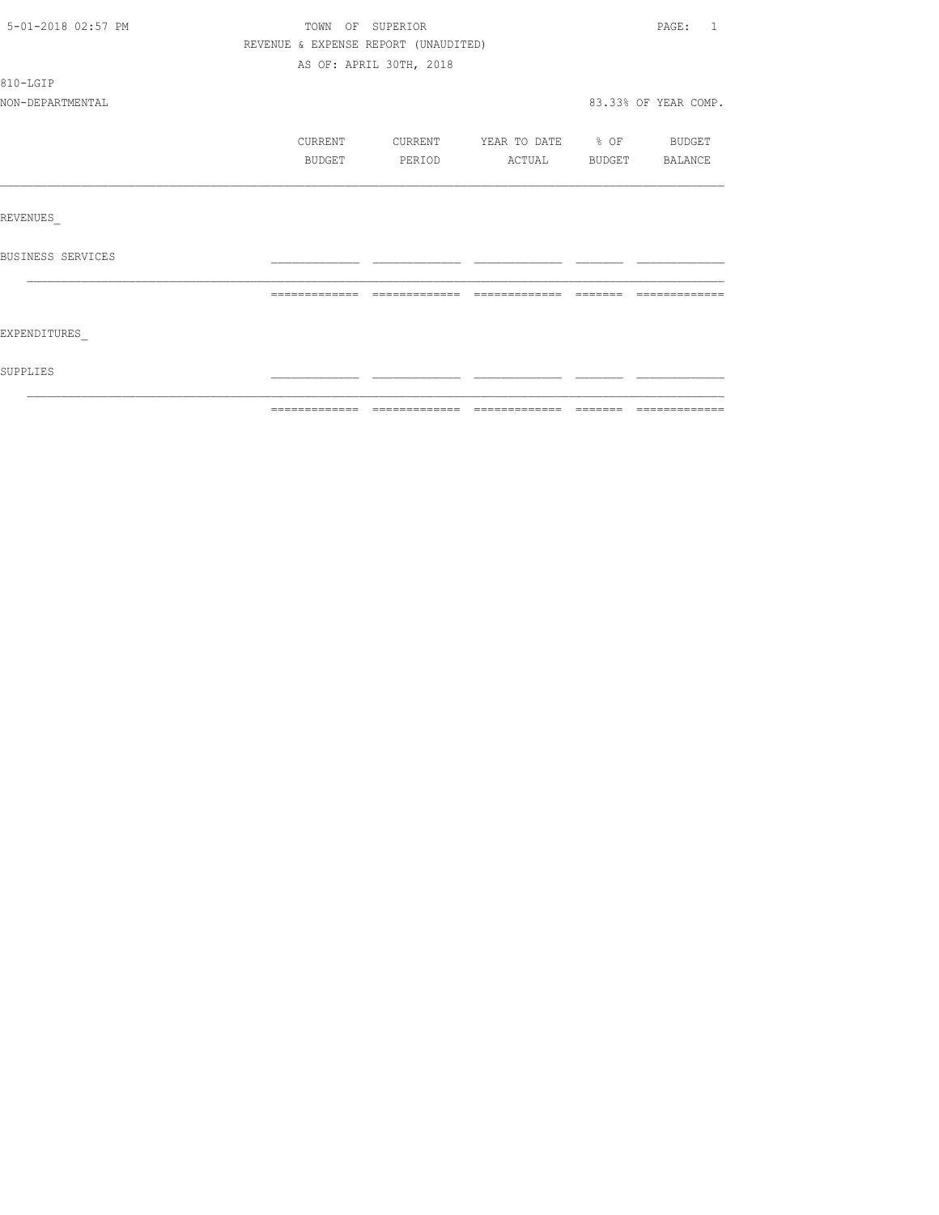TOWN OF SUPERIOR

REVENUE & EXPENSE REPORT (UNAUDITED)

AS OF: APRIL 30TH, 2018

810-LGIP

NON-DEPARTMENTAL

83.33% OF YEAR COMP.

| | CURRENT BUDGET | CURRENT PERIOD | YEAR TO DATE ACTUAL | % OF BUDGET | BUDGET BALANCE |
|---|---|---|---|---|---|
| REVENUES_ | | | | | |
| BUSINESS SERVICES | | | | | |
| | | | | | |
| EXPENDITURES_ | | | | | |
| SUPPLIES | | | | | |
| | | | | | |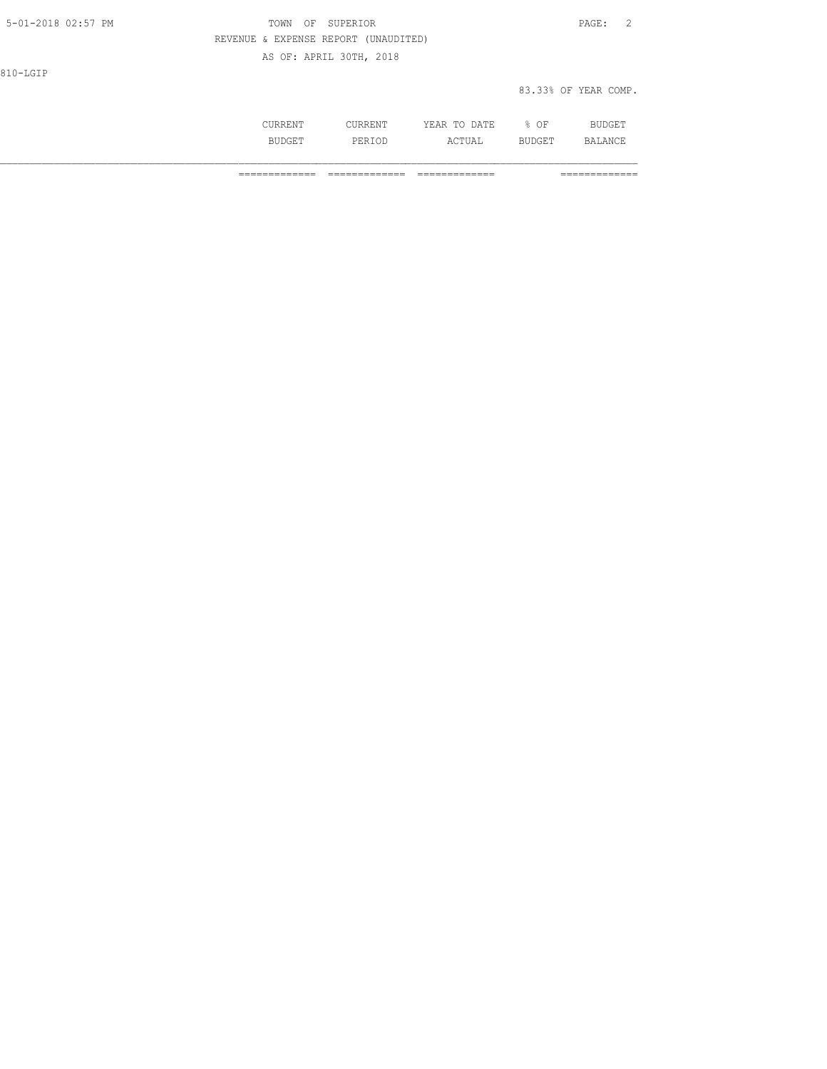810-LGIP

83.33% OF YEAR COMP.

| | CURRENT BUDGET | CURRENT PERIOD | YEAR TO DATE ACTUAL | % OF BUDGET | BUDGET BALANCE |
|---|---|---|---|---|---|
| | ============= | ============= | ============= | | ============= |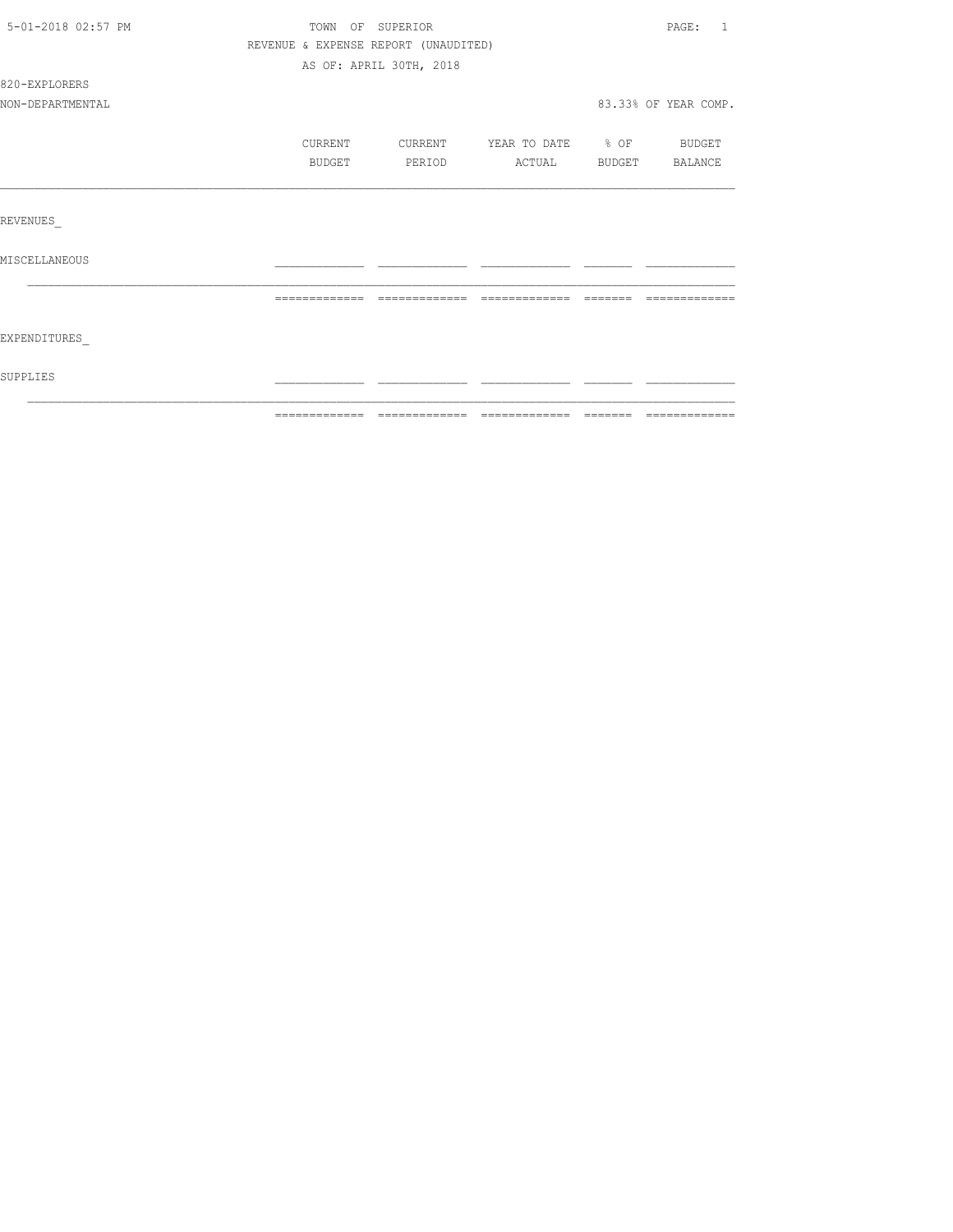5-01-2018 02:57 PM

TOWN OF SUPERIOR

REVENUE & EXPENSE REPORT (UNAUDITED)

AS OF: APRIL 30TH, 2018

820-EXPLORERS

NON-DEPARTMENTAL — 83.33% OF YEAR COMP.

| | CURRENT BUDGET | CURRENT PERIOD | YEAR TO DATE ACTUAL | % OF BUDGET | BUDGET BALANCE |
|---|---|---|---|---|---|
| REVENUES_ | | | | | |
| MISCELLANEOUS | | | | | |
| EXPENDITURES_ | | | | | |
| SUPPLIES | | | | | |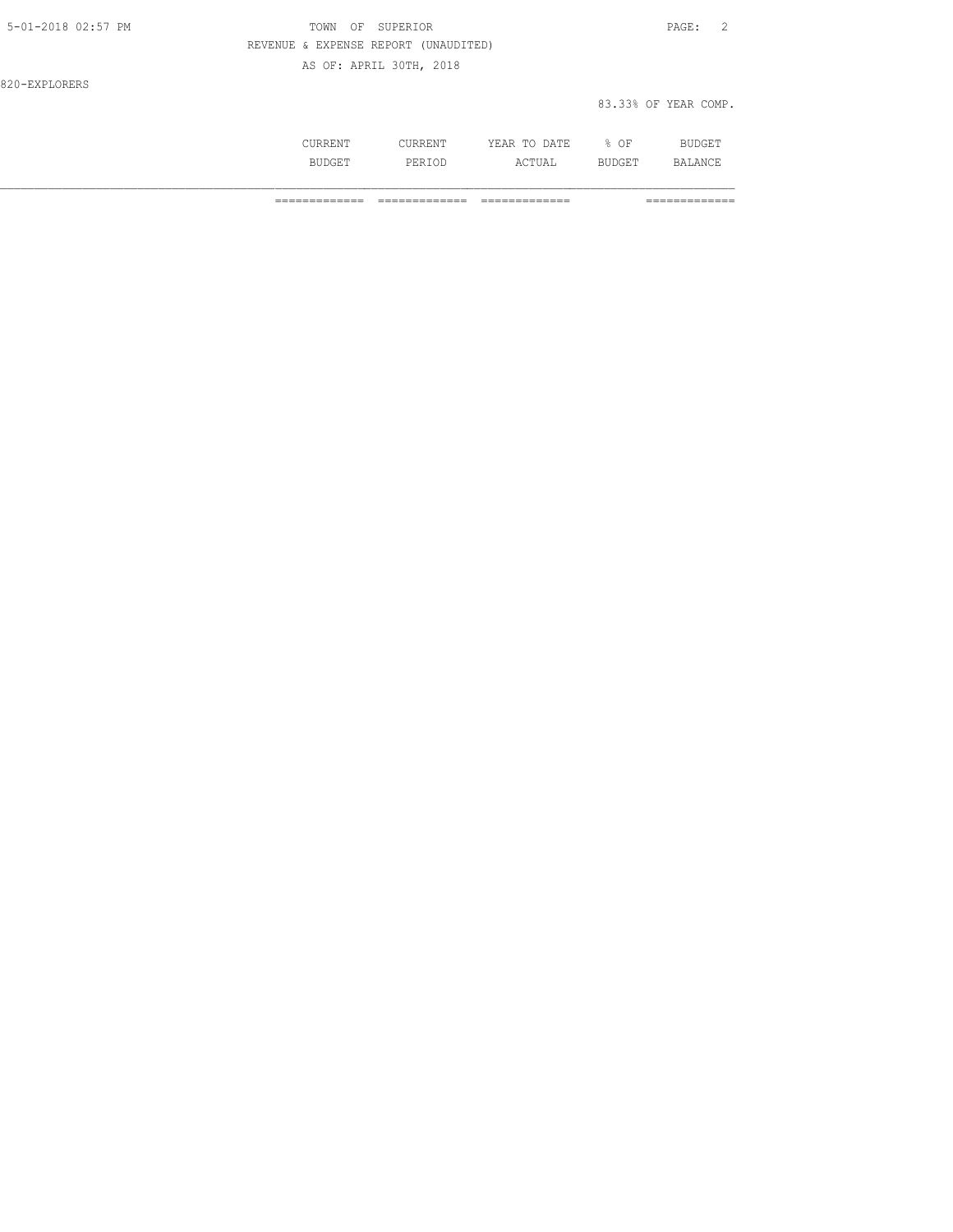820-EXPLORERS

83.33% OF YEAR COMP.

| | CURRENT BUDGET | CURRENT PERIOD | YEAR TO DATE ACTUAL | % OF BUDGET | BUDGET BALANCE |
|---|---|---|---|---|---|
| | ============= | ============= | ============= | | ============= |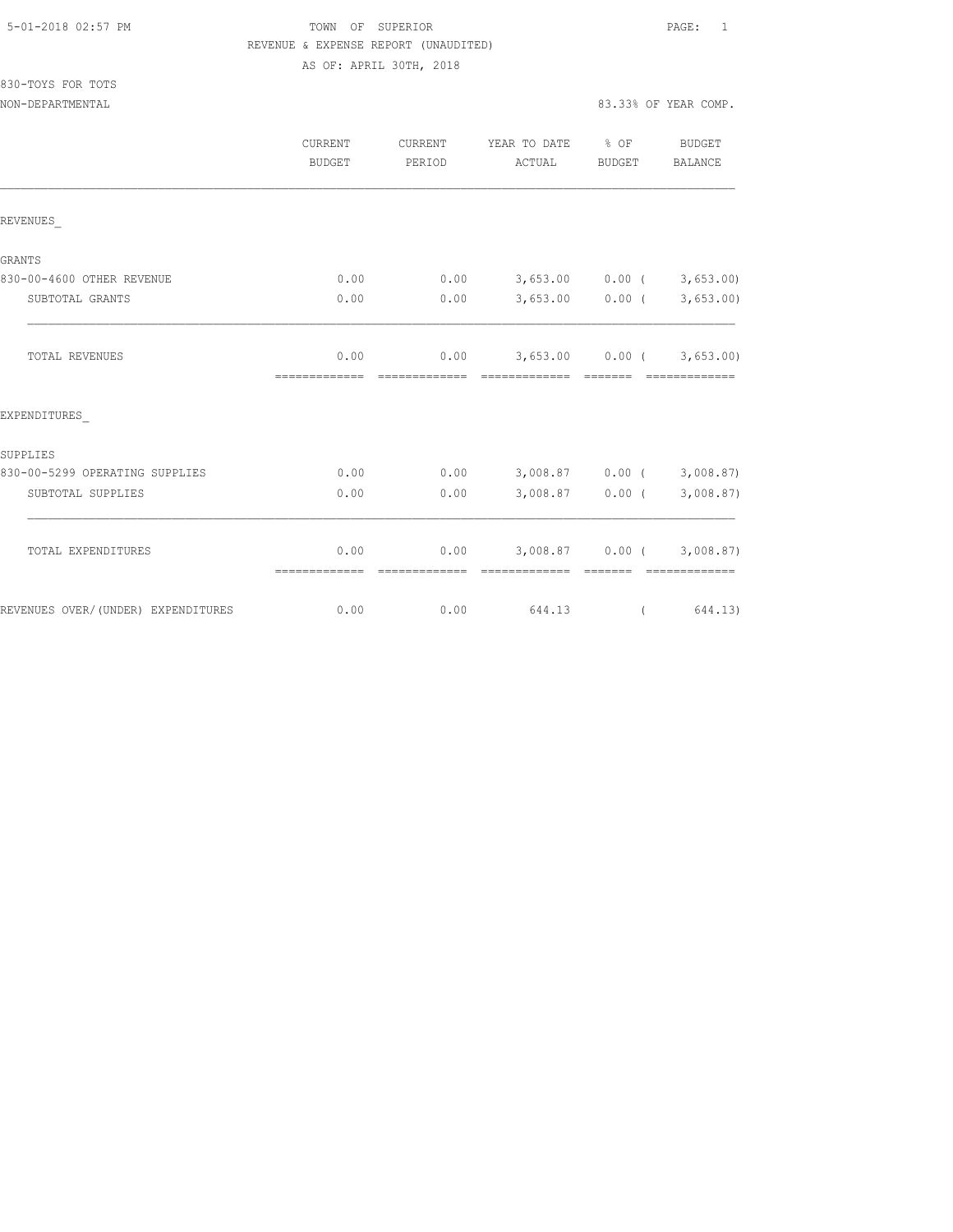5-01-2018 02:57 PM

TOWN OF SUPERIOR

REVENUE & EXPENSE REPORT (UNAUDITED)

AS OF: APRIL 30TH, 2018

830-TOYS FOR TOTS

NON-DEPARTMENTAL

83.33% OF YEAR COMP.

| | CURRENT BUDGET | CURRENT PERIOD | YEAR TO DATE ACTUAL | % OF BUDGET | BUDGET BALANCE |
|---|---|---|---|---|---|
| REVENUES_ | | | | | |
| GRANTS | | | | | |
| 830-00-4600 OTHER REVENUE | 0.00 | 0.00 | 3,653.00 | 0.00 | ( 3,653.00) |
| SUBTOTAL GRANTS | 0.00 | 0.00 | 3,653.00 | 0.00 | ( 3,653.00) |
| TOTAL REVENUES | 0.00 | 0.00 | 3,653.00 | 0.00 | ( 3,653.00) |
| EXPENDITURES_ | | | | | |
| SUPPLIES | | | | | |
| 830-00-5299 OPERATING SUPPLIES | 0.00 | 0.00 | 3,008.87 | 0.00 | ( 3,008.87) |
| SUBTOTAL SUPPLIES | 0.00 | 0.00 | 3,008.87 | 0.00 | ( 3,008.87) |
| TOTAL EXPENDITURES | 0.00 | 0.00 | 3,008.87 | 0.00 | ( 3,008.87) |
| REVENUES OVER/(UNDER) EXPENDITURES | 0.00 | 0.00 | 644.13 | | ( 644.13) |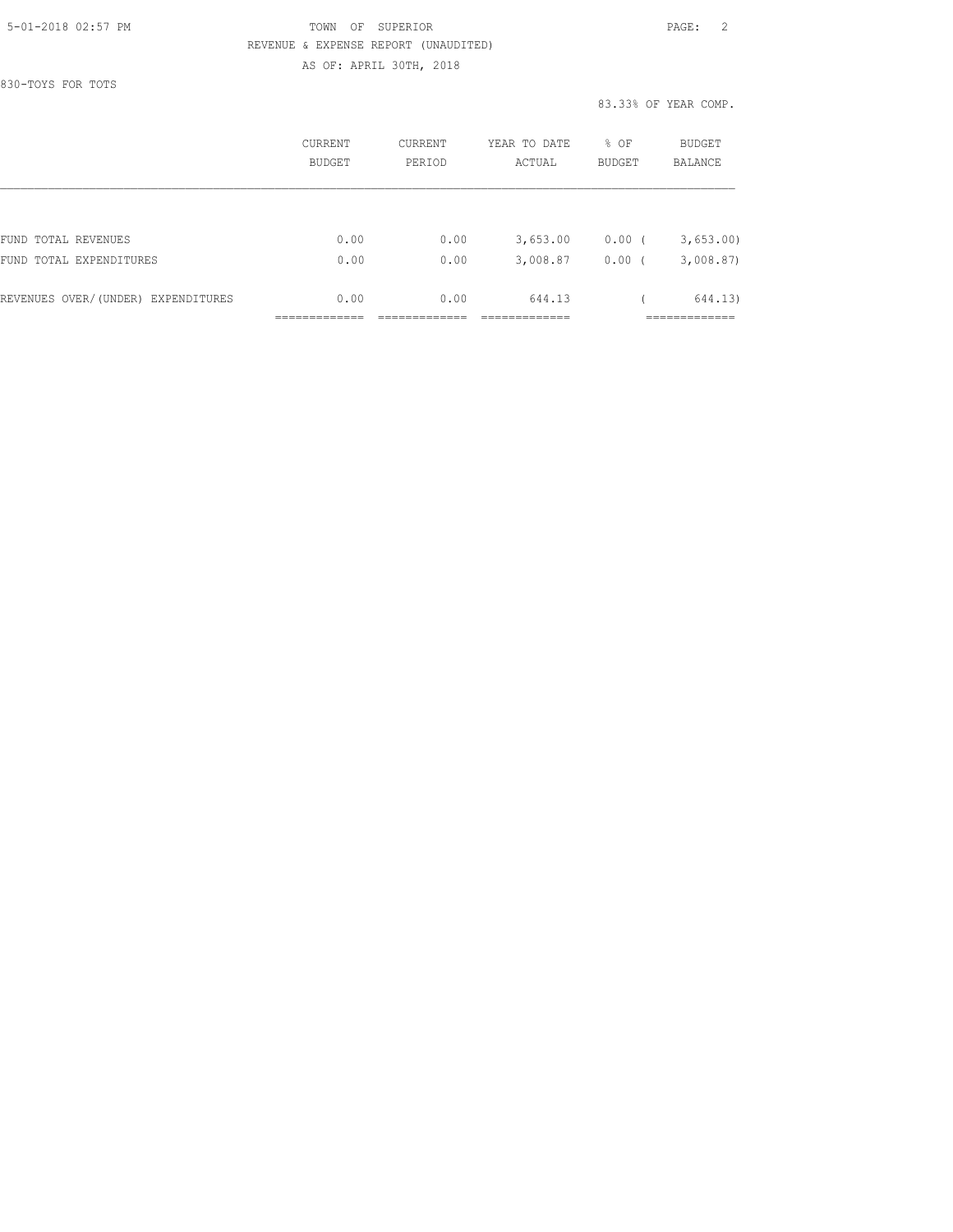TOWN OF SUPERIOR

REVENUE & EXPENSE REPORT (UNAUDITED)

AS OF: APRIL 30TH, 2018

830-TOYS FOR TOTS

83.33% OF YEAR COMP.

| | CURRENT BUDGET | CURRENT PERIOD | YEAR TO DATE ACTUAL | % OF BUDGET | BUDGET BALANCE |
|---|---|---|---|---|---|
| FUND TOTAL REVENUES | 0.00 | 0.00 | 3,653.00 | 0.00 | ( 3,653.00) |
| FUND TOTAL EXPENDITURES | 0.00 | 0.00 | 3,008.87 | 0.00 | ( 3,008.87) |
| REVENUES OVER/(UNDER) EXPENDITURES | 0.00 | 0.00 | 644.13 | | ( 644.13) |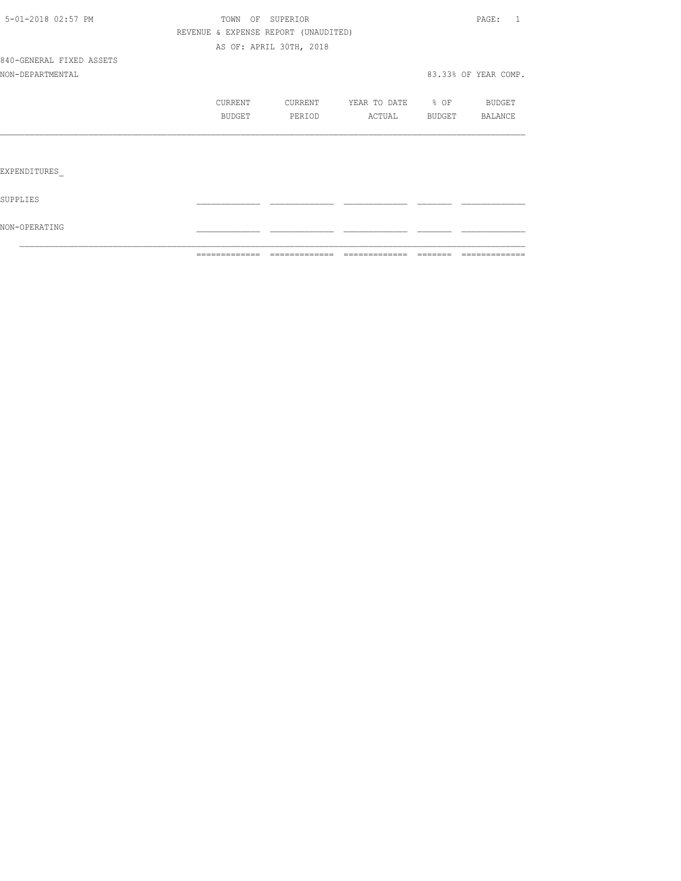TOWN OF SUPERIOR

REVENUE & EXPENSE REPORT (UNAUDITED)

AS OF: APRIL 30TH, 2018

840-GENERAL FIXED ASSETS

NON-DEPARTMENTAL

83.33% OF YEAR COMP.

| | CURRENT BUDGET | CURRENT PERIOD | YEAR TO DATE ACTUAL | % OF BUDGET | BUDGET BALANCE |
|---|---|---|---|---|---|
| EXPENDITURES_ | | | | | |
| SUPPLIES | | | | | |
| NON-OPERATING | | | | | |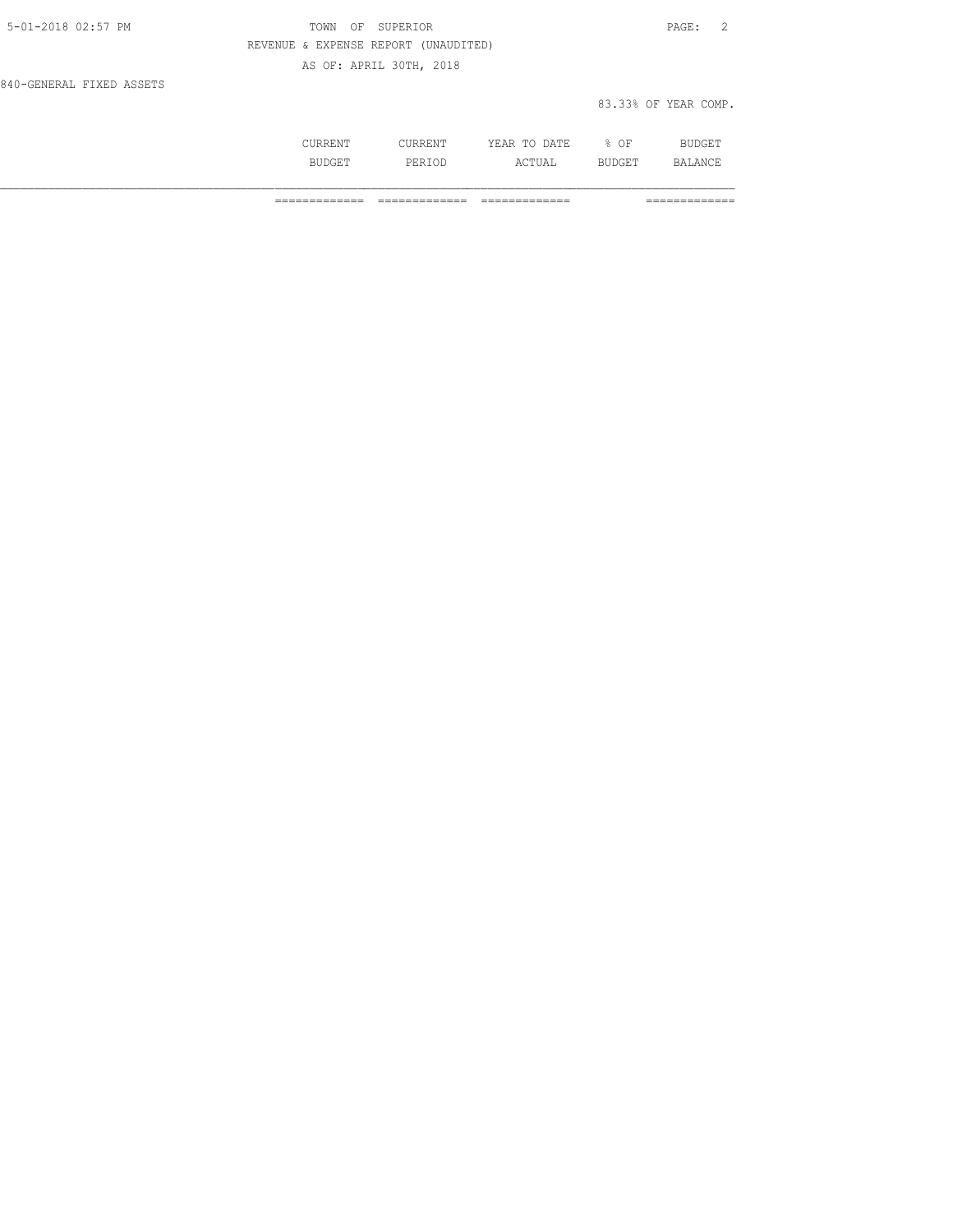REVENUE & EXPENSE REPORT (UNAUDITED)

AS OF: APRIL 30TH, 2018

840-GENERAL FIXED ASSETS

83.33% OF YEAR COMP.

| | CURRENT BUDGET | CURRENT PERIOD | YEAR TO DATE ACTUAL | % OF BUDGET | BUDGET BALANCE |
|---|---|---|---|---|---|
| | ============= | ============= | ============= | | ============= |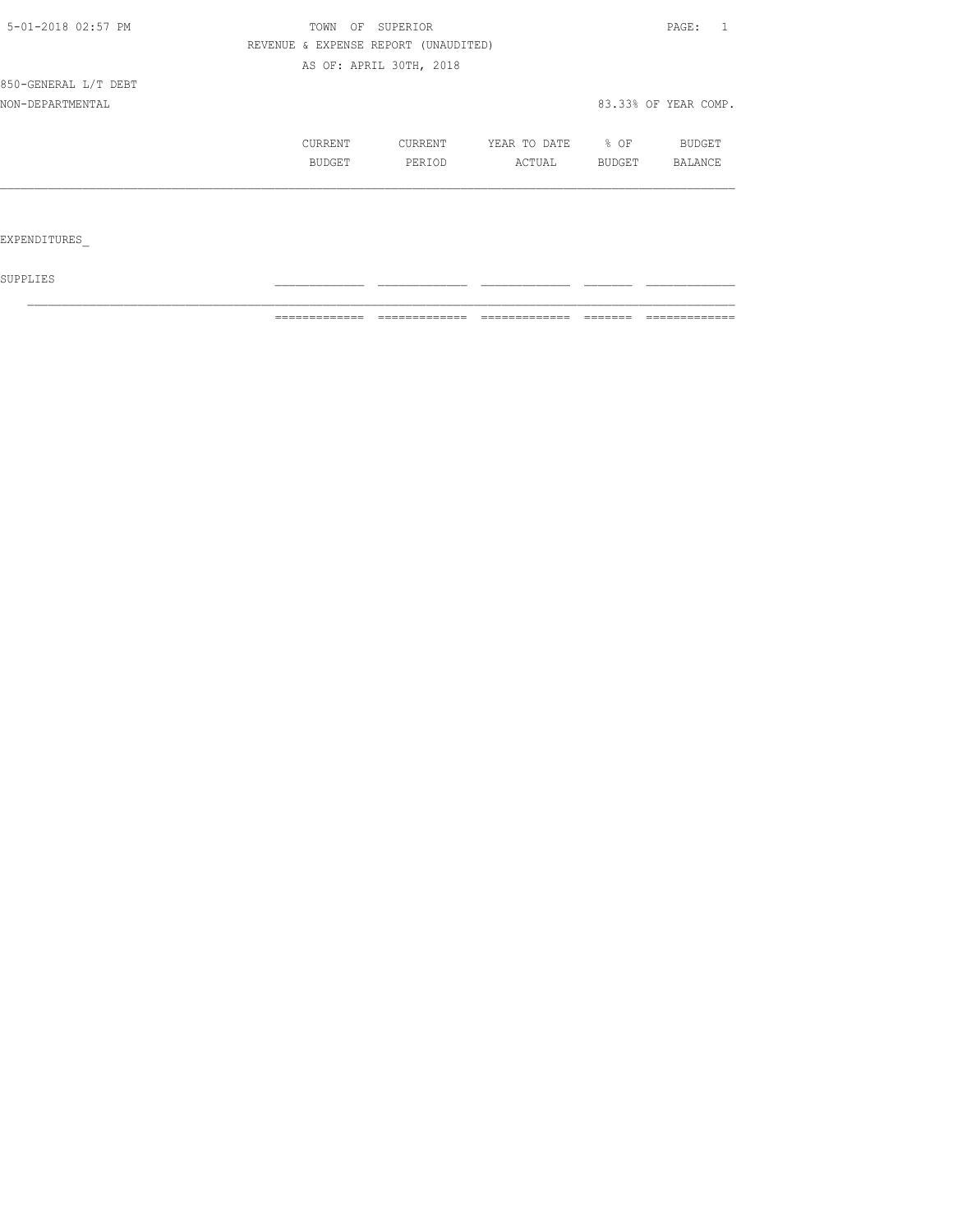TOWN OF SUPERIOR

REVENUE & EXPENSE REPORT (UNAUDITED)

AS OF: APRIL 30TH, 2018

850-GENERAL L/T DEBT

NON-DEPARTMENTAL

83.33% OF YEAR COMP.

| | CURRENT BUDGET | CURRENT PERIOD | YEAR TO DATE ACTUAL | % OF BUDGET | BUDGET BALANCE |
|---|---|---|---|---|---|
| EXPENDITURES | | | | | |
| SUPPLIES | | | | | |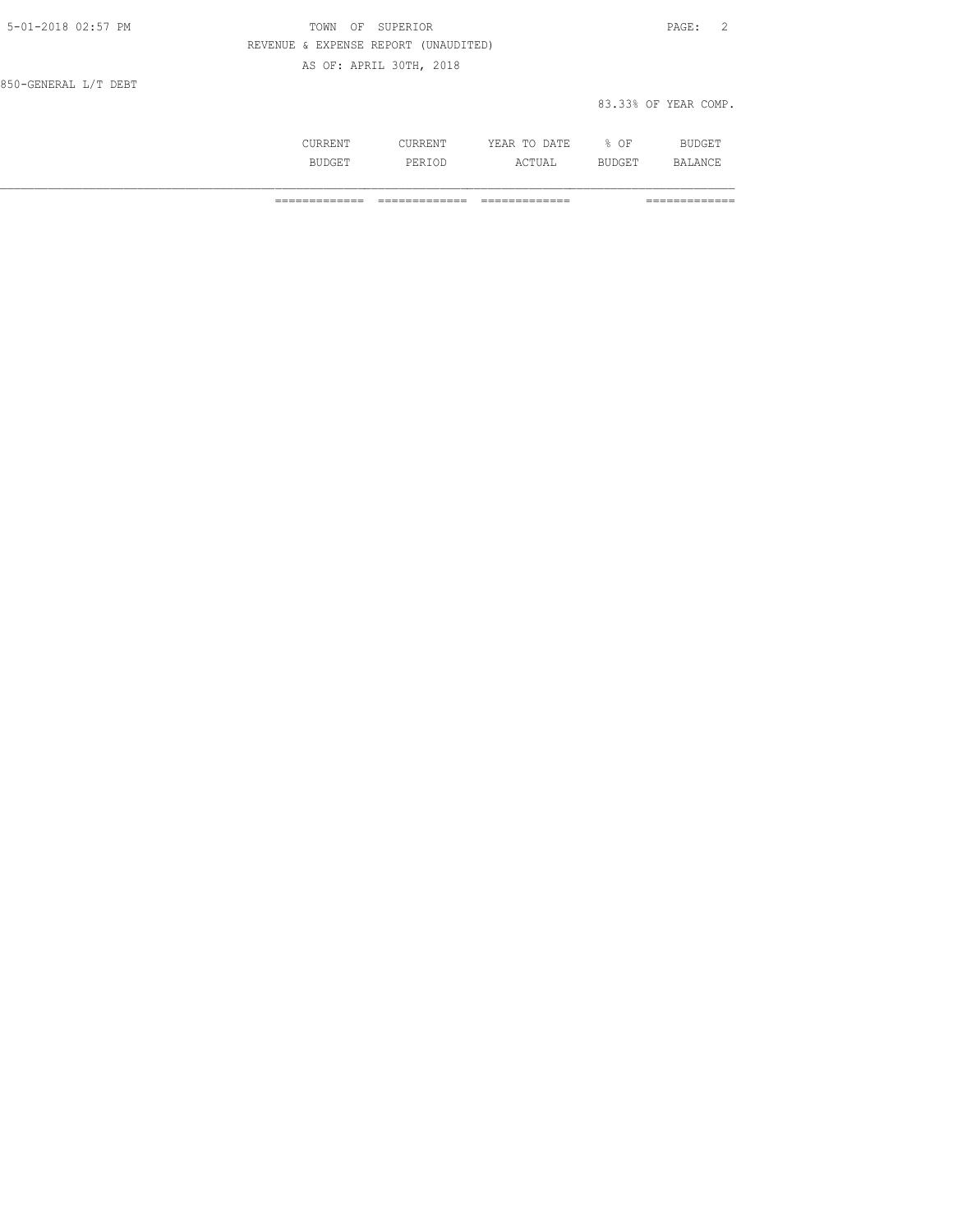5-01-2018 02:57 PM

TOWN OF SUPERIOR

REVENUE & EXPENSE REPORT (UNAUDITED)

AS OF: APRIL 30TH, 2018

850-GENERAL L/T DEBT

83.33% OF YEAR COMP.

| | CURRENT BUDGET | CURRENT PERIOD | YEAR TO DATE ACTUAL | % OF BUDGET | BUDGET BALANCE |
|---|---|---|---|---|---|
| | ============= | ============= | ============= | | ============= |